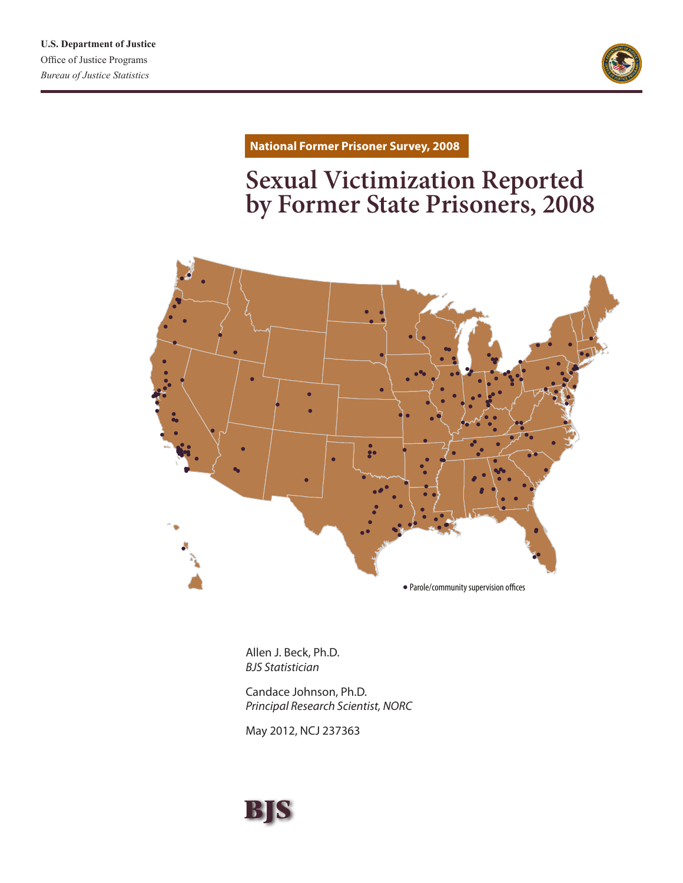U.S. Department of Justice
Office of Justice Programs
*Bureau of Justice Statistics*

**National Former Prisoner Survey, 2008**

# Sexual Victimization Reported by Former State Prisoners, 2008

• Parole/community supervision offices

Allen J. Beck, Ph.D.
*BJS Statistician*

Candace Johnson, Ph.D.
*Principal Research Scientist, NORC*

May 2012, NCJ 237363

BJS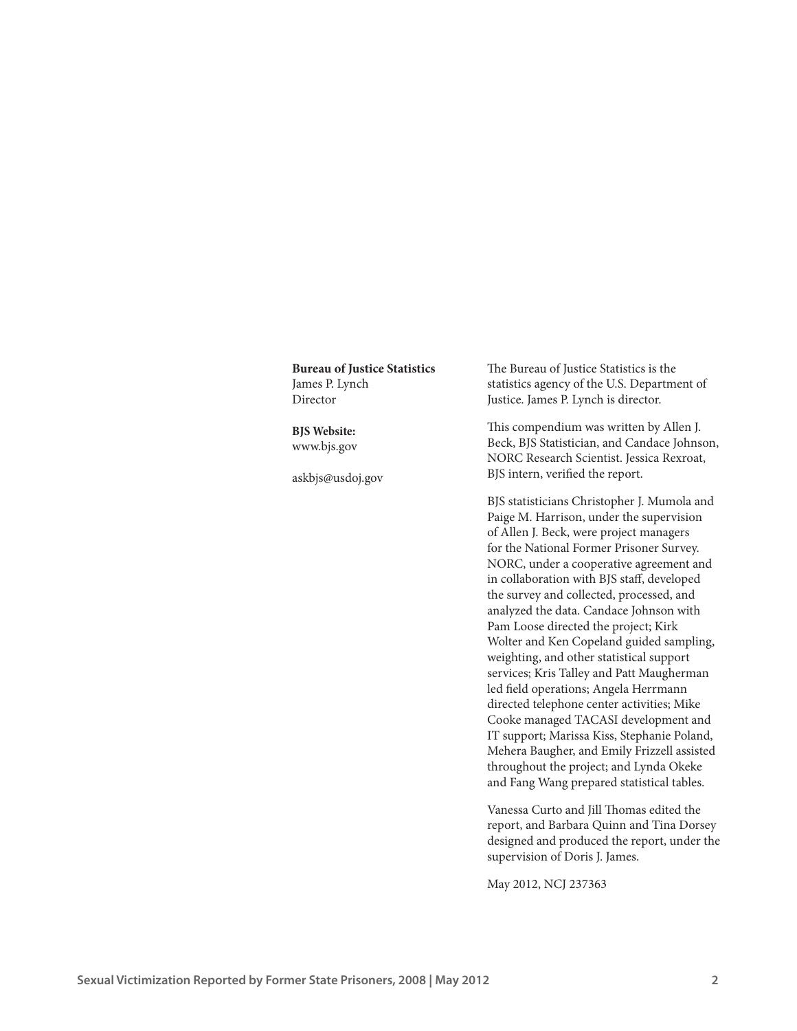**Bureau of Justice Statistics**
James P. Lynch
Director

**BJS Website:**
www.bjs.gov

askbjs@usdoj.gov

The Bureau of Justice Statistics is the statistics agency of the U.S. Department of Justice. James P. Lynch is director.

This compendium was written by Allen J. Beck, BJS Statistician, and Candace Johnson, NORC Research Scientist. Jessica Rexroat, BJS intern, verified the report.

BJS statisticians Christopher J. Mumola and Paige M. Harrison, under the supervision of Allen J. Beck, were project managers for the National Former Prisoner Survey. NORC, under a cooperative agreement and in collaboration with BJS staff, developed the survey and collected, processed, and analyzed the data. Candace Johnson with Pam Loose directed the project; Kirk Wolter and Ken Copeland guided sampling, weighting, and other statistical support services; Kris Talley and Patt Maugherman led field operations; Angela Herrmann directed telephone center activities; Mike Cooke managed TACASI development and IT support; Marissa Kiss, Stephanie Poland, Mehera Baugher, and Emily Frizzell assisted throughout the project; and Lynda Okeke and Fang Wang prepared statistical tables.

Vanessa Curto and Jill Thomas edited the report, and Barbara Quinn and Tina Dorsey designed and produced the report, under the supervision of Doris J. James.

May 2012, NCJ 237363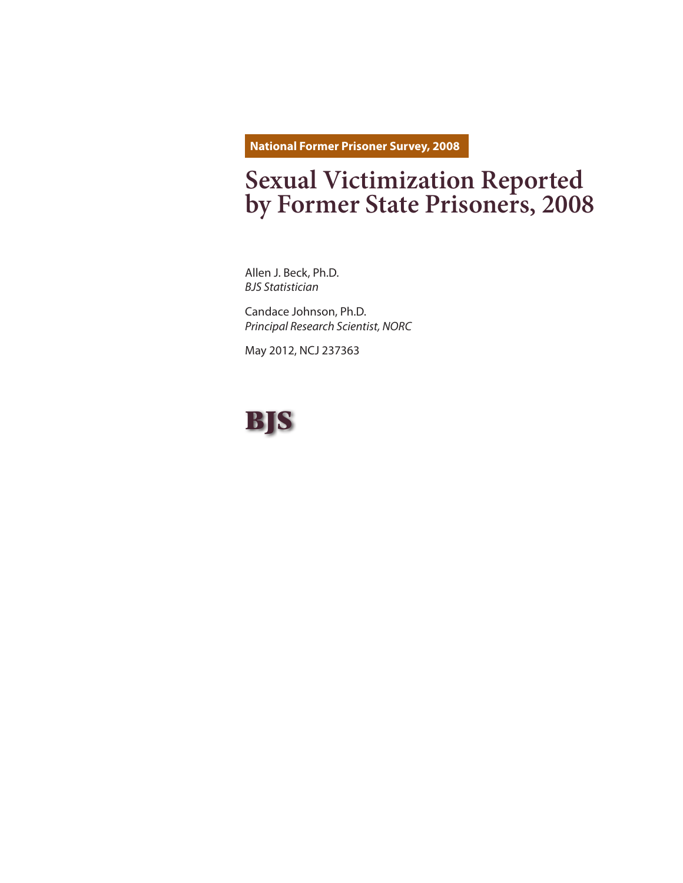National Former Prisoner Survey, 2008

# Sexual Victimization Reported by Former State Prisoners, 2008

Allen J. Beck, Ph.D.
*BJS Statistician*

Candace Johnson, Ph.D.
*Principal Research Scientist, NORC*

May 2012, NCJ 237363

BJS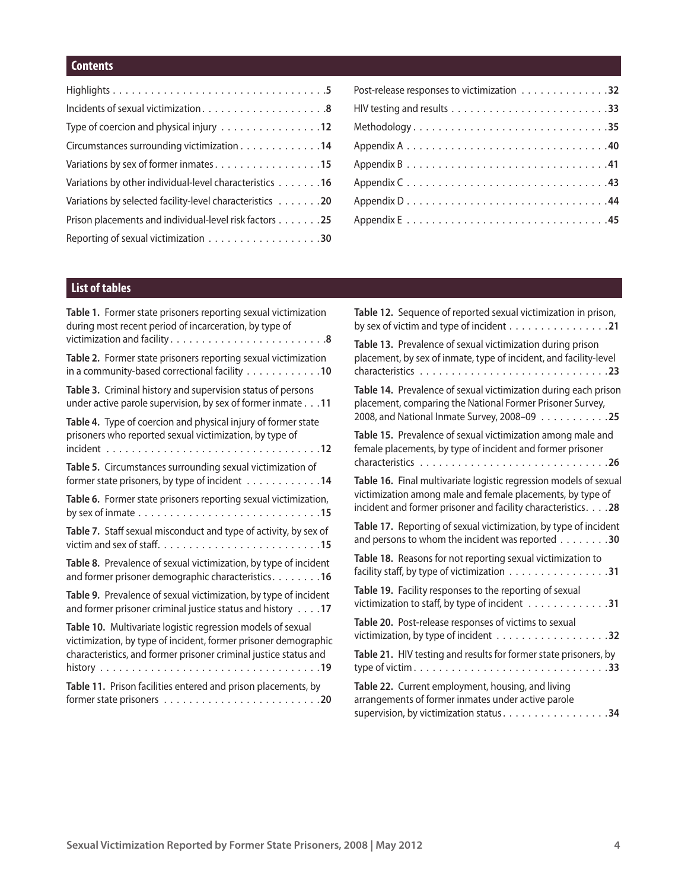## Contents

Highlights . . . . . 5
Incidents of sexual victimization . . . . . 8
Type of coercion and physical injury . . . . . 12
Circumstances surrounding victimization . . . . . 14
Variations by sex of former inmates . . . . . 15
Variations by other individual-level characteristics . . . . . 16
Variations by selected facility-level characteristics . . . . . 20
Prison placements and individual-level risk factors . . . . . 25
Reporting of sexual victimization . . . . . 30
Post-release responses to victimization . . . . . 32
HIV testing and results . . . . . 33
Methodology . . . . . 35
Appendix A . . . . . 40
Appendix B . . . . . 41
Appendix C . . . . . 43
Appendix D . . . . . 44
Appendix E . . . . . 45

## List of tables

**Table 1.** Former state prisoners reporting sexual victimization during most recent period of incarceration, by type of victimization and facility . . . . . 8

**Table 2.** Former state prisoners reporting sexual victimization in a community-based correctional facility . . . . . 10

**Table 3.** Criminal history and supervision status of persons under active parole supervision, by sex of former inmate . . . 11

**Table 4.** Type of coercion and physical injury of former state prisoners who reported sexual victimization, by type of incident . . . . . 12

**Table 5.** Circumstances surrounding sexual victimization of former state prisoners, by type of incident . . . . . 14

**Table 6.** Former state prisoners reporting sexual victimization, by sex of inmate . . . . . 15

**Table 7.** Staff sexual misconduct and type of activity, by sex of victim and sex of staff . . . . . 15

**Table 8.** Prevalence of sexual victimization, by type of incident and former prisoner demographic characteristics . . . . . 16

**Table 9.** Prevalence of sexual victimization, by type of incident and former prisoner criminal justice status and history . . . . 17

**Table 10.** Multivariate logistic regression models of sexual victimization, by type of incident, former prisoner demographic characteristics, and former prisoner criminal justice status and history . . . . . 19

**Table 11.** Prison facilities entered and prison placements, by former state prisoners . . . . . 20

**Table 12.** Sequence of reported sexual victimization in prison, by sex of victim and type of incident . . . . . 21

**Table 13.** Prevalence of sexual victimization during prison placement, by sex of inmate, type of incident, and facility-level characteristics . . . . . 23

**Table 14.** Prevalence of sexual victimization during each prison placement, comparing the National Former Prisoner Survey, 2008, and National Inmate Survey, 2008–09 . . . . . 25

**Table 15.** Prevalence of sexual victimization among male and female placements, by type of incident and former prisoner characteristics . . . . . 26

**Table 16.** Final multivariate logistic regression models of sexual victimization among male and female placements, by type of incident and former prisoner and facility characteristics . . . . 28

**Table 17.** Reporting of sexual victimization, by type of incident and persons to whom the incident was reported . . . . . 30

**Table 18.** Reasons for not reporting sexual victimization to facility staff, by type of victimization . . . . . 31

**Table 19.** Facility responses to the reporting of sexual victimization to staff, by type of incident . . . . . 31

**Table 20.** Post-release responses of victims to sexual victimization, by type of incident . . . . . 32

**Table 21.** HIV testing and results for former state prisoners, by type of victim . . . . . 33

**Table 22.** Current employment, housing, and living arrangements of former inmates under active parole supervision, by victimization status . . . . . 34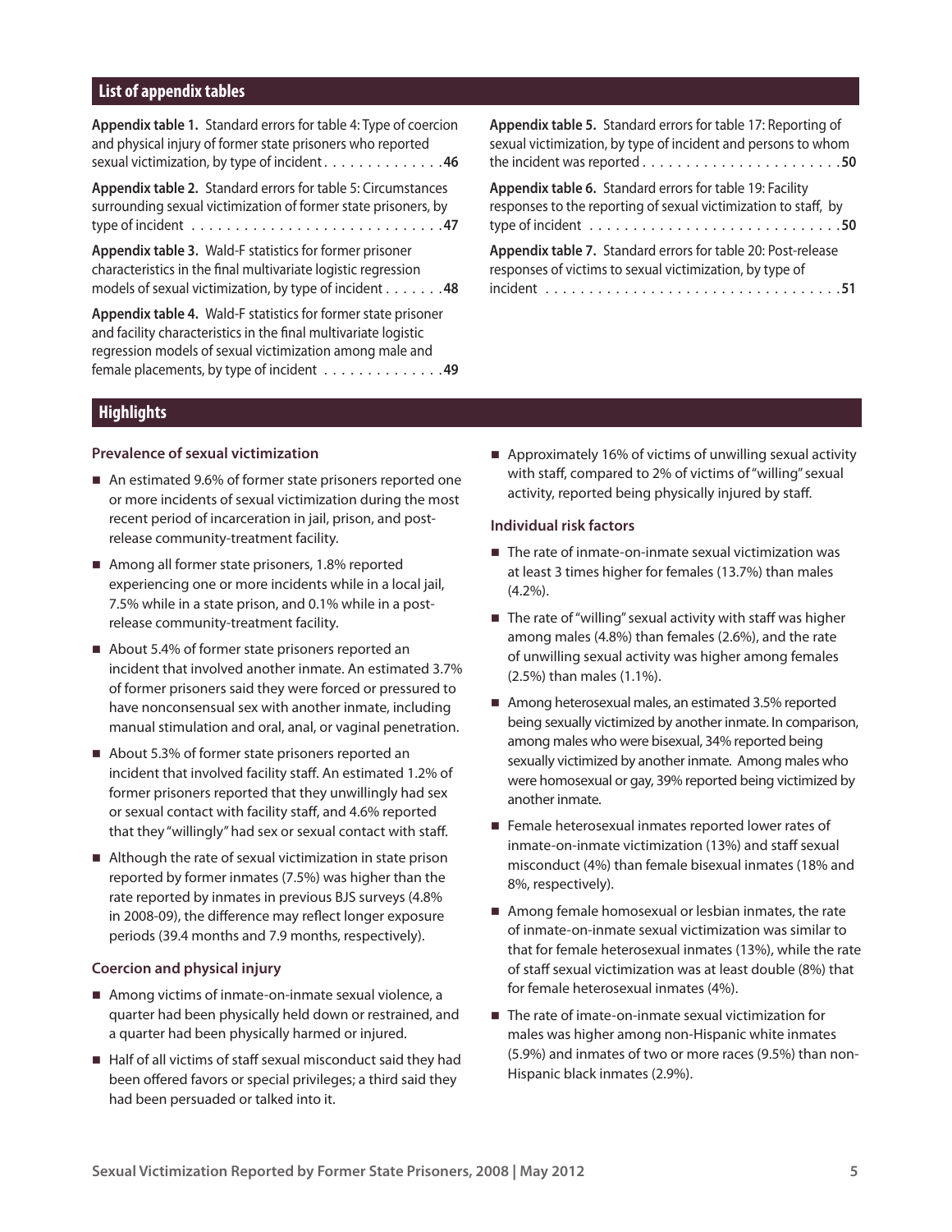## List of appendix tables

**Appendix table 1.** Standard errors for table 4: Type of coercion and physical injury of former state prisoners who reported sexual victimization, by type of incident . . . . . . . . . . . . . **46**

**Appendix table 2.** Standard errors for table 5: Circumstances surrounding sexual victimization of former state prisoners, by type of incident . . . . . . . . . . . . . . . . . . . . . . . . . . . . **47**

**Appendix table 3.** Wald-F statistics for former prisoner characteristics in the final multivariate logistic regression models of sexual victimization, by type of incident . . . . . . . **48**

**Appendix table 4.** Wald-F statistics for former state prisoner and facility characteristics in the final multivariate logistic regression models of sexual victimization among male and female placements, by type of incident . . . . . . . . . . . . . **49**

**Appendix table 5.** Standard errors for table 17: Reporting of sexual victimization, by type of incident and persons to whom the incident was reported . . . . . . . . . . . . . . . . . . . . . . . **50**

**Appendix table 6.** Standard errors for table 19: Facility responses to the reporting of sexual victimization to staff, by type of incident . . . . . . . . . . . . . . . . . . . . . . . . . . . . **50**

**Appendix table 7.** Standard errors for table 20: Post-release responses of victims to sexual victimization, by type of incident . . . . . . . . . . . . . . . . . . . . . . . . . . . . . . . . . **51**

## Highlights

### Prevalence of sexual victimization

- An estimated 9.6% of former state prisoners reported one or more incidents of sexual victimization during the most recent period of incarceration in jail, prison, and post-release community-treatment facility.
- Among all former state prisoners, 1.8% reported experiencing one or more incidents while in a local jail, 7.5% while in a state prison, and 0.1% while in a post-release community-treatment facility.
- About 5.4% of former state prisoners reported an incident that involved another inmate. An estimated 3.7% of former prisoners said they were forced or pressured to have nonconsensual sex with another inmate, including manual stimulation and oral, anal, or vaginal penetration.
- About 5.3% of former state prisoners reported an incident that involved facility staff. An estimated 1.2% of former prisoners reported that they unwillingly had sex or sexual contact with facility staff, and 4.6% reported that they "willingly" had sex or sexual contact with staff.
- Although the rate of sexual victimization in state prison reported by former inmates (7.5%) was higher than the rate reported by inmates in previous BJS surveys (4.8% in 2008-09), the difference may reflect longer exposure periods (39.4 months and 7.9 months, respectively).

### Coercion and physical injury

- Among victims of inmate-on-inmate sexual violence, a quarter had been physically held down or restrained, and a quarter had been physically harmed or injured.
- Half of all victims of staff sexual misconduct said they had been offered favors or special privileges; a third said they had been persuaded or talked into it.
- Approximately 16% of victims of unwilling sexual activity with staff, compared to 2% of victims of "willing" sexual activity, reported being physically injured by staff.

### Individual risk factors

- The rate of inmate-on-inmate sexual victimization was at least 3 times higher for females (13.7%) than males (4.2%).
- The rate of "willing" sexual activity with staff was higher among males (4.8%) than females (2.6%), and the rate of unwilling sexual activity was higher among females (2.5%) than males (1.1%).
- Among heterosexual males, an estimated 3.5% reported being sexually victimized by another inmate. In comparison, among males who were bisexual, 34% reported being sexually victimized by another inmate. Among males who were homosexual or gay, 39% reported being victimized by another inmate.
- Female heterosexual inmates reported lower rates of inmate-on-inmate victimization (13%) and staff sexual misconduct (4%) than female bisexual inmates (18% and 8%, respectively).
- Among female homosexual or lesbian inmates, the rate of inmate-on-inmate sexual victimization was similar to that for female heterosexual inmates (13%), while the rate of staff sexual victimization was at least double (8%) that for female heterosexual inmates (4%).
- The rate of imate-on-inmate sexual victimization for males was higher among non-Hispanic white inmates (5.9%) and inmates of two or more races (9.5%) than non-Hispanic black inmates (2.9%).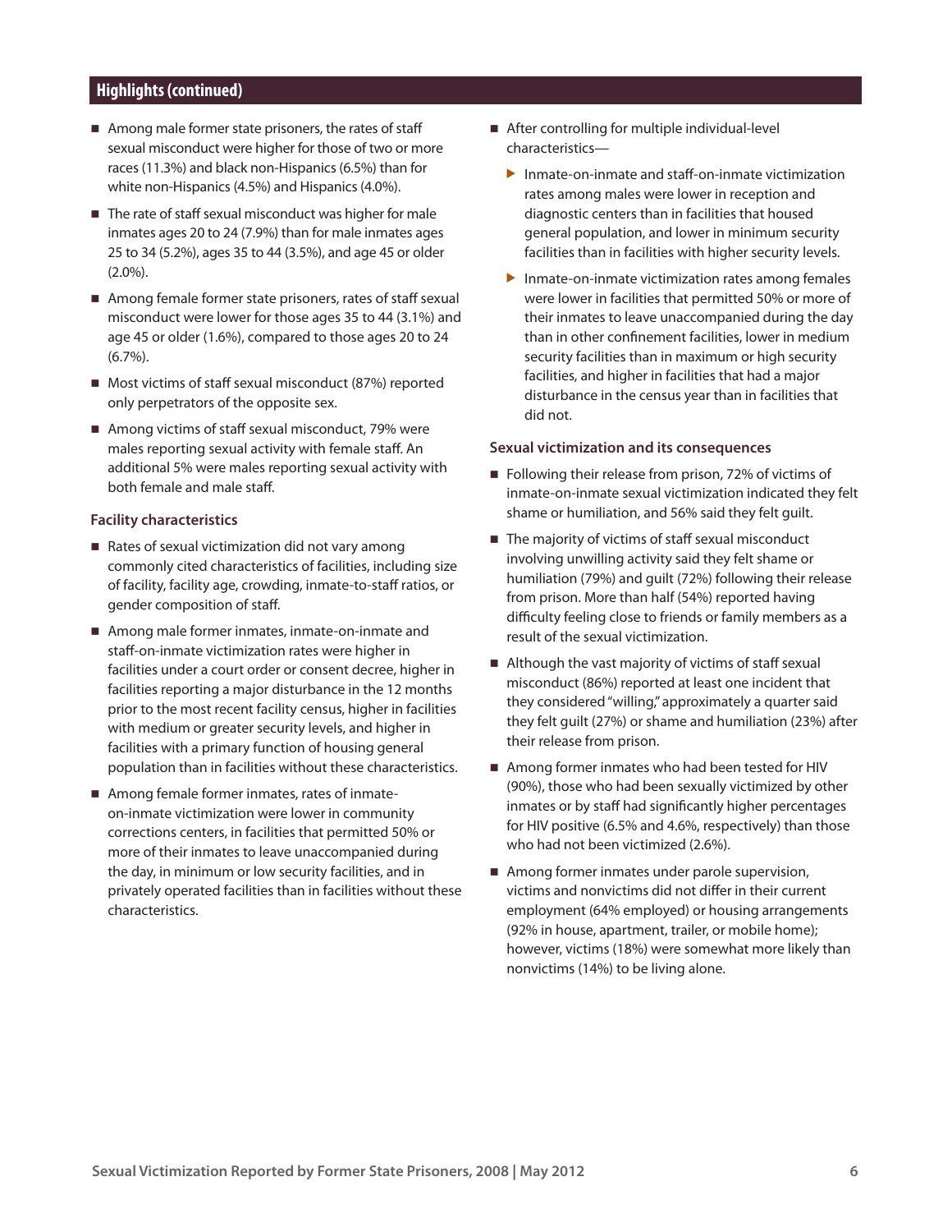## Highlights (continued)

- Among male former state prisoners, the rates of staff sexual misconduct were higher for those of two or more races (11.3%) and black non-Hispanics (6.5%) than for white non-Hispanics (4.5%) and Hispanics (4.0%).
- The rate of staff sexual misconduct was higher for male inmates ages 20 to 24 (7.9%) than for male inmates ages 25 to 34 (5.2%), ages 35 to 44 (3.5%), and age 45 or older (2.0%).
- Among female former state prisoners, rates of staff sexual misconduct were lower for those ages 35 to 44 (3.1%) and age 45 or older (1.6%), compared to those ages 20 to 24 (6.7%).
- Most victims of staff sexual misconduct (87%) reported only perpetrators of the opposite sex.
- Among victims of staff sexual misconduct, 79% were males reporting sexual activity with female staff. An additional 5% were males reporting sexual activity with both female and male staff.

### Facility characteristics

- Rates of sexual victimization did not vary among commonly cited characteristics of facilities, including size of facility, facility age, crowding, inmate-to-staff ratios, or gender composition of staff.
- Among male former inmates, inmate-on-inmate and staff-on-inmate victimization rates were higher in facilities under a court order or consent decree, higher in facilities reporting a major disturbance in the 12 months prior to the most recent facility census, higher in facilities with medium or greater security levels, and higher in facilities with a primary function of housing general population than in facilities without these characteristics.
- Among female former inmates, rates of inmate-on-inmate victimization were lower in community corrections centers, in facilities that permitted 50% or more of their inmates to leave unaccompanied during the day, in minimum or low security facilities, and in privately operated facilities than in facilities without these characteristics.
- After controlling for multiple individual-level characteristics—
  - Inmate-on-inmate and staff-on-inmate victimization rates among males were lower in reception and diagnostic centers than in facilities that housed general population, and lower in minimum security facilities than in facilities with higher security levels.
  - Inmate-on-inmate victimization rates among females were lower in facilities that permitted 50% or more of their inmates to leave unaccompanied during the day than in other confinement facilities, lower in medium security facilities than in maximum or high security facilities, and higher in facilities that had a major disturbance in the census year than in facilities that did not.

### Sexual victimization and its consequences

- Following their release from prison, 72% of victims of inmate-on-inmate sexual victimization indicated they felt shame or humiliation, and 56% said they felt guilt.
- The majority of victims of staff sexual misconduct involving unwilling activity said they felt shame or humiliation (79%) and guilt (72%) following their release from prison. More than half (54%) reported having difficulty feeling close to friends or family members as a result of the sexual victimization.
- Although the vast majority of victims of staff sexual misconduct (86%) reported at least one incident that they considered "willing," approximately a quarter said they felt guilt (27%) or shame and humiliation (23%) after their release from prison.
- Among former inmates who had been tested for HIV (90%), those who had been sexually victimized by other inmates or by staff had significantly higher percentages for HIV positive (6.5% and 4.6%, respectively) than those who had not been victimized (2.6%).
- Among former inmates under parole supervision, victims and nonvictims did not differ in their current employment (64% employed) or housing arrangements (92% in house, apartment, trailer, or mobile home); however, victims (18%) were somewhat more likely than nonvictims (14%) to be living alone.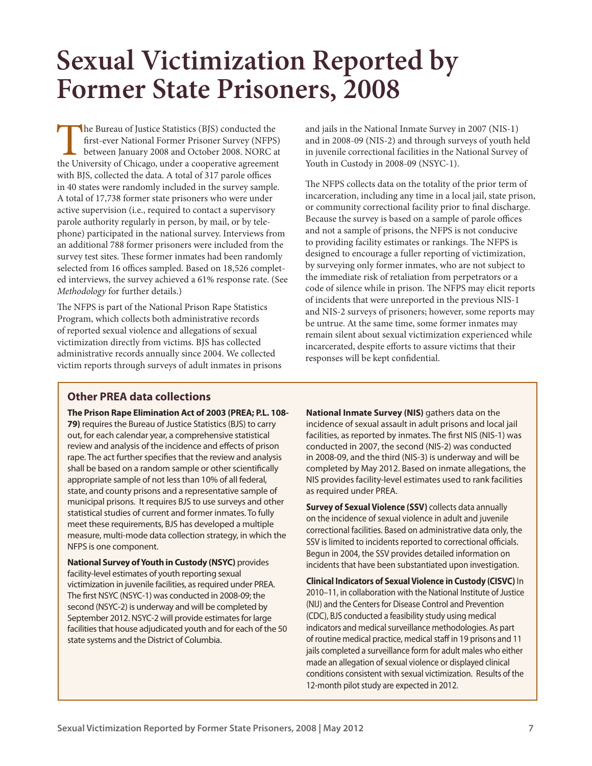# Sexual Victimization Reported by Former State Prisoners, 2008

The Bureau of Justice Statistics (BJS) conducted the first-ever National Former Prisoner Survey (NFPS) between January 2008 and October 2008. NORC at the University of Chicago, under a cooperative agreement with BJS, collected the data. A total of 317 parole offices in 40 states were randomly included in the survey sample. A total of 17,738 former state prisoners who were under active supervision (i.e., required to contact a supervisory parole authority regularly in person, by mail, or by telephone) participated in the national survey. Interviews from an additional 788 former prisoners were included from the survey test sites. These former inmates had been randomly selected from 16 offices sampled. Based on 18,526 completed interviews, the survey achieved a 61% response rate. (See *Methodology* for further details.)

The NFPS is part of the National Prison Rape Statistics Program, which collects both administrative records of reported sexual violence and allegations of sexual victimization directly from victims. BJS has collected administrative records annually since 2004. We collected victim reports through surveys of adult inmates in prisons and jails in the National Inmate Survey in 2007 (NIS-1) and in 2008-09 (NIS-2) and through surveys of youth held in juvenile correctional facilities in the National Survey of Youth in Custody in 2008-09 (NSYC-1).

The NFPS collects data on the totality of the prior term of incarceration, including any time in a local jail, state prison, or community correctional facility prior to final discharge. Because the survey is based on a sample of parole offices and not a sample of prisons, the NFPS is not conducive to providing facility estimates or rankings. The NFPS is designed to encourage a fuller reporting of victimization, by surveying only former inmates, who are not subject to the immediate risk of retaliation from perpetrators or a code of silence while in prison. The NFPS may elicit reports of incidents that were unreported in the previous NIS-1 and NIS-2 surveys of prisoners; however, some reports may be untrue. At the same time, some former inmates may remain silent about sexual victimization experienced while incarcerated, despite efforts to assure victims that their responses will be kept confidential.

## Other PREA data collections

**The Prison Rape Elimination Act of 2003 (PREA; P.L. 108-79)** requires the Bureau of Justice Statistics (BJS) to carry out, for each calendar year, a comprehensive statistical review and analysis of the incidence and effects of prison rape. The act further specifies that the review and analysis shall be based on a random sample or other scientifically appropriate sample of not less than 10% of all federal, state, and county prisons and a representative sample of municipal prisons. It requires BJS to use surveys and other statistical studies of current and former inmates. To fully meet these requirements, BJS has developed a multiple measure, multi-mode data collection strategy, in which the NFPS is one component.

**National Survey of Youth in Custody (NSYC)** provides facility-level estimates of youth reporting sexual victimization in juvenile facilities, as required under PREA. The first NSYC (NSYC-1) was conducted in 2008-09; the second (NSYC-2) is underway and will be completed by September 2012. NSYC-2 will provide estimates for large facilities that house adjudicated youth and for each of the 50 state systems and the District of Columbia.

**National Inmate Survey (NIS)** gathers data on the incidence of sexual assault in adult prisons and local jail facilities, as reported by inmates. The first NIS (NIS-1) was conducted in 2007, the second (NIS-2) was conducted in 2008-09, and the third (NIS-3) is underway and will be completed by May 2012. Based on inmate allegations, the NIS provides facility-level estimates used to rank facilities as required under PREA.

**Survey of Sexual Violence (SSV)** collects data annually on the incidence of sexual violence in adult and juvenile correctional facilities. Based on administrative data only, the SSV is limited to incidents reported to correctional officials. Begun in 2004, the SSV provides detailed information on incidents that have been substantiated upon investigation.

**Clinical Indicators of Sexual Violence in Custody (CISVC)** In 2010–11, in collaboration with the National Institute of Justice (NIJ) and the Centers for Disease Control and Prevention (CDC), BJS conducted a feasibility study using medical indicators and medical surveillance methodologies. As part of routine medical practice, medical staff in 19 prisons and 11 jails completed a surveillance form for adult males who either made an allegation of sexual violence or displayed clinical conditions consistent with sexual victimization. Results of the 12-month pilot study are expected in 2012.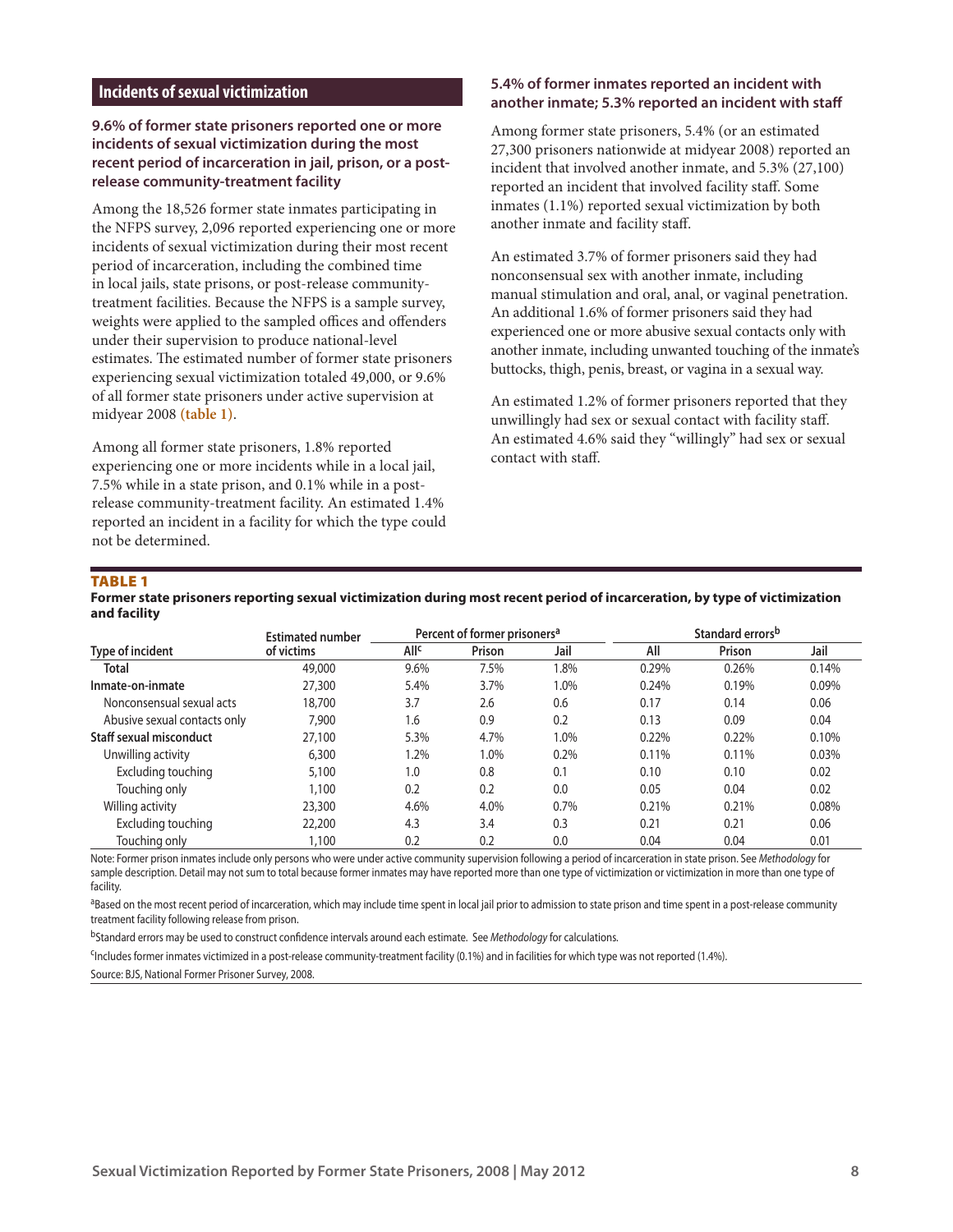## Incidents of sexual victimization

**9.6% of former state prisoners reported one or more incidents of sexual victimization during the most recent period of incarceration in jail, prison, or a post-release community-treatment facility**

Among the 18,526 former state inmates participating in the NFPS survey, 2,096 reported experiencing one or more incidents of sexual victimization during their most recent period of incarceration, including the combined time in local jails, state prisons, or post-release community-treatment facilities. Because the NFPS is a sample survey, weights were applied to the sampled offices and offenders under their supervision to produce national-level estimates. The estimated number of former state prisoners experiencing sexual victimization totaled 49,000, or 9.6% of all former state prisoners under active supervision at midyear 2008 **(table 1)**.

Among all former state prisoners, 1.8% reported experiencing one or more incidents while in a local jail, 7.5% while in a state prison, and 0.1% while in a post-release community-treatment facility. An estimated 1.4% reported an incident in a facility for which the type could not be determined.

**5.4% of former inmates reported an incident with another inmate; 5.3% reported an incident with staff**

Among former state prisoners, 5.4% (or an estimated 27,300 prisoners nationwide at midyear 2008) reported an incident that involved another inmate, and 5.3% (27,100) reported an incident that involved facility staff. Some inmates (1.1%) reported sexual victimization by both another inmate and facility staff.

An estimated 3.7% of former prisoners said they had nonconsensual sex with another inmate, including manual stimulation and oral, anal, or vaginal penetration. An additional 1.6% of former prisoners said they had experienced one or more abusive sexual contacts only with another inmate, including unwanted touching of the inmate's buttocks, thigh, penis, breast, or vagina in a sexual way.

An estimated 1.2% of former prisoners reported that they unwillingly had sex or sexual contact with facility staff. An estimated 4.6% said they "willingly" had sex or sexual contact with staff.

**TABLE 1**

**Former state prisoners reporting sexual victimization during most recent period of incarceration, by type of victimization and facility**

| Type of incident | Estimated number of victims | Percent of former prisoners[a] | | | Standard errors[b] | | |
|---|---|---|---|---|---|---|---|
| | | All[c] | Prison | Jail | All | Prison | Jail |
| **Total** | 49,000 | 9.6% | 7.5% | 1.8% | 0.29% | 0.26% | 0.14% |
| **Inmate-on-inmate** | 27,300 | 5.4% | 3.7% | 1.0% | 0.24% | 0.19% | 0.09% |
| Nonconsensual sexual acts | 18,700 | 3.7 | 2.6 | 0.6 | 0.17 | 0.14 | 0.06 |
| Abusive sexual contacts only | 7,900 | 1.6 | 0.9 | 0.2 | 0.13 | 0.09 | 0.04 |
| **Staff sexual misconduct** | 27,100 | 5.3% | 4.7% | 1.0% | 0.22% | 0.22% | 0.10% |
| Unwilling activity | 6,300 | 1.2% | 1.0% | 0.2% | 0.11% | 0.11% | 0.03% |
| Excluding touching | 5,100 | 1.0 | 0.8 | 0.1 | 0.10 | 0.10 | 0.02 |
| Touching only | 1,100 | 0.2 | 0.2 | 0.0 | 0.05 | 0.04 | 0.02 |
| Willing activity | 23,300 | 4.6% | 4.0% | 0.7% | 0.21% | 0.21% | 0.08% |
| Excluding touching | 22,200 | 4.3 | 3.4 | 0.3 | 0.21 | 0.21 | 0.06 |
| Touching only | 1,100 | 0.2 | 0.2 | 0.0 | 0.04 | 0.04 | 0.01 |

Note: Former prison inmates include only persons who were under active community supervision following a period of incarceration in state prison. See *Methodology* for sample description. Detail may not sum to total because former inmates may have reported more than one type of victimization or victimization in more than one type of facility.

[a]Based on the most recent period of incarceration, which may include time spent in local jail prior to admission to state prison and time spent in a post-release community treatment facility following release from prison.

[b]Standard errors may be used to construct confidence intervals around each estimate. See *Methodology* for calculations.

[c]Includes former inmates victimized in a post-release community-treatment facility (0.1%) and in facilities for which type was not reported (1.4%).

Source: BJS, National Former Prisoner Survey, 2008.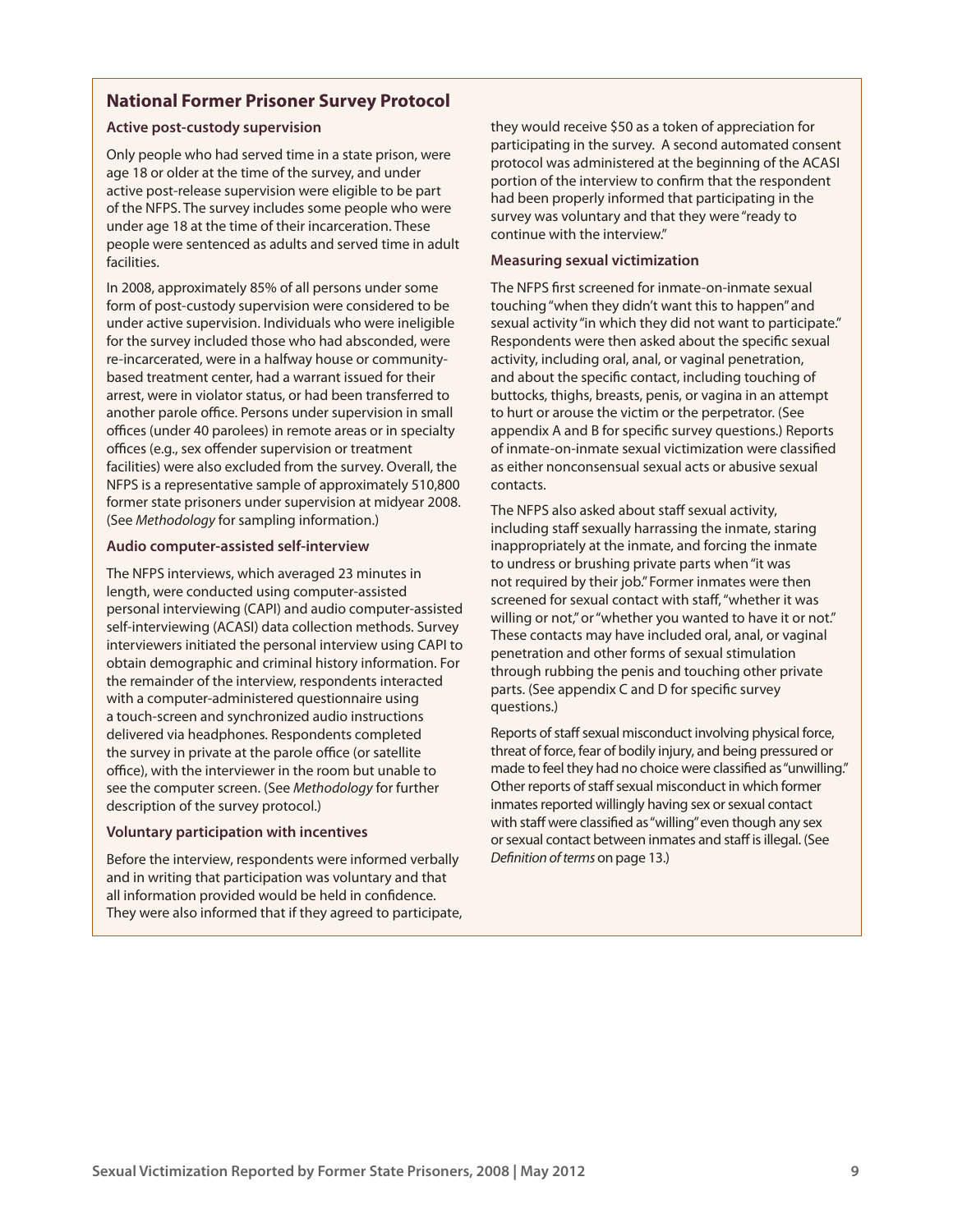## National Former Prisoner Survey Protocol

### Active post-custody supervision

Only people who had served time in a state prison, were age 18 or older at the time of the survey, and under active post-release supervision were eligible to be part of the NFPS. The survey includes some people who were under age 18 at the time of their incarceration. These people were sentenced as adults and served time in adult facilities.

In 2008, approximately 85% of all persons under some form of post-custody supervision were considered to be under active supervision. Individuals who were ineligible for the survey included those who had absconded, were re-incarcerated, were in a halfway house or community-based treatment center, had a warrant issued for their arrest, were in violator status, or had been transferred to another parole office. Persons under supervision in small offices (under 40 parolees) in remote areas or in specialty offices (e.g., sex offender supervision or treatment facilities) were also excluded from the survey. Overall, the NFPS is a representative sample of approximately 510,800 former state prisoners under supervision at midyear 2008. (See *Methodology* for sampling information.)

### Audio computer-assisted self-interview

The NFPS interviews, which averaged 23 minutes in length, were conducted using computer-assisted personal interviewing (CAPI) and audio computer-assisted self-interviewing (ACASI) data collection methods. Survey interviewers initiated the personal interview using CAPI to obtain demographic and criminal history information. For the remainder of the interview, respondents interacted with a computer-administered questionnaire using a touch-screen and synchronized audio instructions delivered via headphones. Respondents completed the survey in private at the parole office (or satellite office), with the interviewer in the room but unable to see the computer screen. (See *Methodology* for further description of the survey protocol.)

### Voluntary participation with incentives

Before the interview, respondents were informed verbally and in writing that participation was voluntary and that all information provided would be held in confidence. They were also informed that if they agreed to participate, they would receive $50 as a token of appreciation for participating in the survey. A second automated consent protocol was administered at the beginning of the ACASI portion of the interview to confirm that the respondent had been properly informed that participating in the survey was voluntary and that they were "ready to continue with the interview."

### Measuring sexual victimization

The NFPS first screened for inmate-on-inmate sexual touching "when they didn't want this to happen" and sexual activity "in which they did not want to participate." Respondents were then asked about the specific sexual activity, including oral, anal, or vaginal penetration, and about the specific contact, including touching of buttocks, thighs, breasts, penis, or vagina in an attempt to hurt or arouse the victim or the perpetrator. (See appendix A and B for specific survey questions.) Reports of inmate-on-inmate sexual victimization were classified as either nonconsensual sexual acts or abusive sexual contacts.

The NFPS also asked about staff sexual activity, including staff sexually harrassing the inmate, staring inappropriately at the inmate, and forcing the inmate to undress or brushing private parts when "it was not required by their job." Former inmates were then screened for sexual contact with staff, "whether it was willing or not," or "whether you wanted to have it or not." These contacts may have included oral, anal, or vaginal penetration and other forms of sexual stimulation through rubbing the penis and touching other private parts. (See appendix C and D for specific survey questions.)

Reports of staff sexual misconduct involving physical force, threat of force, fear of bodily injury, and being pressured or made to feel they had no choice were classified as "unwilling." Other reports of staff sexual misconduct in which former inmates reported willingly having sex or sexual contact with staff were classified as "willing" even though any sex or sexual contact between inmates and staff is illegal. (See *Definition of terms* on page 13.)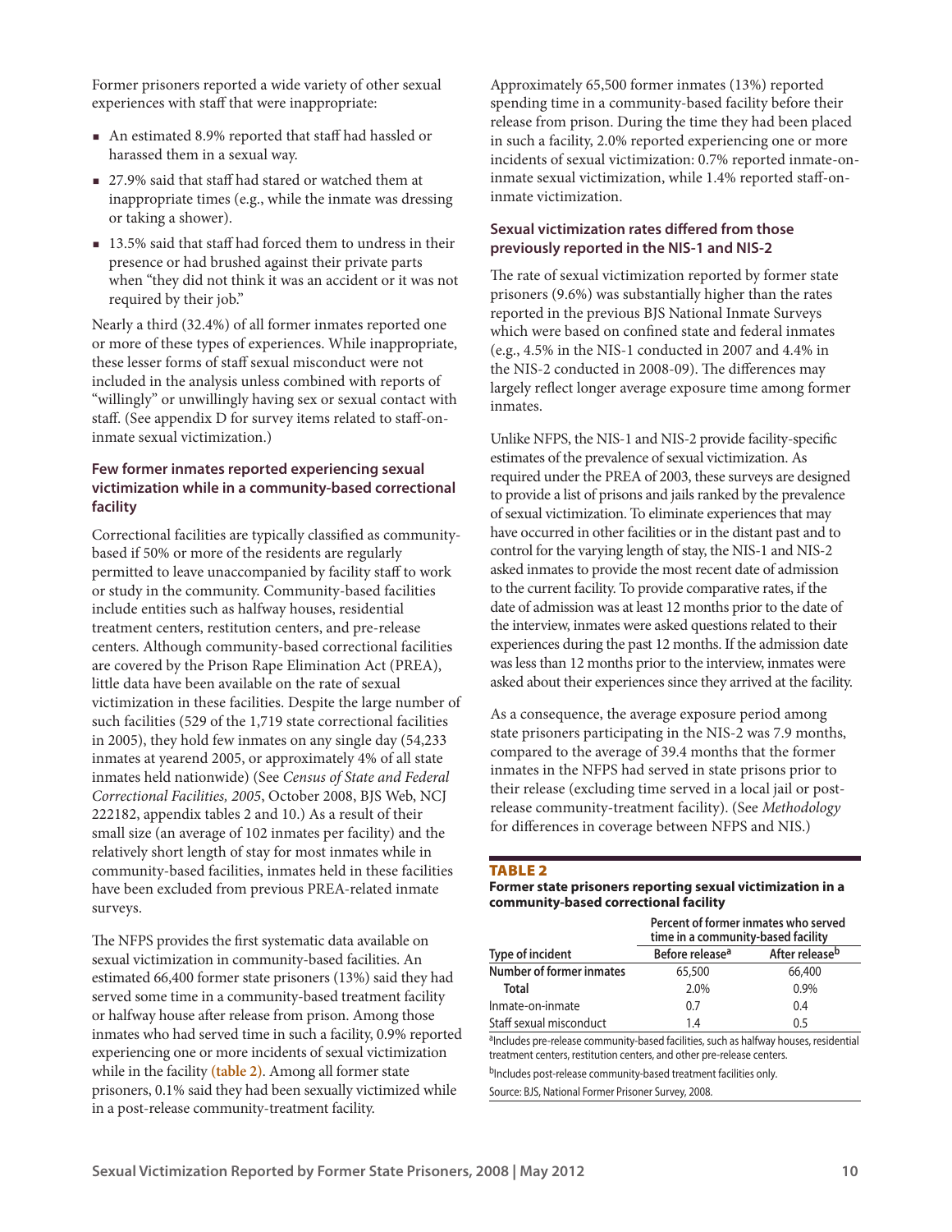Former prisoners reported a wide variety of other sexual experiences with staff that were inappropriate:

- An estimated 8.9% reported that staff had hassled or harassed them in a sexual way.
- 27.9% said that staff had stared or watched them at inappropriate times (e.g., while the inmate was dressing or taking a shower).
- 13.5% said that staff had forced them to undress in their presence or had brushed against their private parts when "they did not think it was an accident or it was not required by their job."

Nearly a third (32.4%) of all former inmates reported one or more of these types of experiences. While inappropriate, these lesser forms of staff sexual misconduct were not included in the analysis unless combined with reports of "willingly" or unwillingly having sex or sexual contact with staff. (See appendix D for survey items related to staff-on-inmate sexual victimization.)

### Few former inmates reported experiencing sexual victimization while in a community-based correctional facility

Correctional facilities are typically classified as community-based if 50% or more of the residents are regularly permitted to leave unaccompanied by facility staff to work or study in the community. Community-based facilities include entities such as halfway houses, residential treatment centers, restitution centers, and pre-release centers. Although community-based correctional facilities are covered by the Prison Rape Elimination Act (PREA), little data have been available on the rate of sexual victimization in these facilities. Despite the large number of such facilities (529 of the 1,719 state correctional facilities in 2005), they hold few inmates on any single day (54,233 inmates at yearend 2005, or approximately 4% of all state inmates held nationwide) (See *Census of State and Federal Correctional Facilities, 2005*, October 2008, BJS Web, NCJ 222182, appendix tables 2 and 10.) As a result of their small size (an average of 102 inmates per facility) and the relatively short length of stay for most inmates while in community-based facilities, inmates held in these facilities have been excluded from previous PREA-related inmate surveys.

The NFPS provides the first systematic data available on sexual victimization in community-based facilities. An estimated 66,400 former state prisoners (13%) said they had served some time in a community-based treatment facility or halfway house after release from prison. Among those inmates who had served time in such a facility, 0.9% reported experiencing one or more incidents of sexual victimization while in the facility **(table 2)**. Among all former state prisoners, 0.1% said they had been sexually victimized while in a post-release community-treatment facility.

Approximately 65,500 former inmates (13%) reported spending time in a community-based facility before their release from prison. During the time they had been placed in such a facility, 2.0% reported experiencing one or more incidents of sexual victimization: 0.7% reported inmate-on-inmate sexual victimization, while 1.4% reported staff-on-inmate victimization.

### Sexual victimization rates differed from those previously reported in the NIS-1 and NIS-2

The rate of sexual victimization reported by former state prisoners (9.6%) was substantially higher than the rates reported in the previous BJS National Inmate Surveys which were based on confined state and federal inmates (e.g., 4.5% in the NIS-1 conducted in 2007 and 4.4% in the NIS-2 conducted in 2008-09). The differences may largely reflect longer average exposure time among former inmates.

Unlike NFPS, the NIS-1 and NIS-2 provide facility-specific estimates of the prevalence of sexual victimization. As required under the PREA of 2003, these surveys are designed to provide a list of prisons and jails ranked by the prevalence of sexual victimization. To eliminate experiences that may have occurred in other facilities or in the distant past and to control for the varying length of stay, the NIS-1 and NIS-2 asked inmates to provide the most recent date of admission to the current facility. To provide comparative rates, if the date of admission was at least 12 months prior to the date of the interview, inmates were asked questions related to their experiences during the past 12 months. If the admission date was less than 12 months prior to the interview, inmates were asked about their experiences since they arrived at the facility.

As a consequence, the average exposure period among state prisoners participating in the NIS-2 was 7.9 months, compared to the average of 39.4 months that the former inmates in the NFPS had served in state prisons prior to their release (excluding time served in a local jail or post-release community-treatment facility). (See *Methodology* for differences in coverage between NFPS and NIS.)

**TABLE 2**
**Former state prisoners reporting sexual victimization in a community-based correctional facility**

| | Percent of former inmates who served time in a community-based facility | |
|---|---|---|
| Type of incident | Before release[a] | After release[b] |
| **Number of former inmates** | 65,500 | 66,400 |
| **Total** | 2.0% | 0.9% |
| Inmate-on-inmate | 0.7 | 0.4 |
| Staff sexual misconduct | 1.4 | 0.5 |

[a]Includes pre-release community-based facilities, such as halfway houses, residential treatment centers, restitution centers, and other pre-release centers.

[b]Includes post-release community-based treatment facilities only.

Source: BJS, National Former Prisoner Survey, 2008.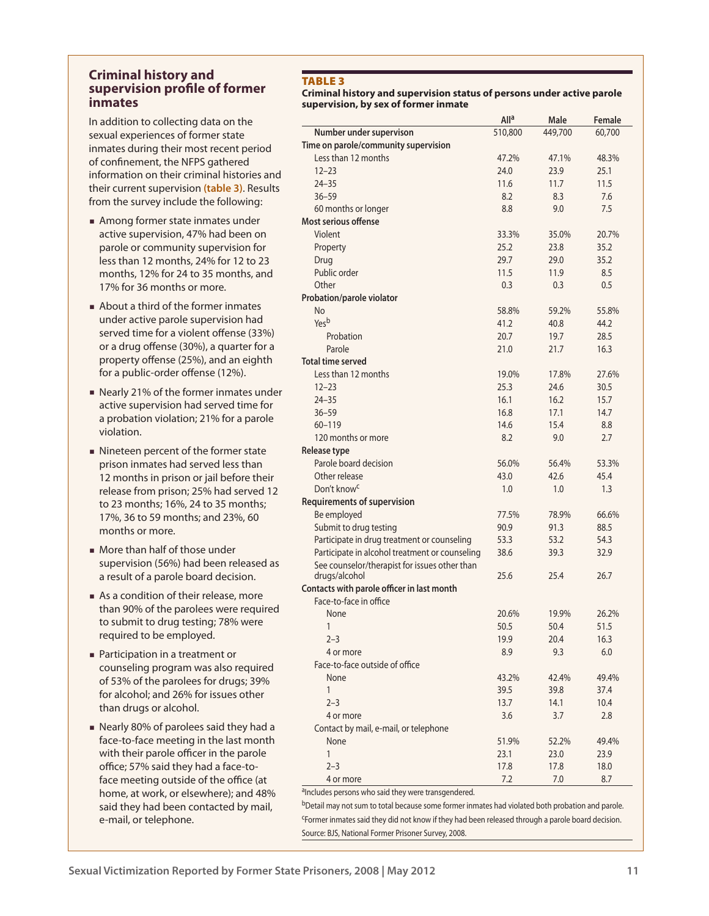## Criminal history and supervision profile of former inmates

In addition to collecting data on the sexual experiences of former state inmates during their most recent period of confinement, the NFPS gathered information on their criminal histories and their current supervision **(table 3)**. Results from the survey include the following:

- Among former state inmates under active supervision, 47% had been on parole or community supervision for less than 12 months, 24% for 12 to 23 months, 12% for 24 to 35 months, and 17% for 36 months or more.
- About a third of the former inmates under active parole supervision had served time for a violent offense (33%) or a drug offense (30%), a quarter for a property offense (25%), and an eighth for a public-order offense (12%).
- Nearly 21% of the former inmates under active supervision had served time for a probation violation; 21% for a parole violation.
- Nineteen percent of the former state prison inmates had served less than 12 months in prison or jail before their release from prison; 25% had served 12 to 23 months; 16%, 24 to 35 months; 17%, 36 to 59 months; and 23%, 60 months or more.
- More than half of those under supervision (56%) had been released as a result of a parole board decision.
- As a condition of their release, more than 90% of the parolees were required to submit to drug testing; 78% were required to be employed.
- Participation in a treatment or counseling program was also required of 53% of the parolees for drugs; 39% for alcohol; and 26% for issues other than drugs or alcohol.
- Nearly 80% of parolees said they had a face-to-face meeting in the last month with their parole officer in the parole office; 57% said they had a face-to-face meeting outside of the office (at home, at work, or elsewhere); and 48% said they had been contacted by mail, e-mail, or telephone.

**TABLE 3**
**Criminal history and supervision status of persons under active parole supervision, by sex of former inmate**

| | All[a] | Male | Female |
|---|---|---|---|
| Number under supervison | 510,800 | 449,700 | 60,700 |
| **Time on parole/community supervision** | | | |
| Less than 12 months | 47.2% | 47.1% | 48.3% |
| 12–23 | 24.0 | 23.9 | 25.1 |
| 24–35 | 11.6 | 11.7 | 11.5 |
| 36–59 | 8.2 | 8.3 | 7.6 |
| 60 months or longer | 8.8 | 9.0 | 7.5 |
| **Most serious offense** | | | |
| Violent | 33.3% | 35.0% | 20.7% |
| Property | 25.2 | 23.8 | 35.2 |
| Drug | 29.7 | 29.0 | 35.2 |
| Public order | 11.5 | 11.9 | 8.5 |
| Other | 0.3 | 0.3 | 0.5 |
| **Probation/parole violator** | | | |
| No | 58.8% | 59.2% | 55.8% |
| Yes[b] | 41.2 | 40.8 | 44.2 |
| Probation | 20.7 | 19.7 | 28.5 |
| Parole | 21.0 | 21.7 | 16.3 |
| **Total time served** | | | |
| Less than 12 months | 19.0% | 17.8% | 27.6% |
| 12–23 | 25.3 | 24.6 | 30.5 |
| 24–35 | 16.1 | 16.2 | 15.7 |
| 36–59 | 16.8 | 17.1 | 14.7 |
| 60–119 | 14.6 | 15.4 | 8.8 |
| 120 months or more | 8.2 | 9.0 | 2.7 |
| **Release type** | | | |
| Parole board decision | 56.0% | 56.4% | 53.3% |
| Other release | 43.0 | 42.6 | 45.4 |
| Don't know[c] | 1.0 | 1.0 | 1.3 |
| **Requirements of supervision** | | | |
| Be employed | 77.5% | 78.9% | 66.6% |
| Submit to drug testing | 90.9 | 91.3 | 88.5 |
| Participate in drug treatment or counseling | 53.3 | 53.2 | 54.3 |
| Participate in alcohol treatment or counseling | 38.6 | 39.3 | 32.9 |
| See counselor/therapist for issues other than drugs/alcohol | 25.6 | 25.4 | 26.7 |
| **Contacts with parole officer in last month** | | | |
| Face-to-face in office | | | |
| None | 20.6% | 19.9% | 26.2% |
| 1 | 50.5 | 50.4 | 51.5 |
| 2–3 | 19.9 | 20.4 | 16.3 |
| 4 or more | 8.9 | 9.3 | 6.0 |
| Face-to-face outside of office | | | |
| None | 43.2% | 42.4% | 49.4% |
| 1 | 39.5 | 39.8 | 37.4 |
| 2–3 | 13.7 | 14.1 | 10.4 |
| 4 or more | 3.6 | 3.7 | 2.8 |
| Contact by mail, e-mail, or telephone | | | |
| None | 51.9% | 52.2% | 49.4% |
| 1 | 23.1 | 23.0 | 23.9 |
| 2–3 | 17.8 | 17.8 | 18.0 |
| 4 or more | 7.2 | 7.0 | 8.7 |

[a]Includes persons who said they were transgendered.
[b]Detail may not sum to total because some former inmates had violated both probation and parole.
[c]Former inmates said they did not know if they had been released through a parole board decision.
Source: BJS, National Former Prisoner Survey, 2008.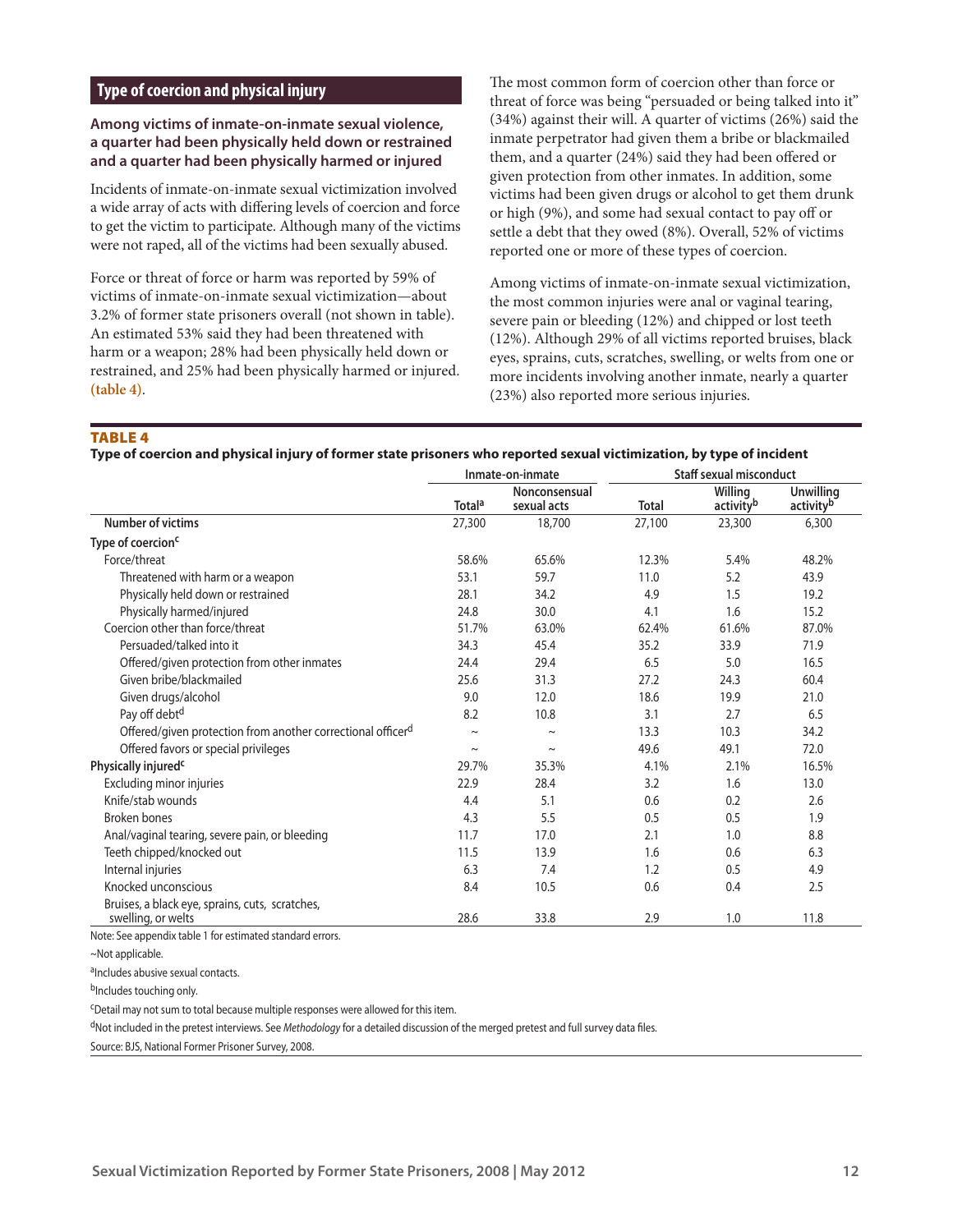## Type of coercion and physical injury

**Among victims of inmate-on-inmate sexual violence, a quarter had been physically held down or restrained and a quarter had been physically harmed or injured**

Incidents of inmate-on-inmate sexual victimization involved a wide array of acts with differing levels of coercion and force to get the victim to participate. Although many of the victims were not raped, all of the victims had been sexually abused.

Force or threat of force or harm was reported by 59% of victims of inmate-on-inmate sexual victimization—about 3.2% of former state prisoners overall (not shown in table). An estimated 53% said they had been threatened with harm or a weapon; 28% had been physically held down or restrained, and 25% had been physically harmed or injured. **(table 4)**.

The most common form of coercion other than force or threat of force was being "persuaded or being talked into it" (34%) against their will. A quarter of victims (26%) said the inmate perpetrator had given them a bribe or blackmailed them, and a quarter (24%) said they had been offered or given protection from other inmates. In addition, some victims had been given drugs or alcohol to get them drunk or high (9%), and some had sexual contact to pay off or settle a debt that they owed (8%). Overall, 52% of victims reported one or more of these types of coercion.

Among victims of inmate-on-inmate sexual victimization, the most common injuries were anal or vaginal tearing, severe pain or bleeding (12%) and chipped or lost teeth (12%). Although 29% of all victims reported bruises, black eyes, sprains, cuts, scratches, swelling, or welts from one or more incidents involving another inmate, nearly a quarter (23%) also reported more serious injuries.

**TABLE 4**
**Type of coercion and physical injury of former state prisoners who reported sexual victimization, by type of incident**

| | Inmate-on-inmate | | Staff sexual misconduct | | |
|---|---|---|---|---|---|
| | Total[a] | Nonconsensual sexual acts | Total | Willing activity[b] | Unwilling activity[b] |
| Number of victims | 27,300 | 18,700 | 27,100 | 23,300 | 6,300 |
| Type of coercion[c] | | | | | |
| Force/threat | 58.6% | 65.6% | 12.3% | 5.4% | 48.2% |
| Threatened with harm or a weapon | 53.1 | 59.7 | 11.0 | 5.2 | 43.9 |
| Physically held down or restrained | 28.1 | 34.2 | 4.9 | 1.5 | 19.2 |
| Physically harmed/injured | 24.8 | 30.0 | 4.1 | 1.6 | 15.2 |
| Coercion other than force/threat | 51.7% | 63.0% | 62.4% | 61.6% | 87.0% |
| Persuaded/talked into it | 34.3 | 45.4 | 35.2 | 33.9 | 71.9 |
| Offered/given protection from other inmates | 24.4 | 29.4 | 6.5 | 5.0 | 16.5 |
| Given bribe/blackmailed | 25.6 | 31.3 | 27.2 | 24.3 | 60.4 |
| Given drugs/alcohol | 9.0 | 12.0 | 18.6 | 19.9 | 21.0 |
| Pay off debt[d] | 8.2 | 10.8 | 3.1 | 2.7 | 6.5 |
| Offered/given protection from another correctional officer[d] | ~ | ~ | 13.3 | 10.3 | 34.2 |
| Offered favors or special privileges | ~ | ~ | 49.6 | 49.1 | 72.0 |
| Physically injured[c] | 29.7% | 35.3% | 4.1% | 2.1% | 16.5% |
| Excluding minor injuries | 22.9 | 28.4 | 3.2 | 1.6 | 13.0 |
| Knife/stab wounds | 4.4 | 5.1 | 0.6 | 0.2 | 2.6 |
| Broken bones | 4.3 | 5.5 | 0.5 | 0.5 | 1.9 |
| Anal/vaginal tearing, severe pain, or bleeding | 11.7 | 17.0 | 2.1 | 1.0 | 8.8 |
| Teeth chipped/knocked out | 11.5 | 13.9 | 1.6 | 0.6 | 6.3 |
| Internal injuries | 6.3 | 7.4 | 1.2 | 0.5 | 4.9 |
| Knocked unconscious | 8.4 | 10.5 | 0.6 | 0.4 | 2.5 |
| Bruises, a black eye, sprains, cuts, scratches, swelling, or welts | 28.6 | 33.8 | 2.9 | 1.0 | 11.8 |

Note: See appendix table 1 for estimated standard errors.

~Not applicable.

[a]Includes abusive sexual contacts.

[b]Includes touching only.

[c]Detail may not sum to total because multiple responses were allowed for this item.

[d]Not included in the pretest interviews. See *Methodology* for a detailed discussion of the merged pretest and full survey data files.

Source: BJS, National Former Prisoner Survey, 2008.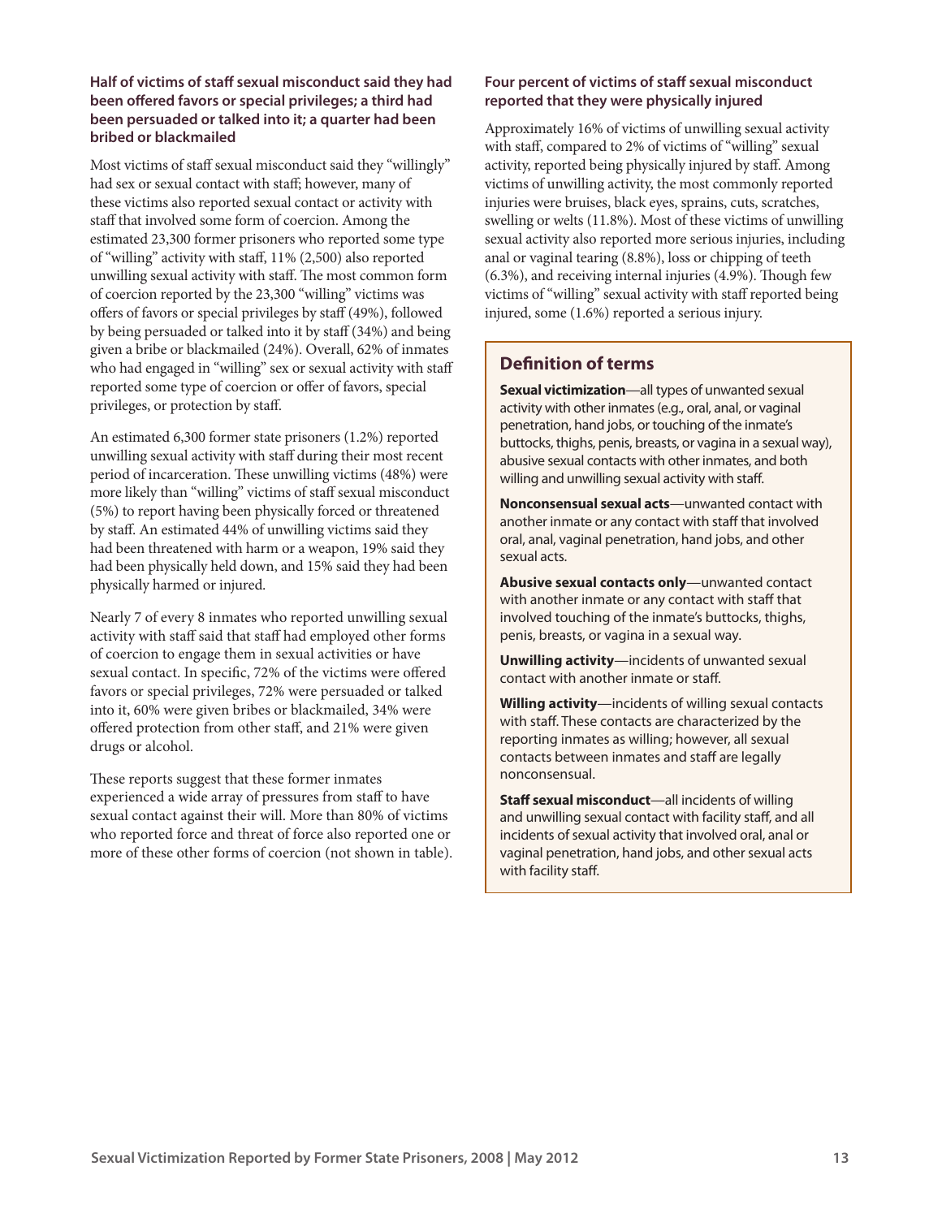### Half of victims of staff sexual misconduct said they had been offered favors or special privileges; a third had been persuaded or talked into it; a quarter had been bribed or blackmailed

Most victims of staff sexual misconduct said they "willingly" had sex or sexual contact with staff; however, many of these victims also reported sexual contact or activity with staff that involved some form of coercion. Among the estimated 23,300 former prisoners who reported some type of "willing" activity with staff, 11% (2,500) also reported unwilling sexual activity with staff. The most common form of coercion reported by the 23,300 "willing" victims was offers of favors or special privileges by staff (49%), followed by being persuaded or talked into it by staff (34%) and being given a bribe or blackmailed (24%). Overall, 62% of inmates who had engaged in "willing" sex or sexual activity with staff reported some type of coercion or offer of favors, special privileges, or protection by staff.

An estimated 6,300 former state prisoners (1.2%) reported unwilling sexual activity with staff during their most recent period of incarceration. These unwilling victims (48%) were more likely than "willing" victims of staff sexual misconduct (5%) to report having been physically forced or threatened by staff. An estimated 44% of unwilling victims said they had been threatened with harm or a weapon, 19% said they had been physically held down, and 15% said they had been physically harmed or injured.

Nearly 7 of every 8 inmates who reported unwilling sexual activity with staff said that staff had employed other forms of coercion to engage them in sexual activities or have sexual contact. In specific, 72% of the victims were offered favors or special privileges, 72% were persuaded or talked into it, 60% were given bribes or blackmailed, 34% were offered protection from other staff, and 21% were given drugs or alcohol.

These reports suggest that these former inmates experienced a wide array of pressures from staff to have sexual contact against their will. More than 80% of victims who reported force and threat of force also reported one or more of these other forms of coercion (not shown in table).

### Four percent of victims of staff sexual misconduct reported that they were physically injured

Approximately 16% of victims of unwilling sexual activity with staff, compared to 2% of victims of "willing" sexual activity, reported being physically injured by staff. Among victims of unwilling activity, the most commonly reported injuries were bruises, black eyes, sprains, cuts, scratches, swelling or welts (11.8%). Most of these victims of unwilling sexual activity also reported more serious injuries, including anal or vaginal tearing (8.8%), loss or chipping of teeth (6.3%), and receiving internal injuries (4.9%). Though few victims of "willing" sexual activity with staff reported being injured, some (1.6%) reported a serious injury.

## Definition of terms

**Sexual victimization**—all types of unwanted sexual activity with other inmates (e.g., oral, anal, or vaginal penetration, hand jobs, or touching of the inmate's buttocks, thighs, penis, breasts, or vagina in a sexual way), abusive sexual contacts with other inmates, and both willing and unwilling sexual activity with staff.

**Nonconsensual sexual acts**—unwanted contact with another inmate or any contact with staff that involved oral, anal, vaginal penetration, hand jobs, and other sexual acts.

**Abusive sexual contacts only**—unwanted contact with another inmate or any contact with staff that involved touching of the inmate's buttocks, thighs, penis, breasts, or vagina in a sexual way.

**Unwilling activity**—incidents of unwanted sexual contact with another inmate or staff.

**Willing activity**—incidents of willing sexual contacts with staff. These contacts are characterized by the reporting inmates as willing; however, all sexual contacts between inmates and staff are legally nonconsensual.

**Staff sexual misconduct**—all incidents of willing and unwilling sexual contact with facility staff, and all incidents of sexual activity that involved oral, anal or vaginal penetration, hand jobs, and other sexual acts with facility staff.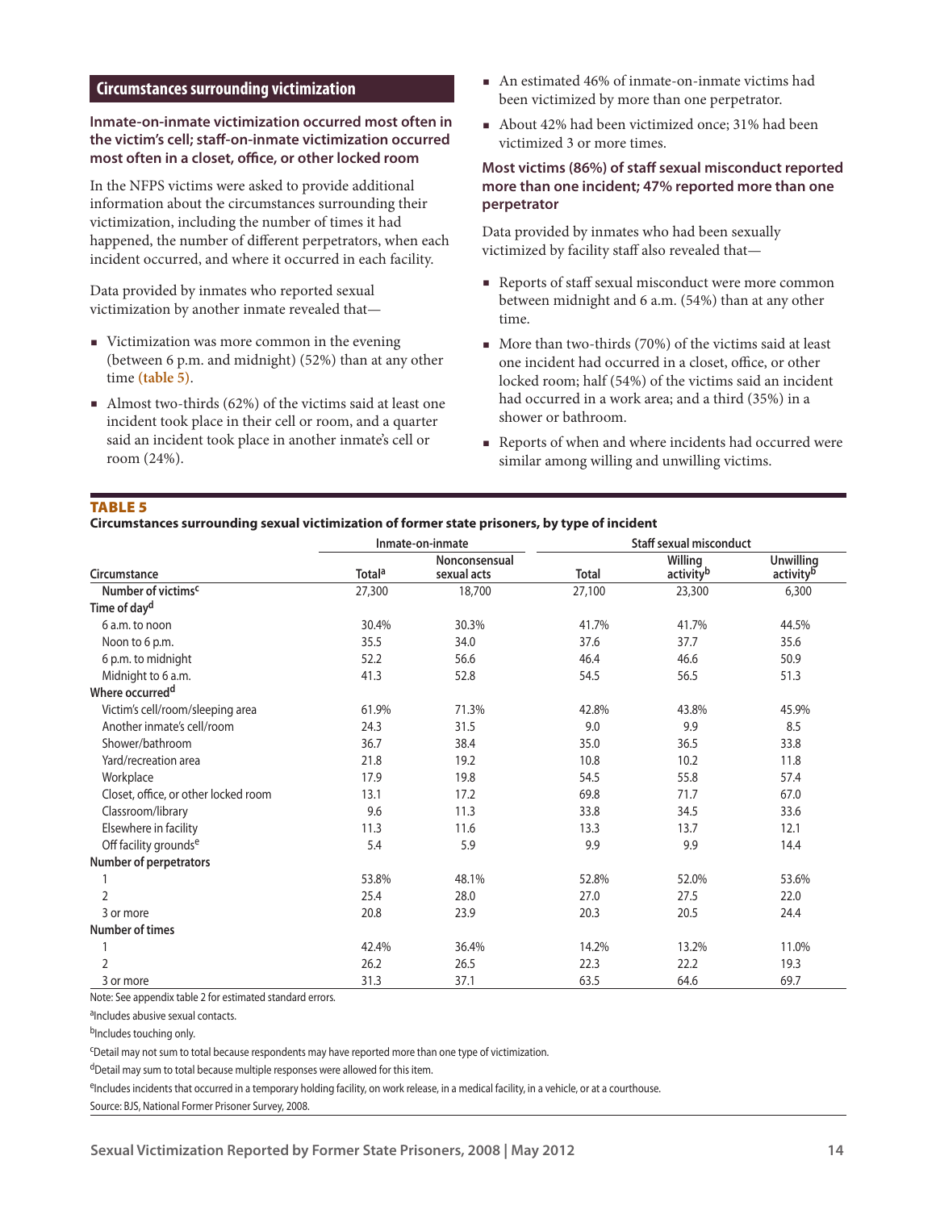## Circumstances surrounding victimization

### Inmate-on-inmate victimization occurred most often in the victim's cell; staff-on-inmate victimization occurred most often in a closet, office, or other locked room

In the NFPS victims were asked to provide additional information about the circumstances surrounding their victimization, including the number of times it had happened, the number of different perpetrators, when each incident occurred, and where it occurred in each facility.

Data provided by inmates who reported sexual victimization by another inmate revealed that—

- Victimization was more common in the evening (between 6 p.m. and midnight) (52%) than at any other time (table 5).
- Almost two-thirds (62%) of the victims said at least one incident took place in their cell or room, and a quarter said an incident took place in another inmate's cell or room (24%).
- An estimated 46% of inmate-on-inmate victims had been victimized by more than one perpetrator.
- About 42% had been victimized once; 31% had been victimized 3 or more times.

### Most victims (86%) of staff sexual misconduct reported more than one incident; 47% reported more than one perpetrator

Data provided by inmates who had been sexually victimized by facility staff also revealed that—

- Reports of staff sexual misconduct were more common between midnight and 6 a.m. (54%) than at any other time.
- More than two-thirds (70%) of the victims said at least one incident had occurred in a closet, office, or other locked room; half (54%) of the victims said an incident had occurred in a work area; and a third (35%) in a shower or bathroom.
- Reports of when and where incidents had occurred were similar among willing and unwilling victims.

**TABLE 5**

**Circumstances surrounding sexual victimization of former state prisoners, by type of incident**

| | Inmate-on-inmate | | Staff sexual misconduct | | |
|---|---|---|---|---|---|
| Circumstance | Total[a] | Nonconsensual sexual acts | Total | Willing activity[b] | Unwilling activity[b] |
| Number of victims[c] | 27,300 | 18,700 | 27,100 | 23,300 | 6,300 |
| **Time of day[d]** | | | | | |
| 6 a.m. to noon | 30.4% | 30.3% | 41.7% | 41.7% | 44.5% |
| Noon to 6 p.m. | 35.5 | 34.0 | 37.6 | 37.7 | 35.6 |
| 6 p.m. to midnight | 52.2 | 56.6 | 46.4 | 46.6 | 50.9 |
| Midnight to 6 a.m. | 41.3 | 52.8 | 54.5 | 56.5 | 51.3 |
| **Where occurred[d]** | | | | | |
| Victim's cell/room/sleeping area | 61.9% | 71.3% | 42.8% | 43.8% | 45.9% |
| Another inmate's cell/room | 24.3 | 31.5 | 9.0 | 9.9 | 8.5 |
| Shower/bathroom | 36.7 | 38.4 | 35.0 | 36.5 | 33.8 |
| Yard/recreation area | 21.8 | 19.2 | 10.8 | 10.2 | 11.8 |
| Workplace | 17.9 | 19.8 | 54.5 | 55.8 | 57.4 |
| Closet, office, or other locked room | 13.1 | 17.2 | 69.8 | 71.7 | 67.0 |
| Classroom/library | 9.6 | 11.3 | 33.8 | 34.5 | 33.6 |
| Elsewhere in facility | 11.3 | 11.6 | 13.3 | 13.7 | 12.1 |
| Off facility grounds[e] | 5.4 | 5.9 | 9.9 | 9.9 | 14.4 |
| **Number of perpetrators** | | | | | |
| 1 | 53.8% | 48.1% | 52.8% | 52.0% | 53.6% |
| 2 | 25.4 | 28.0 | 27.0 | 27.5 | 22.0 |
| 3 or more | 20.8 | 23.9 | 20.3 | 20.5 | 24.4 |
| **Number of times** | | | | | |
| 1 | 42.4% | 36.4% | 14.2% | 13.2% | 11.0% |
| 2 | 26.2 | 26.5 | 22.3 | 22.2 | 19.3 |
| 3 or more | 31.3 | 37.1 | 63.5 | 64.6 | 69.7 |

Note: See appendix table 2 for estimated standard errors.

[a]Includes abusive sexual contacts.

[b]Includes touching only.

[c]Detail may not sum to total because respondents may have reported more than one type of victimization.

[d]Detail may sum to total because multiple responses were allowed for this item.

[e]Includes incidents that occurred in a temporary holding facility, on work release, in a medical facility, in a vehicle, or at a courthouse.

Source: BJS, National Former Prisoner Survey, 2008.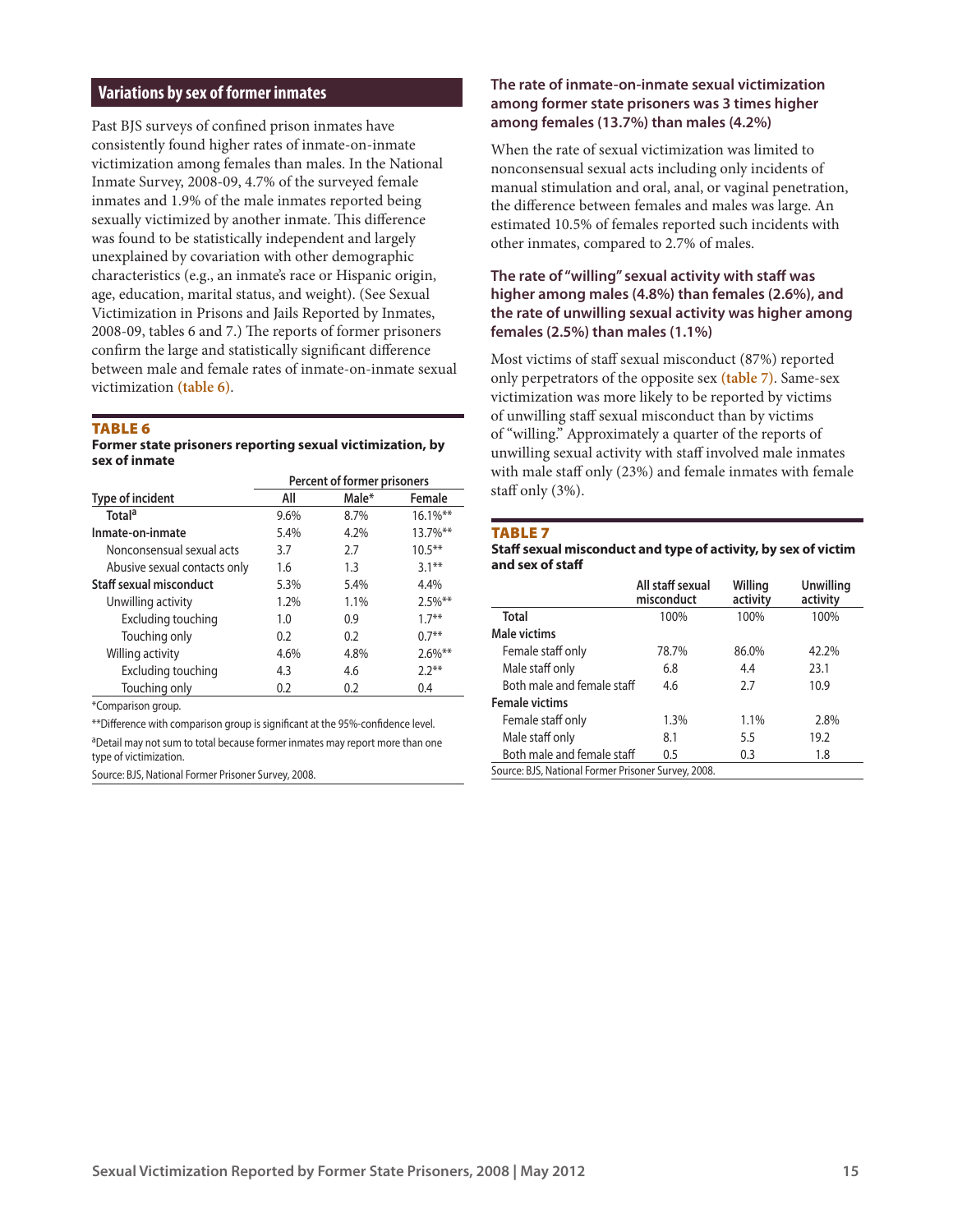## Variations by sex of former inmates

Past BJS surveys of confined prison inmates have consistently found higher rates of inmate-on-inmate victimization among females than males. In the National Inmate Survey, 2008-09, 4.7% of the surveyed female inmates and 1.9% of the male inmates reported being sexually victimized by another inmate. This difference was found to be statistically independent and largely unexplained by covariation with other demographic characteristics (e.g., an inmate's race or Hispanic origin, age, education, marital status, and weight). (See Sexual Victimization in Prisons and Jails Reported by Inmates, 2008-09, tables 6 and 7.) The reports of former prisoners confirm the large and statistically significant difference between male and female rates of inmate-on-inmate sexual victimization **(table 6)**.

**TABLE 6**

**Former state prisoners reporting sexual victimization, by sex of inmate**

| | Percent of former prisoners | | |
|---|---|---|---|
| Type of incident | All | Male* | Female |
| **Total**[a] | 9.6% | 8.7% | 16.1%** |
| **Inmate-on-inmate** | 5.4% | 4.2% | 13.7%** |
| Nonconsensual sexual acts | 3.7 | 2.7 | 10.5** |
| Abusive sexual contacts only | 1.6 | 1.3 | 3.1** |
| **Staff sexual misconduct** | 5.3% | 5.4% | 4.4% |
| Unwilling activity | 1.2% | 1.1% | 2.5%** |
| Excluding touching | 1.0 | 0.9 | 1.7** |
| Touching only | 0.2 | 0.2 | 0.7** |
| Willing activity | 4.6% | 4.8% | 2.6%** |
| Excluding touching | 4.3 | 4.6 | 2.2** |
| Touching only | 0.2 | 0.2 | 0.4 |

*Comparison group.

**Difference with comparison group is significant at the 95%-confidence level.

[a]Detail may not sum to total because former inmates may report more than one type of victimization.

Source: BJS, National Former Prisoner Survey, 2008.

### The rate of inmate-on-inmate sexual victimization among former state prisoners was 3 times higher among females (13.7%) than males (4.2%)

When the rate of sexual victimization was limited to nonconsensual sexual acts including only incidents of manual stimulation and oral, anal, or vaginal penetration, the difference between females and males was large. An estimated 10.5% of females reported such incidents with other inmates, compared to 2.7% of males.

### The rate of "willing" sexual activity with staff was higher among males (4.8%) than females (2.6%), and the rate of unwilling sexual activity was higher among females (2.5%) than males (1.1%)

Most victims of staff sexual misconduct (87%) reported only perpetrators of the opposite sex **(table 7)**. Same-sex victimization was more likely to be reported by victims of unwilling staff sexual misconduct than by victims of "willing." Approximately a quarter of the reports of unwilling sexual activity with staff involved male inmates with male staff only (23%) and female inmates with female staff only (3%).

**TABLE 7**

**Staff sexual misconduct and type of activity, by sex of victim and sex of staff**

| | All staff sexual misconduct | Willing activity | Unwilling activity |
|---|---|---|---|
| **Total** | 100% | 100% | 100% |
| **Male victims** | | | |
| Female staff only | 78.7% | 86.0% | 42.2% |
| Male staff only | 6.8 | 4.4 | 23.1 |
| Both male and female staff | 4.6 | 2.7 | 10.9 |
| **Female victims** | | | |
| Female staff only | 1.3% | 1.1% | 2.8% |
| Male staff only | 8.1 | 5.5 | 19.2 |
| Both male and female staff | 0.5 | 0.3 | 1.8 |

Source: BJS, National Former Prisoner Survey, 2008.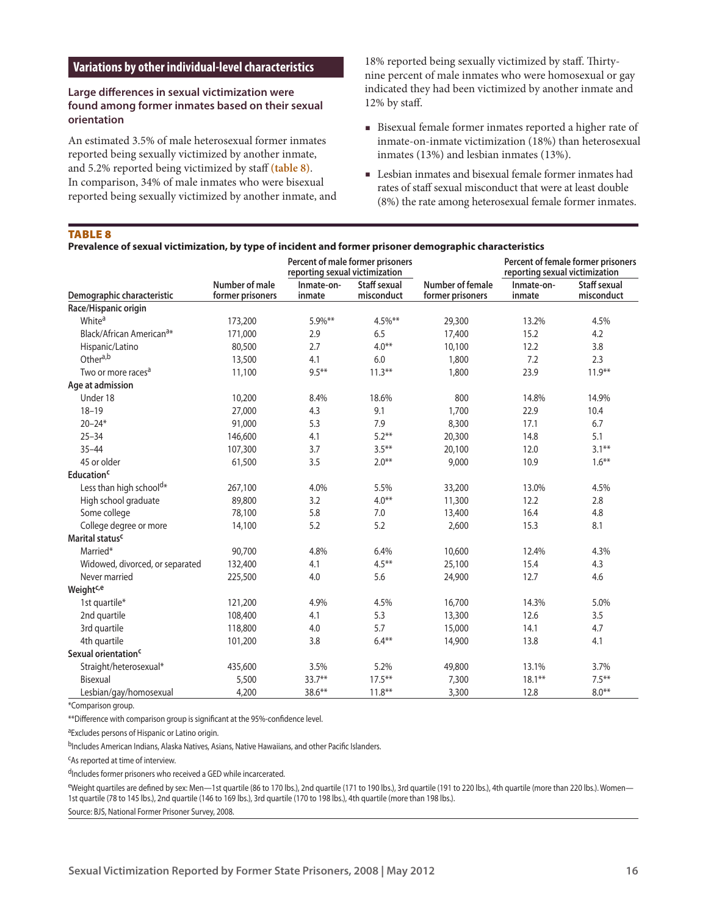## Variations by other individual-level characteristics

### Large differences in sexual victimization were found among former inmates based on their sexual orientation

An estimated 3.5% of male heterosexual former inmates reported being sexually victimized by another inmate, and 5.2% reported being victimized by staff **(table 8)**. In comparison, 34% of male inmates who were bisexual reported being sexually victimized by another inmate, and 18% reported being sexually victimized by staff. Thirty-nine percent of male inmates who were homosexual or gay indicated they had been victimized by another inmate and 12% by staff.

- Bisexual female former inmates reported a higher rate of inmate-on-inmate victimization (18%) than heterosexual inmates (13%) and lesbian inmates (13%).
- Lesbian inmates and bisexual female former inmates had rates of staff sexual misconduct that were at least double (8%) the rate among heterosexual female former inmates.

**TABLE 8**

**Prevalence of sexual victimization, by type of incident and former prisoner demographic characteristics**

| Demographic characteristic | Number of male former prisoners | Percent of male former prisoners reporting sexual victimization | | Number of female former prisoners | Percent of female former prisoners reporting sexual victimization | |
|---|---|---|---|---|---|---|
| | | Inmate-on-inmate | Staff sexual misconduct | | Inmate-on-inmate | Staff sexual misconduct |
| **Race/Hispanic origin** | | | | | | |
| White[a] | 173,200 | 5.9%** | 4.5%** | 29,300 | 13.2% | 4.5% |
| Black/African American[a]* | 171,000 | 2.9 | 6.5 | 17,400 | 15.2 | 4.2 |
| Hispanic/Latino | 80,500 | 2.7 | 4.0** | 10,100 | 12.2 | 3.8 |
| Other[a,b] | 13,500 | 4.1 | 6.0 | 1,800 | 7.2 | 2.3 |
| Two or more races[a] | 11,100 | 9.5** | 11.3** | 1,800 | 23.9 | 11.9** |
| **Age at admission** | | | | | | |
| Under 18 | 10,200 | 8.4% | 18.6% | 800 | 14.8% | 14.9% |
| 18–19 | 27,000 | 4.3 | 9.1 | 1,700 | 22.9 | 10.4 |
| 20–24* | 91,000 | 5.3 | 7.9 | 8,300 | 17.1 | 6.7 |
| 25–34 | 146,600 | 4.1 | 5.2** | 20,300 | 14.8 | 5.1 |
| 35–44 | 107,300 | 3.7 | 3.5** | 20,100 | 12.0 | 3.1** |
| 45 or older | 61,500 | 3.5 | 2.0** | 9,000 | 10.9 | 1.6** |
| **Education[c]** | | | | | | |
| Less than high school[d]* | 267,100 | 4.0% | 5.5% | 33,200 | 13.0% | 4.5% |
| High school graduate | 89,800 | 3.2 | 4.0** | 11,300 | 12.2 | 2.8 |
| Some college | 78,100 | 5.8 | 7.0 | 13,400 | 16.4 | 4.8 |
| College degree or more | 14,100 | 5.2 | 5.2 | 2,600 | 15.3 | 8.1 |
| **Marital status[c]** | | | | | | |
| Married* | 90,700 | 4.8% | 6.4% | 10,600 | 12.4% | 4.3% |
| Widowed, divorced, or separated | 132,400 | 4.1 | 4.5** | 25,100 | 15.4 | 4.3 |
| Never married | 225,500 | 4.0 | 5.6 | 24,900 | 12.7 | 4.6 |
| **Weight[c,e]** | | | | | | |
| 1st quartile* | 121,200 | 4.9% | 4.5% | 16,700 | 14.3% | 5.0% |
| 2nd quartile | 108,400 | 4.1 | 5.3 | 13,300 | 12.6 | 3.5 |
| 3rd quartile | 118,800 | 4.0 | 5.7 | 15,000 | 14.1 | 4.7 |
| 4th quartile | 101,200 | 3.8 | 6.4** | 14,900 | 13.8 | 4.1 |
| **Sexual orientation[c]** | | | | | | |
| Straight/heterosexual* | 435,600 | 3.5% | 5.2% | 49,800 | 13.1% | 3.7% |
| Bisexual | 5,500 | 33.7** | 17.5** | 7,300 | 18.1** | 7.5** |
| Lesbian/gay/homosexual | 4,200 | 38.6** | 11.8** | 3,300 | 12.8 | 8.0** |

*Comparison group.

**Difference with comparison group is significant at the 95%-confidence level.

[a]Excludes persons of Hispanic or Latino origin.

[b]Includes American Indians, Alaska Natives, Asians, Native Hawaiians, and other Pacific Islanders.

[c]As reported at time of interview.

[d]Includes former prisoners who received a GED while incarcerated.

[e]Weight quartiles are defined by sex: Men—1st quartile (86 to 170 lbs.), 2nd quartile (171 to 190 lbs.), 3rd quartile (191 to 220 lbs.), 4th quartile (more than 220 lbs.). Women—1st quartile (78 to 145 lbs.), 2nd quartile (146 to 169 lbs.), 3rd quartile (170 to 198 lbs.), 4th quartile (more than 198 lbs.).

Source: BJS, National Former Prisoner Survey, 2008.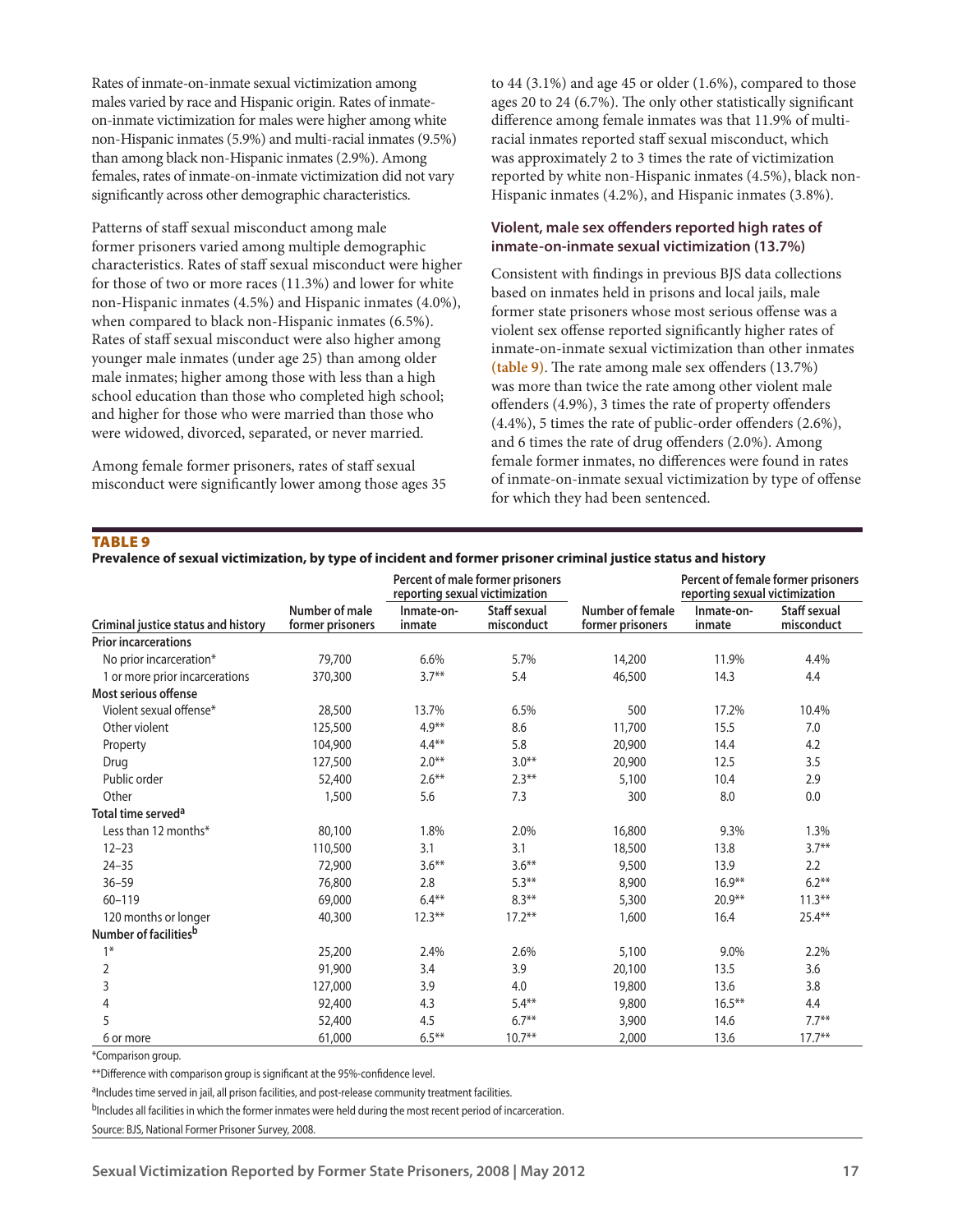Rates of inmate-on-inmate sexual victimization among males varied by race and Hispanic origin. Rates of inmate-on-inmate victimization for males were higher among white non-Hispanic inmates (5.9%) and multi-racial inmates (9.5%) than among black non-Hispanic inmates (2.9%). Among females, rates of inmate-on-inmate victimization did not vary significantly across other demographic characteristics.

Patterns of staff sexual misconduct among male former prisoners varied among multiple demographic characteristics. Rates of staff sexual misconduct were higher for those of two or more races (11.3%) and lower for white non-Hispanic inmates (4.5%) and Hispanic inmates (4.0%), when compared to black non-Hispanic inmates (6.5%). Rates of staff sexual misconduct were also higher among younger male inmates (under age 25) than among older male inmates; higher among those with less than a high school education than those who completed high school; and higher for those who were married than those who were widowed, divorced, separated, or never married.

Among female former prisoners, rates of staff sexual misconduct were significantly lower among those ages 35 to 44 (3.1%) and age 45 or older (1.6%), compared to those ages 20 to 24 (6.7%). The only other statistically significant difference among female inmates was that 11.9% of multi-racial inmates reported staff sexual misconduct, which was approximately 2 to 3 times the rate of victimization reported by white non-Hispanic inmates (4.5%), black non-Hispanic inmates (4.2%), and Hispanic inmates (3.8%).

### Violent, male sex offenders reported high rates of inmate-on-inmate sexual victimization (13.7%)

Consistent with findings in previous BJS data collections based on inmates held in prisons and local jails, male former state prisoners whose most serious offense was a violent sex offense reported significantly higher rates of inmate-on-inmate sexual victimization than other inmates **(table 9)**. The rate among male sex offenders (13.7%) was more than twice the rate among other violent male offenders (4.9%), 3 times the rate of property offenders (4.4%), 5 times the rate of public-order offenders (2.6%), and 6 times the rate of drug offenders (2.0%). Among female former inmates, no differences were found in rates of inmate-on-inmate sexual victimization by type of offense for which they had been sentenced.

**TABLE 9**

**Prevalence of sexual victimization, by type of incident and former prisoner criminal justice status and history**

| | | Percent of male former prisoners reporting sexual victimization | | | Percent of female former prisoners reporting sexual victimization | |
|---|---|---|---|---|---|---|
| Criminal justice status and history | Number of male former prisoners | Inmate-on-inmate | Staff sexual misconduct | Number of female former prisoners | Inmate-on-inmate | Staff sexual misconduct |
| **Prior incarcerations** | | | | | | |
| No prior incarceration* | 79,700 | 6.6% | 5.7% | 14,200 | 11.9% | 4.4% |
| 1 or more prior incarcerations | 370,300 | 3.7** | 5.4 | 46,500 | 14.3 | 4.4 |
| **Most serious offense** | | | | | | |
| Violent sexual offense* | 28,500 | 13.7% | 6.5% | 500 | 17.2% | 10.4% |
| Other violent | 125,500 | 4.9** | 8.6 | 11,700 | 15.5 | 7.0 |
| Property | 104,900 | 4.4** | 5.8 | 20,900 | 14.4 | 4.2 |
| Drug | 127,500 | 2.0** | 3.0** | 20,900 | 12.5 | 3.5 |
| Public order | 52,400 | 2.6** | 2.3** | 5,100 | 10.4 | 2.9 |
| Other | 1,500 | 5.6 | 7.3 | 300 | 8.0 | 0.0 |
| **Total time served[a]** | | | | | | |
| Less than 12 months* | 80,100 | 1.8% | 2.0% | 16,800 | 9.3% | 1.3% |
| 12–23 | 110,500 | 3.1 | 3.1 | 18,500 | 13.8 | 3.7** |
| 24–35 | 72,900 | 3.6** | 3.6** | 9,500 | 13.9 | 2.2 |
| 36–59 | 76,800 | 2.8 | 5.3** | 8,900 | 16.9** | 6.2** |
| 60–119 | 69,000 | 6.4** | 8.3** | 5,300 | 20.9** | 11.3** |
| 120 months or longer | 40,300 | 12.3** | 17.2** | 1,600 | 16.4 | 25.4** |
| **Number of facilities[b]** | | | | | | |
| 1* | 25,200 | 2.4% | 2.6% | 5,100 | 9.0% | 2.2% |
| 2 | 91,900 | 3.4 | 3.9 | 20,100 | 13.5 | 3.6 |
| 3 | 127,000 | 3.9 | 4.0 | 19,800 | 13.6 | 3.8 |
| 4 | 92,400 | 4.3 | 5.4** | 9,800 | 16.5** | 4.4 |
| 5 | 52,400 | 4.5 | 6.7** | 3,900 | 14.6 | 7.7** |
| 6 or more | 61,000 | 6.5** | 10.7** | 2,000 | 13.6 | 17.7** |

*Comparison group.

**Difference with comparison group is significant at the 95%-confidence level.

[a]Includes time served in jail, all prison facilities, and post-release community treatment facilities.

[b]Includes all facilities in which the former inmates were held during the most recent period of incarceration.

Source: BJS, National Former Prisoner Survey, 2008.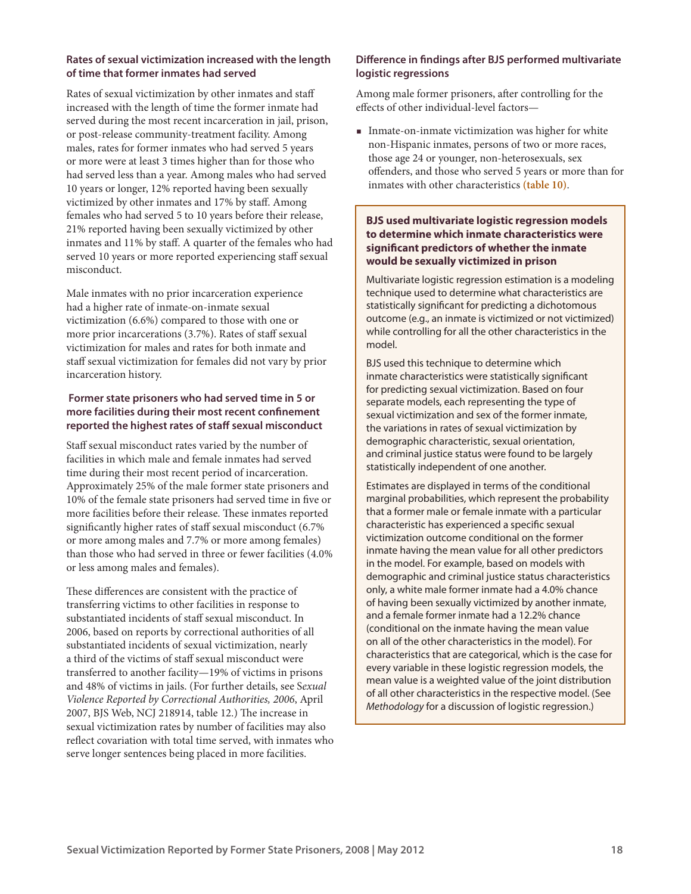### Rates of sexual victimization increased with the length of time that former inmates had served

Rates of sexual victimization by other inmates and staff increased with the length of time the former inmate had served during the most recent incarceration in jail, prison, or post-release community-treatment facility. Among males, rates for former inmates who had served 5 years or more were at least 3 times higher than for those who had served less than a year. Among males who had served 10 years or longer, 12% reported having been sexually victimized by other inmates and 17% by staff. Among females who had served 5 to 10 years before their release, 21% reported having been sexually victimized by other inmates and 11% by staff. A quarter of the females who had served 10 years or more reported experiencing staff sexual misconduct.

Male inmates with no prior incarceration experience had a higher rate of inmate-on-inmate sexual victimization (6.6%) compared to those with one or more prior incarcerations (3.7%). Rates of staff sexual victimization for males and rates for both inmate and staff sexual victimization for females did not vary by prior incarceration history.

### Former state prisoners who had served time in 5 or more facilities during their most recent confinement reported the highest rates of staff sexual misconduct

Staff sexual misconduct rates varied by the number of facilities in which male and female inmates had served time during their most recent period of incarceration. Approximately 25% of the male former state prisoners and 10% of the female state prisoners had served time in five or more facilities before their release. These inmates reported significantly higher rates of staff sexual misconduct (6.7% or more among males and 7.7% or more among females) than those who had served in three or fewer facilities (4.0% or less among males and females).

These differences are consistent with the practice of transferring victims to other facilities in response to substantiated incidents of staff sexual misconduct. In 2006, based on reports by correctional authorities of all substantiated incidents of sexual victimization, nearly a third of the victims of staff sexual misconduct were transferred to another facility—19% of victims in prisons and 48% of victims in jails. (For further details, see *Sexual Violence Reported by Correctional Authorities, 2006*, April 2007, BJS Web, NCJ 218914, table 12.) The increase in sexual victimization rates by number of facilities may also reflect covariation with total time served, with inmates who serve longer sentences being placed in more facilities.

### Difference in findings after BJS performed multivariate logistic regressions

Among male former prisoners, after controlling for the effects of other individual-level factors—

- Inmate-on-inmate victimization was higher for white non-Hispanic inmates, persons of two or more races, those age 24 or younger, non-heterosexuals, sex offenders, and those who served 5 years or more than for inmates with other characteristics (table 10).

**BJS used multivariate logistic regression models to determine which inmate characteristics were significant predictors of whether the inmate would be sexually victimized in prison**

Multivariate logistic regression estimation is a modeling technique used to determine what characteristics are statistically significant for predicting a dichotomous outcome (e.g., an inmate is victimized or not victimized) while controlling for all the other characteristics in the model.

BJS used this technique to determine which inmate characteristics were statistically significant for predicting sexual victimization. Based on four separate models, each representing the type of sexual victimization and sex of the former inmate, the variations in rates of sexual victimization by demographic characteristic, sexual orientation, and criminal justice status were found to be largely statistically independent of one another.

Estimates are displayed in terms of the conditional marginal probabilities, which represent the probability that a former male or female inmate with a particular characteristic has experienced a specific sexual victimization outcome conditional on the former inmate having the mean value for all other predictors in the model. For example, based on models with demographic and criminal justice status characteristics only, a white male former inmate had a 4.0% chance of having been sexually victimized by another inmate, and a female former inmate had a 12.2% chance (conditional on the inmate having the mean value on all of the other characteristics in the model). For characteristics that are categorical, which is the case for every variable in these logistic regression models, the mean value is a weighted value of the joint distribution of all other characteristics in the respective model. (See *Methodology* for a discussion of logistic regression.)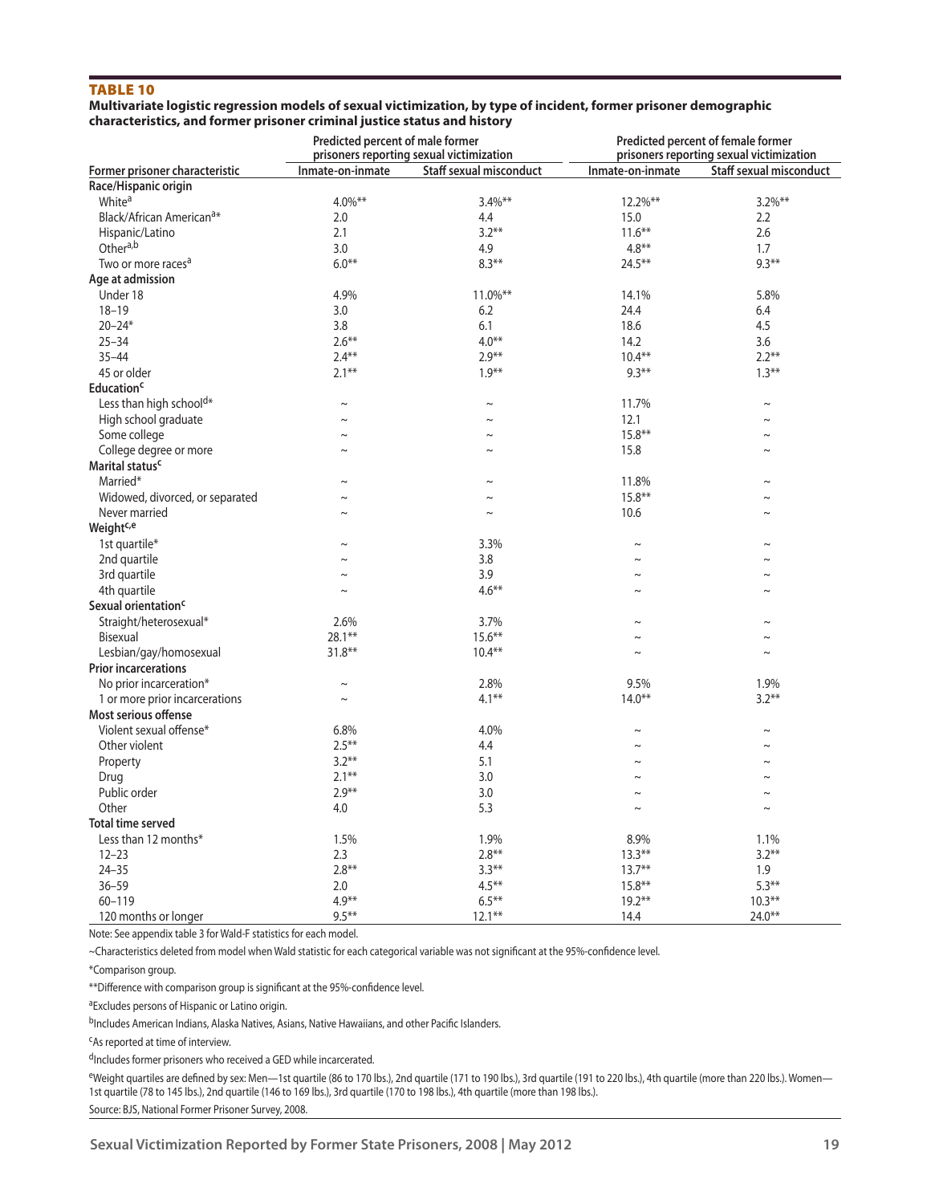# TABLE 10

**Multivariate logistic regression models of sexual victimization, by type of incident, former prisoner demographic characteristics, and former prisoner criminal justice status and history**

| | Predicted percent of male former prisoners reporting sexual victimization | | Predicted percent of female former prisoners reporting sexual victimization | |
|---|---|---|---|---|
| **Former prisoner characteristic** | **Inmate-on-inmate** | **Staff sexual misconduct** | **Inmate-on-inmate** | **Staff sexual misconduct** |
| **Race/Hispanic origin** | | | | |
| White[a] | 4.0%** | 3.4%** | 12.2%** | 3.2%** |
| Black/African American[a]* | 2.0 | 4.4 | 15.0 | 2.2 |
| Hispanic/Latino | 2.1 | 3.2** | 11.6** | 2.6 |
| Other[a,b] | 3.0 | 4.9 | 4.8** | 1.7 |
| Two or more races[a] | 6.0** | 8.3** | 24.5** | 9.3** |
| **Age at admission** | | | | |
| Under 18 | 4.9% | 11.0%** | 14.1% | 5.8% |
| 18–19 | 3.0 | 6.2 | 24.4 | 6.4 |
| 20–24* | 3.8 | 6.1 | 18.6 | 4.5 |
| 25–34 | 2.6** | 4.0** | 14.2 | 3.6 |
| 35–44 | 2.4** | 2.9** | 10.4** | 2.2** |
| 45 or older | 2.1** | 1.9** | 9.3** | 1.3** |
| **Education[c]** | | | | |
| Less than high school[d]* | ~ | ~ | 11.7% | ~ |
| High school graduate | ~ | ~ | 12.1 | ~ |
| Some college | ~ | ~ | 15.8** | ~ |
| College degree or more | ~ | ~ | 15.8 | ~ |
| **Marital status[c]** | | | | |
| Married* | ~ | ~ | 11.8% | ~ |
| Widowed, divorced, or separated | ~ | ~ | 15.8** | ~ |
| Never married | ~ | ~ | 10.6 | ~ |
| **Weight[c,e]** | | | | |
| 1st quartile* | ~ | 3.3% | ~ | ~ |
| 2nd quartile | ~ | 3.8 | ~ | ~ |
| 3rd quartile | ~ | 3.9 | ~ | ~ |
| 4th quartile | ~ | 4.6** | ~ | ~ |
| **Sexual orientation[c]** | | | | |
| Straight/heterosexual* | 2.6% | 3.7% | ~ | ~ |
| Bisexual | 28.1** | 15.6** | ~ | ~ |
| Lesbian/gay/homosexual | 31.8** | 10.4** | ~ | ~ |
| **Prior incarcerations** | | | | |
| No prior incarceration* | ~ | 2.8% | 9.5% | 1.9% |
| 1 or more prior incarcerations | ~ | 4.1** | 14.0** | 3.2** |
| **Most serious offense** | | | | |
| Violent sexual offense* | 6.8% | 4.0% | ~ | ~ |
| Other violent | 2.5** | 4.4 | ~ | ~ |
| Property | 3.2** | 5.1 | ~ | ~ |
| Drug | 2.1** | 3.0 | ~ | ~ |
| Public order | 2.9** | 3.0 | ~ | ~ |
| Other | 4.0 | 5.3 | ~ | ~ |
| **Total time served** | | | | |
| Less than 12 months* | 1.5% | 1.9% | 8.9% | 1.1% |
| 12–23 | 2.3 | 2.8** | 13.3** | 3.2** |
| 24–35 | 2.8** | 3.3** | 13.7** | 1.9 |
| 36–59 | 2.0 | 4.5** | 15.8** | 5.3** |
| 60–119 | 4.9** | 6.5** | 19.2** | 10.3** |
| 120 months or longer | 9.5** | 12.1** | 14.4 | 24.0** |

Note: See appendix table 3 for Wald-F statistics for each model.

~Characteristics deleted from model when Wald statistic for each categorical variable was not significant at the 95%-confidence level.

*Comparison group.

**Difference with comparison group is significant at the 95%-confidence level.

[a]Excludes persons of Hispanic or Latino origin.

[b]Includes American Indians, Alaska Natives, Asians, Native Hawaiians, and other Pacific Islanders.

[c]As reported at time of interview.

[d]Includes former prisoners who received a GED while incarcerated.

[e]Weight quartiles are defined by sex: Men—1st quartile (86 to 170 lbs.), 2nd quartile (171 to 190 lbs.), 3rd quartile (191 to 220 lbs.), 4th quartile (more than 220 lbs.). Women—1st quartile (78 to 145 lbs.), 2nd quartile (146 to 169 lbs.), 3rd quartile (170 to 198 lbs.), 4th quartile (more than 198 lbs.).

Source: BJS, National Former Prisoner Survey, 2008.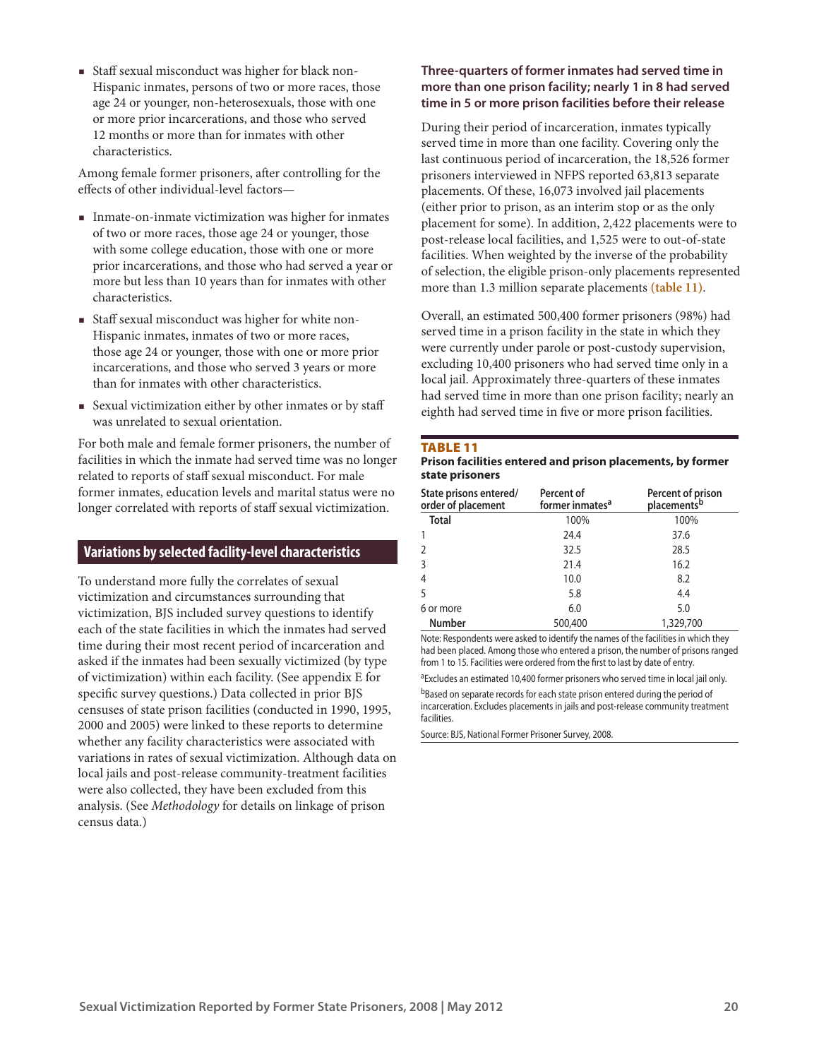- Staff sexual misconduct was higher for black non-Hispanic inmates, persons of two or more races, those age 24 or younger, non-heterosexuals, those with one or more prior incarcerations, and those who served 12 months or more than for inmates with other characteristics.

Among female former prisoners, after controlling for the effects of other individual-level factors—

- Inmate-on-inmate victimization was higher for inmates of two or more races, those age 24 or younger, those with some college education, those with one or more prior incarcerations, and those who had served a year or more but less than 10 years than for inmates with other characteristics.
- Staff sexual misconduct was higher for white non-Hispanic inmates, inmates of two or more races, those age 24 or younger, those with one or more prior incarcerations, and those who served 3 years or more than for inmates with other characteristics.
- Sexual victimization either by other inmates or by staff was unrelated to sexual orientation.

For both male and female former prisoners, the number of facilities in which the inmate had served time was no longer related to reports of staff sexual misconduct. For male former inmates, education levels and marital status were no longer correlated with reports of staff sexual victimization.

## Variations by selected facility-level characteristics

To understand more fully the correlates of sexual victimization and circumstances surrounding that victimization, BJS included survey questions to identify each of the state facilities in which the inmates had served time during their most recent period of incarceration and asked if the inmates had been sexually victimized (by type of victimization) within each facility. (See appendix E for specific survey questions.) Data collected in prior BJS censuses of state prison facilities (conducted in 1990, 1995, 2000 and 2005) were linked to these reports to determine whether any facility characteristics were associated with variations in rates of sexual victimization. Although data on local jails and post-release community-treatment facilities were also collected, they have been excluded from this analysis. (See *Methodology* for details on linkage of prison census data.)

### Three-quarters of former inmates had served time in more than one prison facility; nearly 1 in 8 had served time in 5 or more prison facilities before their release

During their period of incarceration, inmates typically served time in more than one facility. Covering only the last continuous period of incarceration, the 18,526 former prisoners interviewed in NFPS reported 63,813 separate placements. Of these, 16,073 involved jail placements (either prior to prison, as an interim stop or as the only placement for some). In addition, 2,422 placements were to post-release local facilities, and 1,525 were to out-of-state facilities. When weighted by the inverse of the probability of selection, the eligible prison-only placements represented more than 1.3 million separate placements **(table 11)**.

Overall, an estimated 500,400 former prisoners (98%) had served time in a prison facility in the state in which they were currently under parole or post-custody supervision, excluding 10,400 prisoners who had served time only in a local jail. Approximately three-quarters of these inmates had served time in more than one prison facility; nearly an eighth had served time in five or more prison facilities.

**TABLE 11**
**Prison facilities entered and prison placements, by former state prisoners**

| State prisons entered/ order of placement | Percent of former inmates[a] | Percent of prison placements[b] |
|---|---|---|
| **Total** | 100% | 100% |
| 1 | 24.4 | 37.6 |
| 2 | 32.5 | 28.5 |
| 3 | 21.4 | 16.2 |
| 4 | 10.0 | 8.2 |
| 5 | 5.8 | 4.4 |
| 6 or more | 6.0 | 5.0 |
| **Number** | 500,400 | 1,329,700 |

Note: Respondents were asked to identify the names of the facilities in which they had been placed. Among those who entered a prison, the number of prisons ranged from 1 to 15. Facilities were ordered from the first to last by date of entry.

[a]Excludes an estimated 10,400 former prisoners who served time in local jail only.

[b]Based on separate records for each state prison entered during the period of incarceration. Excludes placements in jails and post-release community treatment facilities.

Source: BJS, National Former Prisoner Survey, 2008.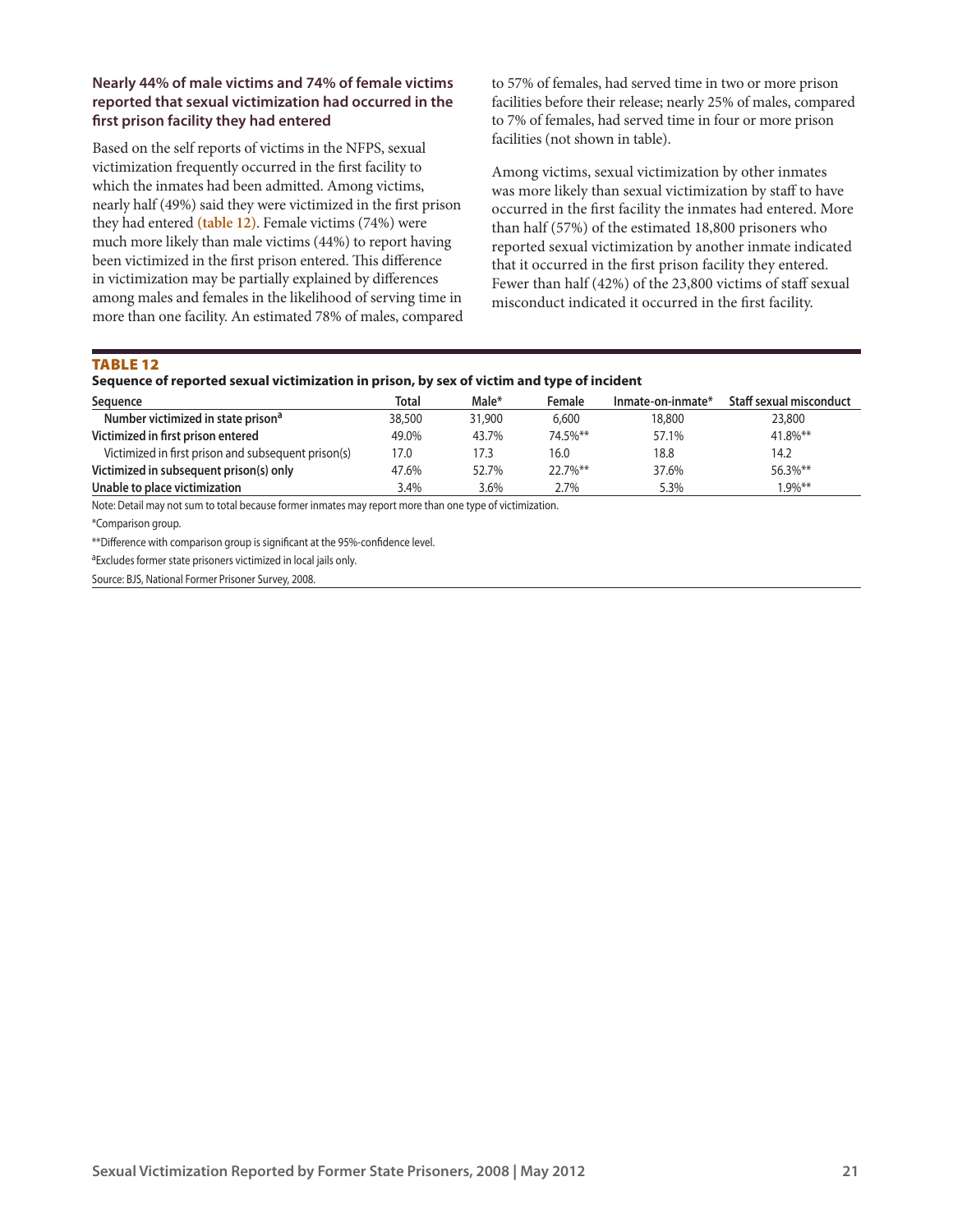### Nearly 44% of male victims and 74% of female victims reported that sexual victimization had occurred in the first prison facility they had entered

Based on the self reports of victims in the NFPS, sexual victimization frequently occurred in the first facility to which the inmates had been admitted. Among victims, nearly half (49%) said they were victimized in the first prison they had entered (table 12). Female victims (74%) were much more likely than male victims (44%) to report having been victimized in the first prison entered. This difference in victimization may be partially explained by differences among males and females in the likelihood of serving time in more than one facility. An estimated 78% of males, compared to 57% of females, had served time in two or more prison facilities before their release; nearly 25% of males, compared to 7% of females, had served time in four or more prison facilities (not shown in table).

Among victims, sexual victimization by other inmates was more likely than sexual victimization by staff to have occurred in the first facility the inmates had entered. More than half (57%) of the estimated 18,800 prisoners who reported sexual victimization by another inmate indicated that it occurred in the first prison facility they entered. Fewer than half (42%) of the 23,800 victims of staff sexual misconduct indicated it occurred in the first facility.

**TABLE 12**

**Sequence of reported sexual victimization in prison, by sex of victim and type of incident**

| Sequence | Total | Male* | Female | Inmate-on-inmate* | Staff sexual misconduct |
|---|---|---|---|---|---|
| Number victimized in state prison[a] | 38,500 | 31,900 | 6,600 | 18,800 | 23,800 |
| Victimized in first prison entered | 49.0% | 43.7% | 74.5%** | 57.1% | 41.8%** |
| Victimized in first prison and subsequent prison(s) | 17.0 | 17.3 | 16.0 | 18.8 | 14.2 |
| Victimized in subsequent prison(s) only | 47.6% | 52.7% | 22.7%** | 37.6% | 56.3%** |
| Unable to place victimization | 3.4% | 3.6% | 2.7% | 5.3% | 1.9%** |

Note: Detail may not sum to total because former inmates may report more than one type of victimization.

*Comparison group.

**Difference with comparison group is significant at the 95%-confidence level.

[a]Excludes former state prisoners victimized in local jails only.

Source: BJS, National Former Prisoner Survey, 2008.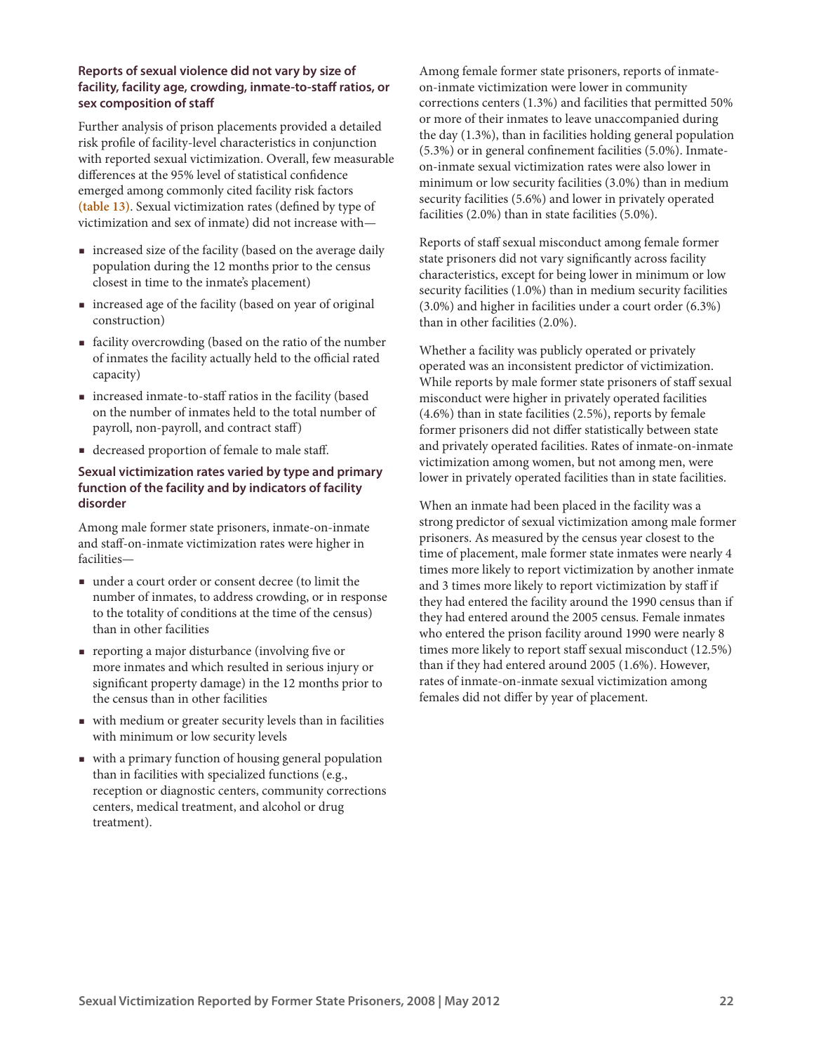### Reports of sexual violence did not vary by size of facility, facility age, crowding, inmate-to-staff ratios, or sex composition of staff

Further analysis of prison placements provided a detailed risk profile of facility-level characteristics in conjunction with reported sexual victimization. Overall, few measurable differences at the 95% level of statistical confidence emerged among commonly cited facility risk factors **(table 13)**. Sexual victimization rates (defined by type of victimization and sex of inmate) did not increase with—

- increased size of the facility (based on the average daily population during the 12 months prior to the census closest in time to the inmate's placement)
- increased age of the facility (based on year of original construction)
- facility overcrowding (based on the ratio of the number of inmates the facility actually held to the official rated capacity)
- increased inmate-to-staff ratios in the facility (based on the number of inmates held to the total number of payroll, non-payroll, and contract staff)
- decreased proportion of female to male staff.

### Sexual victimization rates varied by type and primary function of the facility and by indicators of facility disorder

Among male former state prisoners, inmate-on-inmate and staff-on-inmate victimization rates were higher in facilities—

- under a court order or consent decree (to limit the number of inmates, to address crowding, or in response to the totality of conditions at the time of the census) than in other facilities
- reporting a major disturbance (involving five or more inmates and which resulted in serious injury or significant property damage) in the 12 months prior to the census than in other facilities
- with medium or greater security levels than in facilities with minimum or low security levels
- with a primary function of housing general population than in facilities with specialized functions (e.g., reception or diagnostic centers, community corrections centers, medical treatment, and alcohol or drug treatment).

Among female former state prisoners, reports of inmate-on-inmate victimization were lower in community corrections centers (1.3%) and facilities that permitted 50% or more of their inmates to leave unaccompanied during the day (1.3%), than in facilities holding general population (5.3%) or in general confinement facilities (5.0%). Inmate-on-inmate sexual victimization rates were also lower in minimum or low security facilities (3.0%) than in medium security facilities (5.6%) and lower in privately operated facilities (2.0%) than in state facilities (5.0%).

Reports of staff sexual misconduct among female former state prisoners did not vary significantly across facility characteristics, except for being lower in minimum or low security facilities (1.0%) than in medium security facilities (3.0%) and higher in facilities under a court order (6.3%) than in other facilities (2.0%).

Whether a facility was publicly operated or privately operated was an inconsistent predictor of victimization. While reports by male former state prisoners of staff sexual misconduct were higher in privately operated facilities (4.6%) than in state facilities (2.5%), reports by female former prisoners did not differ statistically between state and privately operated facilities. Rates of inmate-on-inmate victimization among women, but not among men, were lower in privately operated facilities than in state facilities.

When an inmate had been placed in the facility was a strong predictor of sexual victimization among male former prisoners. As measured by the census year closest to the time of placement, male former state inmates were nearly 4 times more likely to report victimization by another inmate and 3 times more likely to report victimization by staff if they had entered the facility around the 1990 census than if they had entered around the 2005 census. Female inmates who entered the prison facility around 1990 were nearly 8 times more likely to report staff sexual misconduct (12.5%) than if they had entered around 2005 (1.6%). However, rates of inmate-on-inmate sexual victimization among females did not differ by year of placement.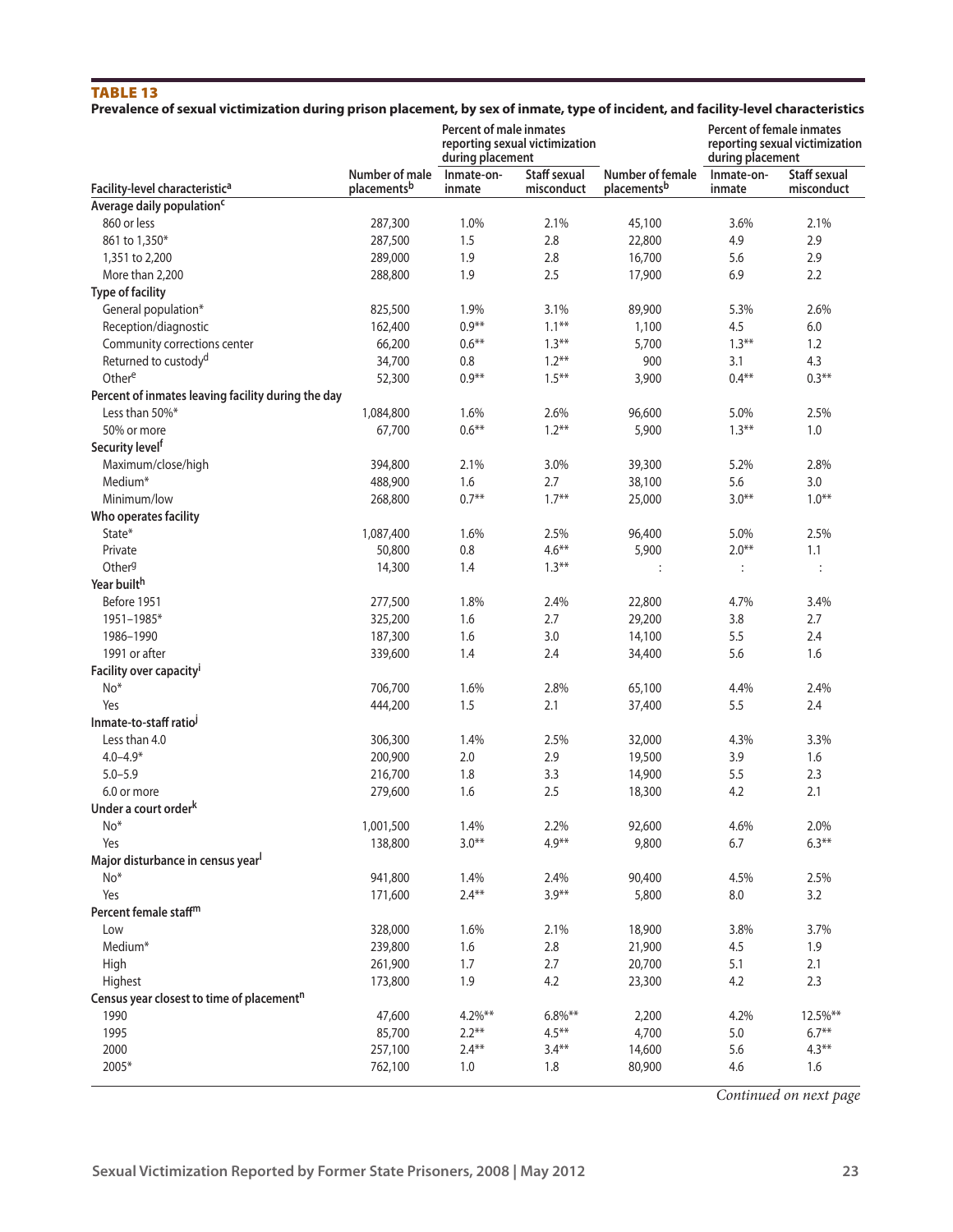## TABLE 13

**Prevalence of sexual victimization during prison placement, by sex of inmate, type of incident, and facility-level characteristics**

| Facility-level characteristic[a] | Number of male placements[b] | Percent of male inmates reporting sexual victimization during placement: Inmate-on-inmate | Percent of male inmates reporting sexual victimization during placement: Staff sexual misconduct | Number of female placements[b] | Percent of female inmates reporting sexual victimization during placement: Inmate-on-inmate | Percent of female inmates reporting sexual victimization during placement: Staff sexual misconduct |
|---|---|---|---|---|---|---|
| **Average daily population[c]** | | | | | | |
| 860 or less | 287,300 | 1.0% | 2.1% | 45,100 | 3.6% | 2.1% |
| 861 to 1,350* | 287,500 | 1.5 | 2.8 | 22,800 | 4.9 | 2.9 |
| 1,351 to 2,200 | 289,000 | 1.9 | 2.8 | 16,700 | 5.6 | 2.9 |
| More than 2,200 | 288,800 | 1.9 | 2.5 | 17,900 | 6.9 | 2.2 |
| **Type of facility** | | | | | | |
| General population* | 825,500 | 1.9% | 3.1% | 89,900 | 5.3% | 2.6% |
| Reception/diagnostic | 162,400 | 0.9** | 1.1** | 1,100 | 4.5 | 6.0 |
| Community corrections center | 66,200 | 0.6** | 1.3** | 5,700 | 1.3** | 1.2 |
| Returned to custody[d] | 34,700 | 0.8 | 1.2** | 900 | 3.1 | 4.3 |
| Other[e] | 52,300 | 0.9** | 1.5** | 3,900 | 0.4** | 0.3** |
| **Percent of inmates leaving facility during the day** | | | | | | |
| Less than 50%* | 1,084,800 | 1.6% | 2.6% | 96,600 | 5.0% | 2.5% |
| 50% or more | 67,700 | 0.6** | 1.2** | 5,900 | 1.3** | 1.0 |
| **Security level[f]** | | | | | | |
| Maximum/close/high | 394,800 | 2.1% | 3.0% | 39,300 | 5.2% | 2.8% |
| Medium* | 488,900 | 1.6 | 2.7 | 38,100 | 5.6 | 3.0 |
| Minimum/low | 268,800 | 0.7** | 1.7** | 25,000 | 3.0** | 1.0** |
| **Who operates facility** | | | | | | |
| State* | 1,087,400 | 1.6% | 2.5% | 96,400 | 5.0% | 2.5% |
| Private | 50,800 | 0.8 | 4.6** | 5,900 | 2.0** | 1.1 |
| Other[g] | 14,300 | 1.4 | 1.3** | : | : | : |
| **Year built[h]** | | | | | | |
| Before 1951 | 277,500 | 1.8% | 2.4% | 22,800 | 4.7% | 3.4% |
| 1951–1985* | 325,200 | 1.6 | 2.7 | 29,200 | 3.8 | 2.7 |
| 1986–1990 | 187,300 | 1.6 | 3.0 | 14,100 | 5.5 | 2.4 |
| 1991 or after | 339,600 | 1.4 | 2.4 | 34,400 | 5.6 | 1.6 |
| **Facility over capacity[i]** | | | | | | |
| No* | 706,700 | 1.6% | 2.8% | 65,100 | 4.4% | 2.4% |
| Yes | 444,200 | 1.5 | 2.1 | 37,400 | 5.5 | 2.4 |
| **Inmate-to-staff ratio[j]** | | | | | | |
| Less than 4.0 | 306,300 | 1.4% | 2.5% | 32,000 | 4.3% | 3.3% |
| 4.0–4.9* | 200,900 | 2.0 | 2.9 | 19,500 | 3.9 | 1.6 |
| 5.0–5.9 | 216,700 | 1.8 | 3.3 | 14,900 | 5.5 | 2.3 |
| 6.0 or more | 279,600 | 1.6 | 2.5 | 18,300 | 4.2 | 2.1 |
| **Under a court order[k]** | | | | | | |
| No* | 1,001,500 | 1.4% | 2.2% | 92,600 | 4.6% | 2.0% |
| Yes | 138,800 | 3.0** | 4.9** | 9,800 | 6.7 | 6.3** |
| **Major disturbance in census year[l]** | | | | | | |
| No* | 941,800 | 1.4% | 2.4% | 90,400 | 4.5% | 2.5% |
| Yes | 171,600 | 2.4** | 3.9** | 5,800 | 8.0 | 3.2 |
| **Percent female staff[m]** | | | | | | |
| Low | 328,000 | 1.6% | 2.1% | 18,900 | 3.8% | 3.7% |
| Medium* | 239,800 | 1.6 | 2.8 | 21,900 | 4.5 | 1.9 |
| High | 261,900 | 1.7 | 2.7 | 20,700 | 5.1 | 2.1 |
| Highest | 173,800 | 1.9 | 4.2 | 23,300 | 4.2 | 2.3 |
| **Census year closest to time of placement[n]** | | | | | | |
| 1990 | 47,600 | 4.2%** | 6.8%** | 2,200 | 4.2% | 12.5%** |
| 1995 | 85,700 | 2.2** | 4.5** | 4,700 | 5.0 | 6.7** |
| 2000 | 257,100 | 2.4** | 3.4** | 14,600 | 5.6 | 4.3** |
| 2005* | 762,100 | 1.0 | 1.8 | 80,900 | 4.6 | 1.6 |

*Continued on next page*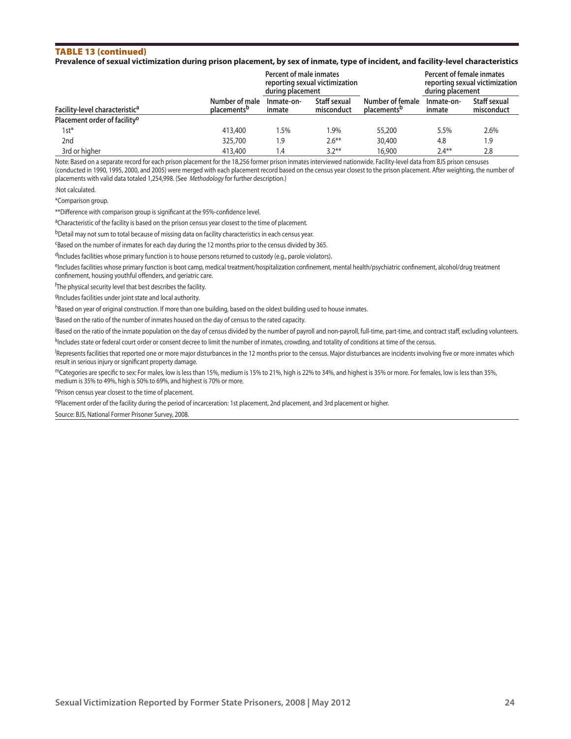## TABLE 13 (continued)

**Prevalence of sexual victimization during prison placement, by sex of inmate, type of incident, and facility-level characteristics**

| Facility-level characteristic[a] | Number of male placements[b] | Percent of male inmates reporting sexual victimization during placement | | Number of female placements[b] | Percent of female inmates reporting sexual victimization during placement | |
|---|---|---|---|---|---|---|
| | | Inmate-on-inmate | Staff sexual misconduct | | Inmate-on-inmate | Staff sexual misconduct |
| **Placement order of facility[o]** | | | | | | |
| 1st* | 413,400 | 1.5% | 1.9% | 55,200 | 5.5% | 2.6% |
| 2nd | 325,700 | 1.9 | 2.6** | 30,400 | 4.8 | 1.9 |
| 3rd or higher | 413,400 | 1.4 | 3.2** | 16,900 | 2.4** | 2.8 |

Note: Based on a separate record for each prison placement for the 18,256 former prison inmates interviewed nationwide. Facility-level data from BJS prison censuses (conducted in 1990, 1995, 2000, and 2005) were merged with each placement record based on the census year closest to the prison placement. After weighting, the number of placements with valid data totaled 1,254,998. (See *Methodology* for further description.)

:Not calculated.

*Comparison group.

**Difference with comparison group is significant at the 95%-confidence level.

[a]Characteristic of the facility is based on the prison census year closest to the time of placement.

[b]Detail may not sum to total because of missing data on facility characteristics in each census year.

[c]Based on the number of inmates for each day during the 12 months prior to the census divided by 365.

[d]Includes facilities whose primary function is to house persons returned to custody (e.g., parole violators).

[e]Includes facilities whose primary function is boot camp, medical treatment/hospitalization confinement, mental health/psychiatric confinement, alcohol/drug treatment confinement, housing youthful offenders, and geriatric care.

[f]The physical security level that best describes the facility.

[g]Includes facilities under joint state and local authority.

[h]Based on year of original construction. If more than one building, based on the oldest building used to house inmates.

[i]Based on the ratio of the number of inmates housed on the day of census to the rated capacity.

[j]Based on the ratio of the inmate population on the day of census divided by the number of payroll and non-payroll, full-time, part-time, and contract staff, excluding volunteers.

[k]Includes state or federal court order or consent decree to limit the number of inmates, crowding, and totality of conditions at time of the census.

[l]Represents facilities that reported one or more major disturbances in the 12 months prior to the census. Major disturbances are incidents involving five or more inmates which result in serious injury or significant property damage.

[m]Categories are specific to sex: For males, low is less than 15%, medium is 15% to 21%, high is 22% to 34%, and highest is 35% or more. For females, low is less than 35%, medium is 35% to 49%, high is 50% to 69%, and highest is 70% or more.

[n]Prison census year closest to the time of placement.

[o]Placement order of the facility during the period of incarceration: 1st placement, 2nd placement, and 3rd placement or higher.

Source: BJS, National Former Prisoner Survey, 2008.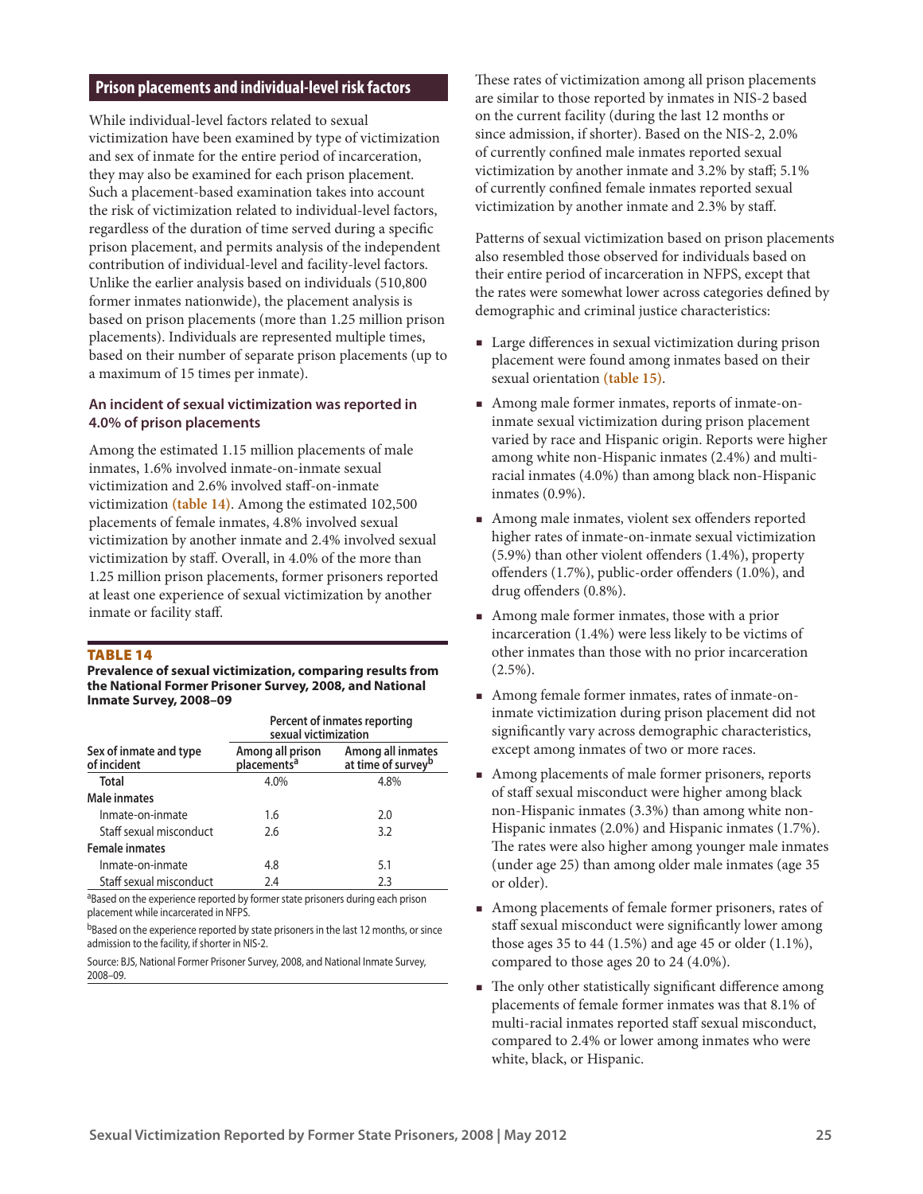## Prison placements and individual-level risk factors

While individual-level factors related to sexual victimization have been examined by type of victimization and sex of inmate for the entire period of incarceration, they may also be examined for each prison placement. Such a placement-based examination takes into account the risk of victimization related to individual-level factors, regardless of the duration of time served during a specific prison placement, and permits analysis of the independent contribution of individual-level and facility-level factors. Unlike the earlier analysis based on individuals (510,800 former inmates nationwide), the placement analysis is based on prison placements (more than 1.25 million prison placements). Individuals are represented multiple times, based on their number of separate prison placements (up to a maximum of 15 times per inmate).

### An incident of sexual victimization was reported in 4.0% of prison placements

Among the estimated 1.15 million placements of male inmates, 1.6% involved inmate-on-inmate sexual victimization and 2.6% involved staff-on-inmate victimization (table 14). Among the estimated 102,500 placements of female inmates, 4.8% involved sexual victimization by another inmate and 2.4% involved sexual victimization by staff. Overall, in 4.0% of the more than 1.25 million prison placements, former prisoners reported at least one experience of sexual victimization by another inmate or facility staff.

**TABLE 14**

**Prevalence of sexual victimization, comparing results from the National Former Prisoner Survey, 2008, and National Inmate Survey, 2008–09**

| | Percent of inmates reporting sexual victimization | |
|---|---|---|
| Sex of inmate and type of incident | Among all prison placements[a] | Among all inmates at time of survey[b] |
| **Total** | 4.0% | 4.8% |
| **Male inmates** | | |
| Inmate-on-inmate | 1.6 | 2.0 |
| Staff sexual misconduct | 2.6 | 3.2 |
| **Female inmates** | | |
| Inmate-on-inmate | 4.8 | 5.1 |
| Staff sexual misconduct | 2.4 | 2.3 |

[a]Based on the experience reported by former state prisoners during each prison placement while incarcerated in NFPS.

[b]Based on the experience reported by state prisoners in the last 12 months, or since admission to the facility, if shorter in NIS-2.

Source: BJS, National Former Prisoner Survey, 2008, and National Inmate Survey, 2008–09.

These rates of victimization among all prison placements are similar to those reported by inmates in NIS-2 based on the current facility (during the last 12 months or since admission, if shorter). Based on the NIS-2, 2.0% of currently confined male inmates reported sexual victimization by another inmate and 3.2% by staff; 5.1% of currently confined female inmates reported sexual victimization by another inmate and 2.3% by staff.

Patterns of sexual victimization based on prison placements also resembled those observed for individuals based on their entire period of incarceration in NFPS, except that the rates were somewhat lower across categories defined by demographic and criminal justice characteristics:

- Large differences in sexual victimization during prison placement were found among inmates based on their sexual orientation (table 15).
- Among male former inmates, reports of inmate-on-inmate sexual victimization during prison placement varied by race and Hispanic origin. Reports were higher among white non-Hispanic inmates (2.4%) and multi-racial inmates (4.0%) than among black non-Hispanic inmates (0.9%).
- Among male inmates, violent sex offenders reported higher rates of inmate-on-inmate sexual victimization (5.9%) than other violent offenders (1.4%), property offenders (1.7%), public-order offenders (1.0%), and drug offenders (0.8%).
- Among male former inmates, those with a prior incarceration (1.4%) were less likely to be victims of other inmates than those with no prior incarceration (2.5%).
- Among female former inmates, rates of inmate-on-inmate victimization during prison placement did not significantly vary across demographic characteristics, except among inmates of two or more races.
- Among placements of male former prisoners, reports of staff sexual misconduct were higher among black non-Hispanic inmates (3.3%) than among white non-Hispanic inmates (2.0%) and Hispanic inmates (1.7%). The rates were also higher among younger male inmates (under age 25) than among older male inmates (age 35 or older).
- Among placements of female former prisoners, rates of staff sexual misconduct were significantly lower among those ages 35 to 44 (1.5%) and age 45 or older (1.1%), compared to those ages 20 to 24 (4.0%).
- The only other statistically significant difference among placements of female former inmates was that 8.1% of multi-racial inmates reported staff sexual misconduct, compared to 2.4% or lower among inmates who were white, black, or Hispanic.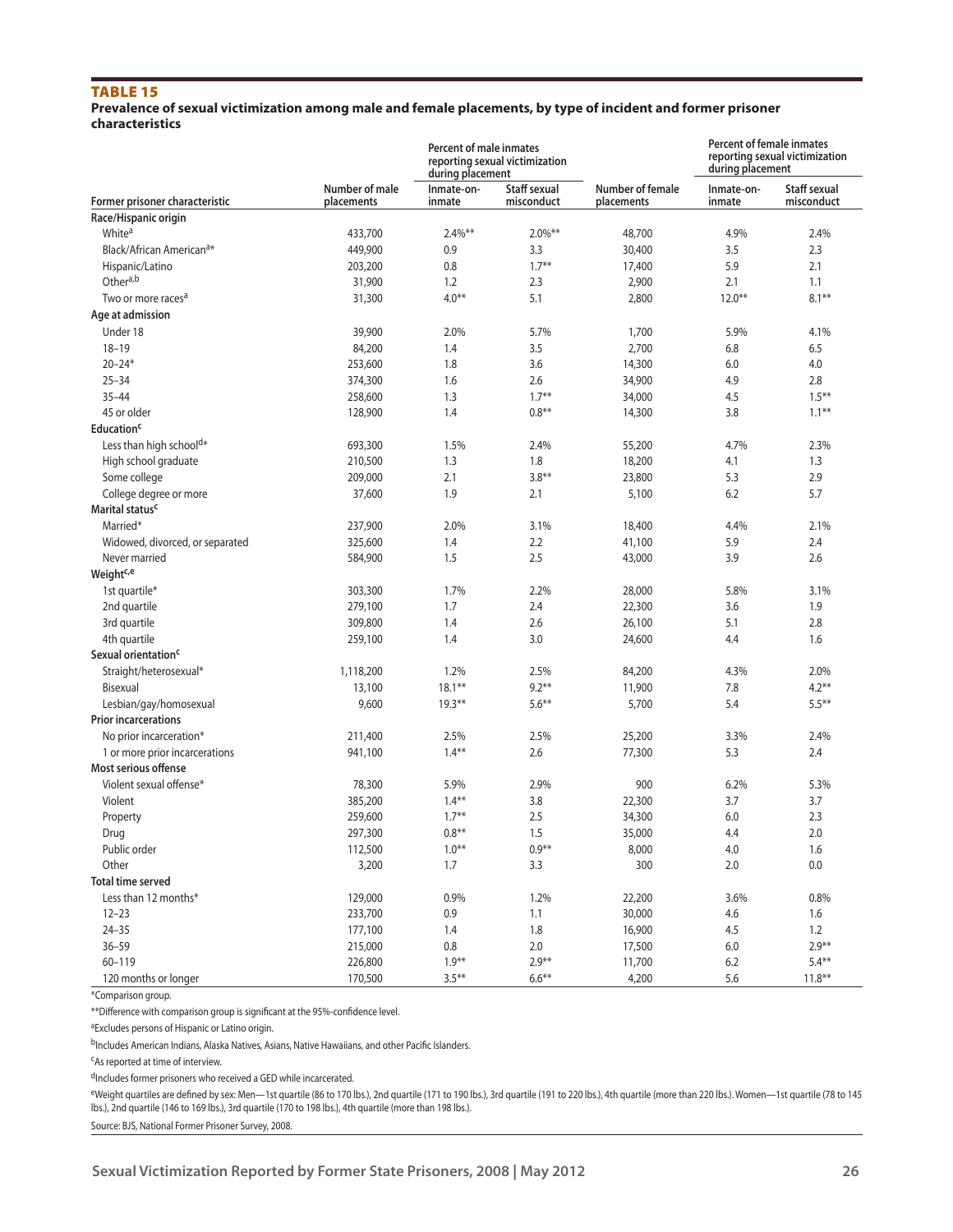## TABLE 15

### Prevalence of sexual victimization among male and female placements, by type of incident and former prisoner characteristics

| Former prisoner characteristic | Number of male placements | Percent of male inmates reporting sexual victimization during placement | | Number of female placements | Percent of female inmates reporting sexual victimization during placement | |
|---|---|---|---|---|---|---|
| | | Inmate-on-inmate | Staff sexual misconduct | | Inmate-on-inmate | Staff sexual misconduct |
| **Race/Hispanic origin** | | | | | | |
| White[a] | 433,700 | 2.4%** | 2.0%** | 48,700 | 4.9% | 2.4% |
| Black/African American[a]* | 449,900 | 0.9 | 3.3 | 30,400 | 3.5 | 2.3 |
| Hispanic/Latino | 203,200 | 0.8 | 1.7** | 17,400 | 5.9 | 2.1 |
| Other[a,b] | 31,900 | 1.2 | 2.3 | 2,900 | 2.1 | 1.1 |
| Two or more races[a] | 31,300 | 4.0** | 5.1 | 2,800 | 12.0** | 8.1** |
| **Age at admission** | | | | | | |
| Under 18 | 39,900 | 2.0% | 5.7% | 1,700 | 5.9% | 4.1% |
| 18–19 | 84,200 | 1.4 | 3.5 | 2,700 | 6.8 | 6.5 |
| 20–24* | 253,600 | 1.8 | 3.6 | 14,300 | 6.0 | 4.0 |
| 25–34 | 374,300 | 1.6 | 2.6 | 34,900 | 4.9 | 2.8 |
| 35–44 | 258,600 | 1.3 | 1.7** | 34,000 | 4.5 | 1.5** |
| 45 or older | 128,900 | 1.4 | 0.8** | 14,300 | 3.8 | 1.1** |
| **Education[c]** | | | | | | |
| Less than high school[d]* | 693,300 | 1.5% | 2.4% | 55,200 | 4.7% | 2.3% |
| High school graduate | 210,500 | 1.3 | 1.8 | 18,200 | 4.1 | 1.3 |
| Some college | 209,000 | 2.1 | 3.8** | 23,800 | 5.3 | 2.9 |
| College degree or more | 37,600 | 1.9 | 2.1 | 5,100 | 6.2 | 5.7 |
| **Marital status[c]** | | | | | | |
| Married* | 237,900 | 2.0% | 3.1% | 18,400 | 4.4% | 2.1% |
| Widowed, divorced, or separated | 325,600 | 1.4 | 2.2 | 41,100 | 5.9 | 2.4 |
| Never married | 584,900 | 1.5 | 2.5 | 43,000 | 3.9 | 2.6 |
| **Weight[c,e]** | | | | | | |
| 1st quartile* | 303,300 | 1.7% | 2.2% | 28,000 | 5.8% | 3.1% |
| 2nd quartile | 279,100 | 1.7 | 2.4 | 22,300 | 3.6 | 1.9 |
| 3rd quartile | 309,800 | 1.4 | 2.6 | 26,100 | 5.1 | 2.8 |
| 4th quartile | 259,100 | 1.4 | 3.0 | 24,600 | 4.4 | 1.6 |
| **Sexual orientation[c]** | | | | | | |
| Straight/heterosexual* | 1,118,200 | 1.2% | 2.5% | 84,200 | 4.3% | 2.0% |
| Bisexual | 13,100 | 18.1** | 9.2** | 11,900 | 7.8 | 4.2** |
| Lesbian/gay/homosexual | 9,600 | 19.3** | 5.6** | 5,700 | 5.4 | 5.5** |
| **Prior incarcerations** | | | | | | |
| No prior incarceration* | 211,400 | 2.5% | 2.5% | 25,200 | 3.3% | 2.4% |
| 1 or more prior incarcerations | 941,100 | 1.4** | 2.6 | 77,300 | 5.3 | 2.4 |
| **Most serious offense** | | | | | | |
| Violent sexual offense* | 78,300 | 5.9% | 2.9% | 900 | 6.2% | 5.3% |
| Violent | 385,200 | 1.4** | 3.8 | 22,300 | 3.7 | 3.7 |
| Property | 259,600 | 1.7** | 2.5 | 34,300 | 6.0 | 2.3 |
| Drug | 297,300 | 0.8** | 1.5 | 35,000 | 4.4 | 2.0 |
| Public order | 112,500 | 1.0** | 0.9** | 8,000 | 4.0 | 1.6 |
| Other | 3,200 | 1.7 | 3.3 | 300 | 2.0 | 0.0 |
| **Total time served** | | | | | | |
| Less than 12 months* | 129,000 | 0.9% | 1.2% | 22,200 | 3.6% | 0.8% |
| 12–23 | 233,700 | 0.9 | 1.1 | 30,000 | 4.6 | 1.6 |
| 24–35 | 177,100 | 1.4 | 1.8 | 16,900 | 4.5 | 1.2 |
| 36–59 | 215,000 | 0.8 | 2.0 | 17,500 | 6.0 | 2.9** |
| 60–119 | 226,800 | 1.9** | 2.9** | 11,700 | 6.2 | 5.4** |
| 120 months or longer | 170,500 | 3.5** | 6.6** | 4,200 | 5.6 | 11.8** |

*Comparison group.

**Difference with comparison group is significant at the 95%-confidence level.

[a]Excludes persons of Hispanic or Latino origin.

[b]Includes American Indians, Alaska Natives, Asians, Native Hawaiians, and other Pacific Islanders.

[c]As reported at time of interview.

[d]Includes former prisoners who received a GED while incarcerated.

[e]Weight quartiles are defined by sex: Men—1st quartile (86 to 170 lbs.), 2nd quartile (171 to 190 lbs.), 3rd quartile (191 to 220 lbs.), 4th quartile (more than 220 lbs.). Women—1st quartile (78 to 145 lbs.), 2nd quartile (146 to 169 lbs.), 3rd quartile (170 to 198 lbs.), 4th quartile (more than 198 lbs.).

Source: BJS, National Former Prisoner Survey, 2008.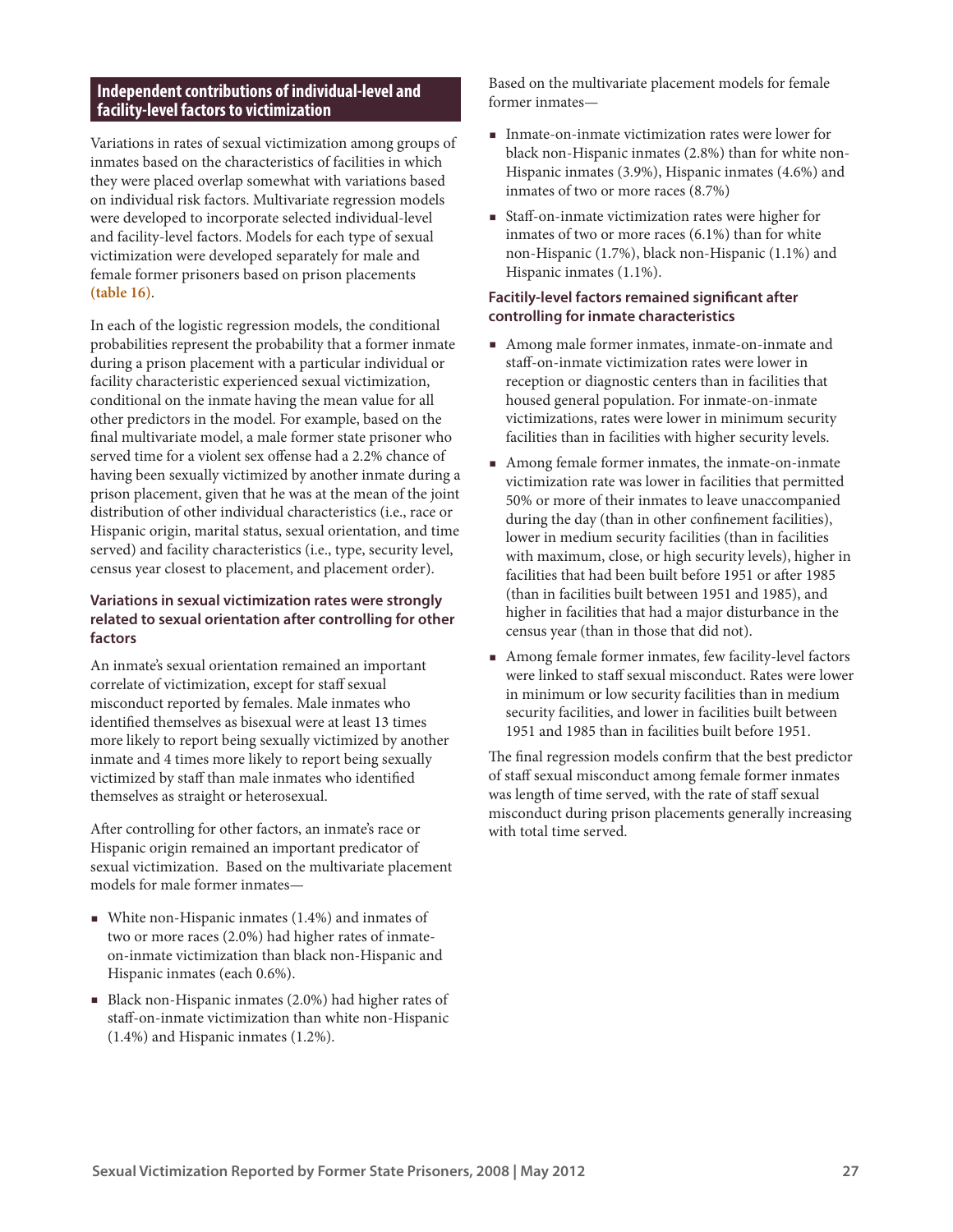## Independent contributions of individual-level and facility-level factors to victimization

Variations in rates of sexual victimization among groups of inmates based on the characteristics of facilities in which they were placed overlap somewhat with variations based on individual risk factors. Multivariate regression models were developed to incorporate selected individual-level and facility-level factors. Models for each type of sexual victimization were developed separately for male and female former prisoners based on prison placements **(table 16)**.

In each of the logistic regression models, the conditional probabilities represent the probability that a former inmate during a prison placement with a particular individual or facility characteristic experienced sexual victimization, conditional on the inmate having the mean value for all other predictors in the model. For example, based on the final multivariate model, a male former state prisoner who served time for a violent sex offense had a 2.2% chance of having been sexually victimized by another inmate during a prison placement, given that he was at the mean of the joint distribution of other individual characteristics (i.e., race or Hispanic origin, marital status, sexual orientation, and time served) and facility characteristics (i.e., type, security level, census year closest to placement, and placement order).

### Variations in sexual victimization rates were strongly related to sexual orientation after controlling for other factors

An inmate's sexual orientation remained an important correlate of victimization, except for staff sexual misconduct reported by females. Male inmates who identified themselves as bisexual were at least 13 times more likely to report being sexually victimized by another inmate and 4 times more likely to report being sexually victimized by staff than male inmates who identified themselves as straight or heterosexual.

After controlling for other factors, an inmate's race or Hispanic origin remained an important predicator of sexual victimization. Based on the multivariate placement models for male former inmates—

- White non-Hispanic inmates (1.4%) and inmates of two or more races (2.0%) had higher rates of inmate-on-inmate victimization than black non-Hispanic and Hispanic inmates (each 0.6%).
- Black non-Hispanic inmates (2.0%) had higher rates of staff-on-inmate victimization than white non-Hispanic (1.4%) and Hispanic inmates (1.2%).

Based on the multivariate placement models for female former inmates—

- Inmate-on-inmate victimization rates were lower for black non-Hispanic inmates (2.8%) than for white non-Hispanic inmates (3.9%), Hispanic inmates (4.6%) and inmates of two or more races (8.7%)
- Staff-on-inmate victimization rates were higher for inmates of two or more races (6.1%) than for white non-Hispanic (1.7%), black non-Hispanic (1.1%) and Hispanic inmates (1.1%).

### Facitily-level factors remained significant after controlling for inmate characteristics

- Among male former inmates, inmate-on-inmate and staff-on-inmate victimization rates were lower in reception or diagnostic centers than in facilities that housed general population. For inmate-on-inmate victimizations, rates were lower in minimum security facilities than in facilities with higher security levels.
- Among female former inmates, the inmate-on-inmate victimization rate was lower in facilities that permitted 50% or more of their inmates to leave unaccompanied during the day (than in other confinement facilities), lower in medium security facilities (than in facilities with maximum, close, or high security levels), higher in facilities that had been built before 1951 or after 1985 (than in facilities built between 1951 and 1985), and higher in facilities that had a major disturbance in the census year (than in those that did not).
- Among female former inmates, few facility-level factors were linked to staff sexual misconduct. Rates were lower in minimum or low security facilities than in medium security facilities, and lower in facilities built between 1951 and 1985 than in facilities built before 1951.

The final regression models confirm that the best predictor of staff sexual misconduct among female former inmates was length of time served, with the rate of staff sexual misconduct during prison placements generally increasing with total time served.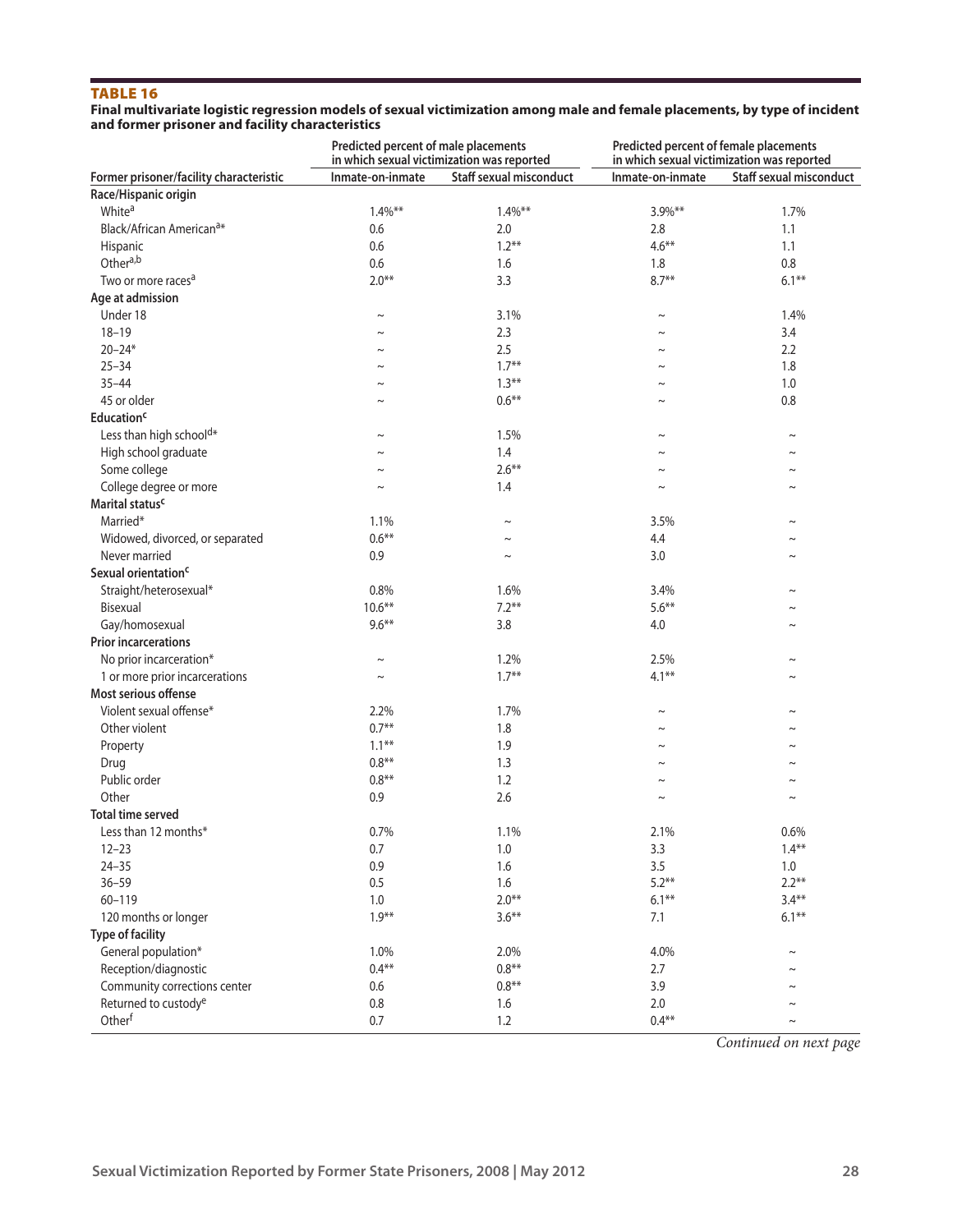## TABLE 16

**Final multivariate logistic regression models of sexual victimization among male and female placements, by type of incident and former prisoner and facility characteristics**

| Former prisoner/facility characteristic | Predicted percent of male placements in which sexual victimization was reported | | Predicted percent of female placements in which sexual victimization was reported | |
|---|---|---|---|---|
| | Inmate-on-inmate | Staff sexual misconduct | Inmate-on-inmate | Staff sexual misconduct |
| **Race/Hispanic origin** | | | | |
| White[a] | 1.4%** | 1.4%** | 3.9%** | 1.7% |
| Black/African American[a]* | 0.6 | 2.0 | 2.8 | 1.1 |
| Hispanic | 0.6 | 1.2** | 4.6** | 1.1 |
| Other[a,b] | 0.6 | 1.6 | 1.8 | 0.8 |
| Two or more races[a] | 2.0** | 3.3 | 8.7** | 6.1** |
| **Age at admission** | | | | |
| Under 18 | ~ | 3.1% | ~ | 1.4% |
| 18–19 | ~ | 2.3 | ~ | 3.4 |
| 20–24* | ~ | 2.5 | ~ | 2.2 |
| 25–34 | ~ | 1.7** | ~ | 1.8 |
| 35–44 | ~ | 1.3** | ~ | 1.0 |
| 45 or older | ~ | 0.6** | ~ | 0.8 |
| **Education[c]** | | | | |
| Less than high school[d]* | ~ | 1.5% | ~ | ~ |
| High school graduate | ~ | 1.4 | ~ | ~ |
| Some college | ~ | 2.6** | ~ | ~ |
| College degree or more | ~ | 1.4 | ~ | ~ |
| **Marital status[c]** | | | | |
| Married* | 1.1% | ~ | 3.5% | ~ |
| Widowed, divorced, or separated | 0.6** | ~ | 4.4 | ~ |
| Never married | 0.9 | ~ | 3.0 | ~ |
| **Sexual orientation[c]** | | | | |
| Straight/heterosexual* | 0.8% | 1.6% | 3.4% | ~ |
| Bisexual | 10.6** | 7.2** | 5.6** | ~ |
| Gay/homosexual | 9.6** | 3.8 | 4.0 | ~ |
| **Prior incarcerations** | | | | |
| No prior incarceration* | ~ | 1.2% | 2.5% | ~ |
| 1 or more prior incarcerations | ~ | 1.7** | 4.1** | ~ |
| **Most serious offense** | | | | |
| Violent sexual offense* | 2.2% | 1.7% | ~ | ~ |
| Other violent | 0.7** | 1.8 | ~ | ~ |
| Property | 1.1** | 1.9 | ~ | ~ |
| Drug | 0.8** | 1.3 | ~ | ~ |
| Public order | 0.8** | 1.2 | ~ | ~ |
| Other | 0.9 | 2.6 | ~ | ~ |
| **Total time served** | | | | |
| Less than 12 months* | 0.7% | 1.1% | 2.1% | 0.6% |
| 12–23 | 0.7 | 1.0 | 3.3 | 1.4** |
| 24–35 | 0.9 | 1.6 | 3.5 | 1.0 |
| 36–59 | 0.5 | 1.6 | 5.2** | 2.2** |
| 60–119 | 1.0 | 2.0** | 6.1** | 3.4** |
| 120 months or longer | 1.9** | 3.6** | 7.1 | 6.1** |
| **Type of facility** | | | | |
| General population* | 1.0% | 2.0% | 4.0% | ~ |
| Reception/diagnostic | 0.4** | 0.8** | 2.7 | ~ |
| Community corrections center | 0.6 | 0.8** | 3.9 | ~ |
| Returned to custody[e] | 0.8 | 1.6 | 2.0 | ~ |
| Other[f] | 0.7 | 1.2 | 0.4** | ~ |

*Continued on next page*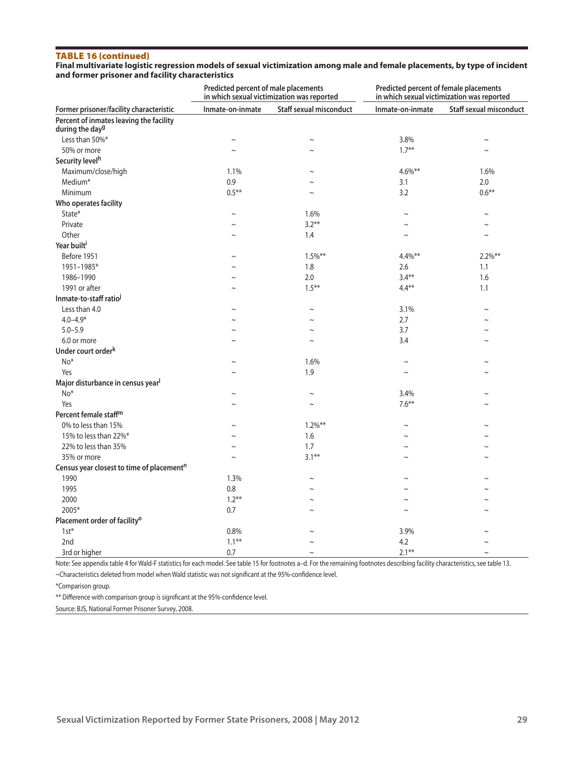**TABLE 16 (continued)**

**Final multivariate logistic regression models of sexual victimization among male and female placements, by type of incident and former prisoner and facility characteristics**

| Former prisoner/facility characteristic | Predicted percent of male placements in which sexual victimization was reported | | Predicted percent of female placements in which sexual victimization was reported | |
|---|---|---|---|---|
| | Inmate-on-inmate | Staff sexual misconduct | Inmate-on-inmate | Staff sexual misconduct |
| **Percent of inmates leaving the facility during the day[g]** | | | | |
| Less than 50%* | ~ | ~ | 3.8% | ~ |
| 50% or more | ~ | ~ | 1.7** | ~ |
| **Security level[h]** | | | | |
| Maximum/close/high | 1.1% | ~ | 4.6%** | 1.6% |
| Medium* | 0.9 | ~ | 3.1 | 2.0 |
| Minimum | 0.5** | ~ | 3.2 | 0.6** |
| **Who operates facility** | | | | |
| State* | ~ | 1.6% | ~ | ~ |
| Private | ~ | 3.2** | ~ | ~ |
| Other | ~ | 1.4 | ~ | ~ |
| **Year built[i]** | | | | |
| Before 1951 | ~ | 1.5%** | 4.4%** | 2.2%** |
| 1951–1985* | ~ | 1.8 | 2.6 | 1.1 |
| 1986–1990 | ~ | 2.0 | 3.4** | 1.6 |
| 1991 or after | ~ | 1.5** | 4.4** | 1.1 |
| **Inmate-to-staff ratio[j]** | | | | |
| Less than 4.0 | ~ | ~ | 3.1% | ~ |
| 4.0–4.9* | ~ | ~ | 2.7 | ~ |
| 5.0–5.9 | ~ | ~ | 3.7 | ~ |
| 6.0 or more | ~ | ~ | 3.4 | ~ |
| **Under court order[k]** | | | | |
| No* | ~ | 1.6% | ~ | ~ |
| Yes | ~ | 1.9 | ~ | ~ |
| **Major disturbance in census year[l]** | | | | |
| No* | ~ | ~ | 3.4% | ~ |
| Yes | ~ | ~ | 7.6** | ~ |
| **Percent female staff[m]** | | | | |
| 0% to less than 15% | ~ | 1.2%** | ~ | ~ |
| 15% to less than 22%* | ~ | 1.6 | ~ | ~ |
| 22% to less than 35% | ~ | 1.7 | ~ | ~ |
| 35% or more | ~ | 3.1** | ~ | ~ |
| **Census year closest to time of placement[n]** | | | | |
| 1990 | 1.3% | ~ | ~ | ~ |
| 1995 | 0.8 | ~ | ~ | ~ |
| 2000 | 1.2** | ~ | ~ | ~ |
| 2005* | 0.7 | ~ | ~ | ~ |
| **Placement order of facility[o]** | | | | |
| 1st* | 0.8% | ~ | 3.9% | ~ |
| 2nd | 1.1** | ~ | 4.2 | ~ |
| 3rd or higher | 0.7 | ~ | 2.1** | ~ |

Note: See appendix table 4 for Wald-F statistics for each model. See table 15 for footnotes a–d. For the remaining footnotes describing facility characteristics, see table 13.

~Characteristics deleted from model when Wald statistic was not significant at the 95%-confidence level.

*Comparison group.

** Difference with comparison group is significant at the 95%-confidence level.

Source: BJS, National Former Prisoner Survey, 2008.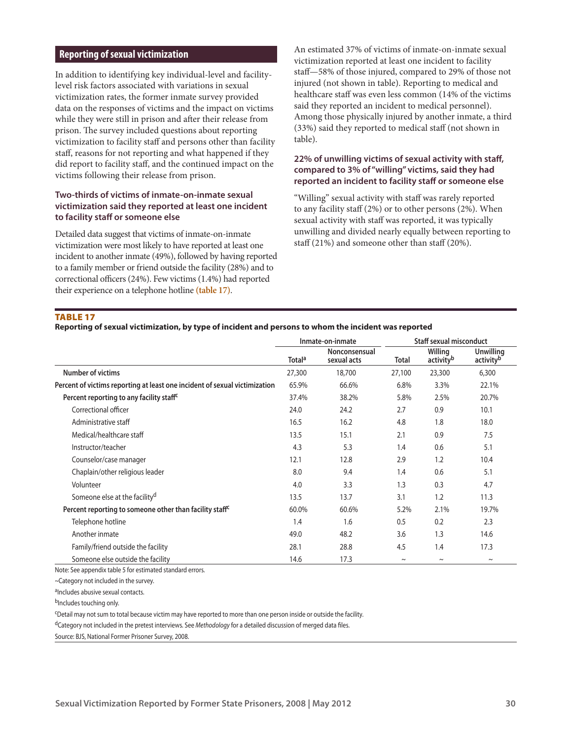## Reporting of sexual victimization

In addition to identifying key individual-level and facility-level risk factors associated with variations in sexual victimization rates, the former inmate survey provided data on the responses of victims and the impact on victims while they were still in prison and after their release from prison. The survey included questions about reporting victimization to facility staff and persons other than facility staff, reasons for not reporting and what happened if they did report to facility staff, and the continued impact on the victims following their release from prison.

### Two-thirds of victims of inmate-on-inmate sexual victimization said they reported at least one incident to facility staff or someone else

Detailed data suggest that victims of inmate-on-inmate victimization were most likely to have reported at least one incident to another inmate (49%), followed by having reported to a family member or friend outside the facility (28%) and to correctional officers (24%). Few victims (1.4%) had reported their experience on a telephone hotline (table 17).

An estimated 37% of victims of inmate-on-inmate sexual victimization reported at least one incident to facility staff—58% of those injured, compared to 29% of those not injured (not shown in table). Reporting to medical and healthcare staff was even less common (14% of the victims said they reported an incident to medical personnel). Among those physically injured by another inmate, a third (33%) said they reported to medical staff (not shown in table).

### 22% of unwilling victims of sexual activity with staff, compared to 3% of "willing" victims, said they had reported an incident to facility staff or someone else

"Willing" sexual activity with staff was rarely reported to any facility staff (2%) or to other persons (2%). When sexual activity with staff was reported, it was typically unwilling and divided nearly equally between reporting to staff (21%) and someone other than staff (20%).

**TABLE 17**

**Reporting of sexual victimization, by type of incident and persons to whom the incident was reported**

| | Inmate-on-inmate | | Staff sexual misconduct | | |
|---|---|---|---|---|---|
| | Total[a] | Nonconsensual sexual acts | Total | Willing activity[b] | Unwilling activity[b] |
| Number of victims | 27,300 | 18,700 | 27,100 | 23,300 | 6,300 |
| Percent of victims reporting at least one incident of sexual victimization | 65.9% | 66.6% | 6.8% | 3.3% | 22.1% |
| Percent reporting to any facility staff[c] | 37.4% | 38.2% | 5.8% | 2.5% | 20.7% |
| Correctional officer | 24.0 | 24.2 | 2.7 | 0.9 | 10.1 |
| Administrative staff | 16.5 | 16.2 | 4.8 | 1.8 | 18.0 |
| Medical/healthcare staff | 13.5 | 15.1 | 2.1 | 0.9 | 7.5 |
| Instructor/teacher | 4.3 | 5.3 | 1.4 | 0.6 | 5.1 |
| Counselor/case manager | 12.1 | 12.8 | 2.9 | 1.2 | 10.4 |
| Chaplain/other religious leader | 8.0 | 9.4 | 1.4 | 0.6 | 5.1 |
| Volunteer | 4.0 | 3.3 | 1.3 | 0.3 | 4.7 |
| Someone else at the facility[d] | 13.5 | 13.7 | 3.1 | 1.2 | 11.3 |
| Percent reporting to someone other than facility staff[c] | 60.0% | 60.6% | 5.2% | 2.1% | 19.7% |
| Telephone hotline | 1.4 | 1.6 | 0.5 | 0.2 | 2.3 |
| Another inmate | 49.0 | 48.2 | 3.6 | 1.3 | 14.6 |
| Family/friend outside the facility | 28.1 | 28.8 | 4.5 | 1.4 | 17.3 |
| Someone else outside the facility | 14.6 | 17.3 | ~ | ~ | ~ |

Note: See appendix table 5 for estimated standard errors.

~Category not included in the survey.

[a]Includes abusive sexual contacts.

[b]Includes touching only.

[c]Detail may not sum to total because victim may have reported to more than one person inside or outside the facility.

[d]Category not included in the pretest interviews. See *Methodology* for a detailed discussion of merged data files.

Source: BJS, National Former Prisoner Survey, 2008.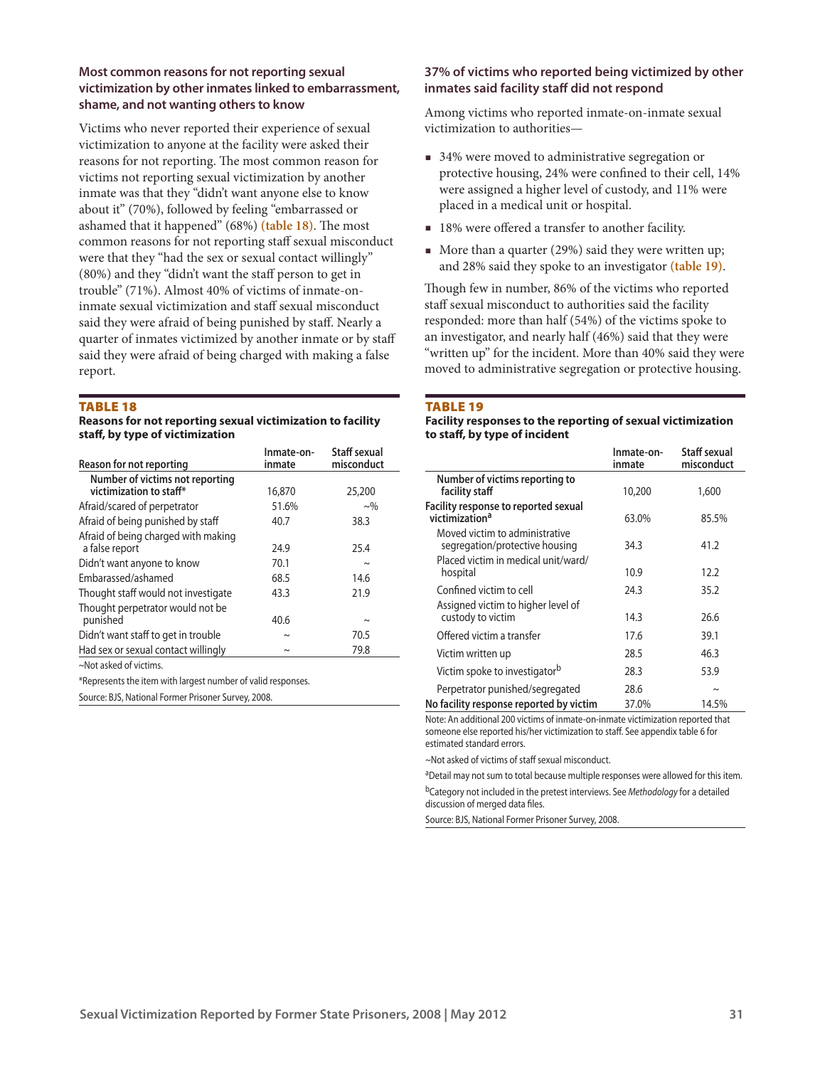### Most common reasons for not reporting sexual victimization by other inmates linked to embarrassment, shame, and not wanting others to know

Victims who never reported their experience of sexual victimization to anyone at the facility were asked their reasons for not reporting. The most common reason for victims not reporting sexual victimization by another inmate was that they "didn't want anyone else to know about it" (70%), followed by feeling "embarrassed or ashamed that it happened" (68%) **(table 18)**. The most common reasons for not reporting staff sexual misconduct were that they "had the sex or sexual contact willingly" (80%) and they "didn't want the staff person to get in trouble" (71%). Almost 40% of victims of inmate-on-inmate sexual victimization and staff sexual misconduct said they were afraid of being punished by staff. Nearly a quarter of inmates victimized by another inmate or by staff said they were afraid of being charged with making a false report.

**TABLE 18**
**Reasons for not reporting sexual victimization to facility staff, by type of victimization**

| Reason for not reporting | Inmate-on-inmate | Staff sexual misconduct |
|---|---|---|
| Number of victims not reporting victimization to staff* | 16,870 | 25,200 |
| Afraid/scared of perpetrator | 51.6% | ~% |
| Afraid of being punished by staff | 40.7 | 38.3 |
| Afraid of being charged with making a false report | 24.9 | 25.4 |
| Didn't want anyone to know | 70.1 | ~ |
| Embarassed/ashamed | 68.5 | 14.6 |
| Thought staff would not investigate | 43.3 | 21.9 |
| Thought perpetrator would not be punished | 40.6 | ~ |
| Didn't want staff to get in trouble | ~ | 70.5 |
| Had sex or sexual contact willingly | ~ | 79.8 |

~Not asked of victims.

*Represents the item with largest number of valid responses.

Source: BJS, National Former Prisoner Survey, 2008.

### 37% of victims who reported being victimized by other inmates said facility staff did not respond

Among victims who reported inmate-on-inmate sexual victimization to authorities—

- 34% were moved to administrative segregation or protective housing, 24% were confined to their cell, 14% were assigned a higher level of custody, and 11% were placed in a medical unit or hospital.
- 18% were offered a transfer to another facility.
- More than a quarter (29%) said they were written up; and 28% said they spoke to an investigator **(table 19)**.

Though few in number, 86% of the victims who reported staff sexual misconduct to authorities said the facility responded: more than half (54%) of the victims spoke to an investigator, and nearly half (46%) said that they were "written up" for the incident. More than 40% said they were moved to administrative segregation or protective housing.

**TABLE 19**
**Facility responses to the reporting of sexual victimization to staff, by type of incident**

| | Inmate-on-inmate | Staff sexual misconduct |
|---|---|---|
| Number of victims reporting to facility staff | 10,200 | 1,600 |
| Facility response to reported sexual victimization[a] | 63.0% | 85.5% |
| Moved victim to administrative segregation/protective housing | 34.3 | 41.2 |
| Placed victim in medical unit/ward/hospital | 10.9 | 12.2 |
| Confined victim to cell | 24.3 | 35.2 |
| Assigned victim to higher level of custody to victim | 14.3 | 26.6 |
| Offered victim a transfer | 17.6 | 39.1 |
| Victim written up | 28.5 | 46.3 |
| Victim spoke to investigator[b] | 28.3 | 53.9 |
| Perpetrator punished/segregated | 28.6 | ~ |
| No facility response reported by victim | 37.0% | 14.5% |

Note: An additional 200 victims of inmate-on-inmate victimization reported that someone else reported his/her victimization to staff. See appendix table 6 for estimated standard errors.

~Not asked of victims of staff sexual misconduct.

[a]Detail may not sum to total because multiple responses were allowed for this item.

[b]Category not included in the pretest interviews. See *Methodology* for a detailed discussion of merged data files.

Source: BJS, National Former Prisoner Survey, 2008.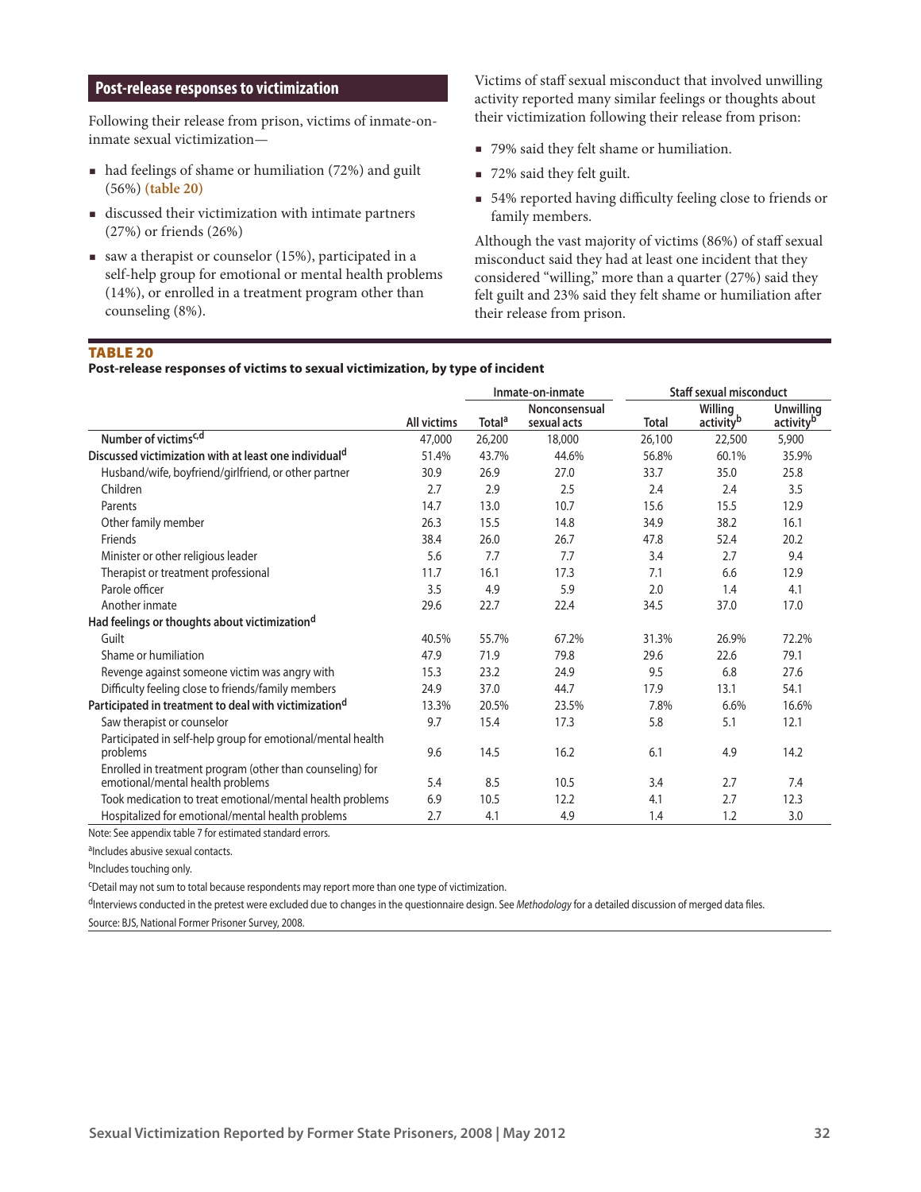## Post-release responses to victimization

Following their release from prison, victims of inmate-on-inmate sexual victimization—

- had feelings of shame or humiliation (72%) and guilt (56%) **(table 20)**
- discussed their victimization with intimate partners (27%) or friends (26%)
- saw a therapist or counselor (15%), participated in a self-help group for emotional or mental health problems (14%), or enrolled in a treatment program other than counseling (8%).

Victims of staff sexual misconduct that involved unwilling activity reported many similar feelings or thoughts about their victimization following their release from prison:

- 79% said they felt shame or humiliation.
- 72% said they felt guilt.
- 54% reported having difficulty feeling close to friends or family members.

Although the vast majority of victims (86%) of staff sexual misconduct said they had at least one incident that they considered "willing," more than a quarter (27%) said they felt guilt and 23% said they felt shame or humiliation after their release from prison.

**TABLE 20**
**Post-release responses of victims to sexual victimization, by type of incident**

| | | Inmate-on-inmate | | Staff sexual misconduct | | |
|---|---|---|---|---|---|---|
| | All victims | Total[a] | Nonconsensual sexual acts | Total | Willing activity[b] | Unwilling activity[b] |
| Number of victims[c,d] | 47,000 | 26,200 | 18,000 | 26,100 | 22,500 | 5,900 |
| **Discussed victimization with at least one individual[d]** | 51.4% | 43.7% | 44.6% | 56.8% | 60.1% | 35.9% |
| Husband/wife, boyfriend/girlfriend, or other partner | 30.9 | 26.9 | 27.0 | 33.7 | 35.0 | 25.8 |
| Children | 2.7 | 2.9 | 2.5 | 2.4 | 2.4 | 3.5 |
| Parents | 14.7 | 13.0 | 10.7 | 15.6 | 15.5 | 12.9 |
| Other family member | 26.3 | 15.5 | 14.8 | 34.9 | 38.2 | 16.1 |
| Friends | 38.4 | 26.0 | 26.7 | 47.8 | 52.4 | 20.2 |
| Minister or other religious leader | 5.6 | 7.7 | 7.7 | 3.4 | 2.7 | 9.4 |
| Therapist or treatment professional | 11.7 | 16.1 | 17.3 | 7.1 | 6.6 | 12.9 |
| Parole officer | 3.5 | 4.9 | 5.9 | 2.0 | 1.4 | 4.1 |
| Another inmate | 29.6 | 22.7 | 22.4 | 34.5 | 37.0 | 17.0 |
| **Had feelings or thoughts about victimization[d]** | | | | | | |
| Guilt | 40.5% | 55.7% | 67.2% | 31.3% | 26.9% | 72.2% |
| Shame or humiliation | 47.9 | 71.9 | 79.8 | 29.6 | 22.6 | 79.1 |
| Revenge against someone victim was angry with | 15.3 | 23.2 | 24.9 | 9.5 | 6.8 | 27.6 |
| Difficulty feeling close to friends/family members | 24.9 | 37.0 | 44.7 | 17.9 | 13.1 | 54.1 |
| **Participated in treatment to deal with victimization[d]** | 13.3% | 20.5% | 23.5% | 7.8% | 6.6% | 16.6% |
| Saw therapist or counselor | 9.7 | 15.4 | 17.3 | 5.8 | 5.1 | 12.1 |
| Participated in self-help group for emotional/mental health problems | 9.6 | 14.5 | 16.2 | 6.1 | 4.9 | 14.2 |
| Enrolled in treatment program (other than counseling) for emotional/mental health problems | 5.4 | 8.5 | 10.5 | 3.4 | 2.7 | 7.4 |
| Took medication to treat emotional/mental health problems | 6.9 | 10.5 | 12.2 | 4.1 | 2.7 | 12.3 |
| Hospitalized for emotional/mental health problems | 2.7 | 4.1 | 4.9 | 1.4 | 1.2 | 3.0 |

Note: See appendix table 7 for estimated standard errors.

[a]Includes abusive sexual contacts.

[b]Includes touching only.

[c]Detail may not sum to total because respondents may report more than one type of victimization.

[d]Interviews conducted in the pretest were excluded due to changes in the questionnaire design. See *Methodology* for a detailed discussion of merged data files.

Source: BJS, National Former Prisoner Survey, 2008.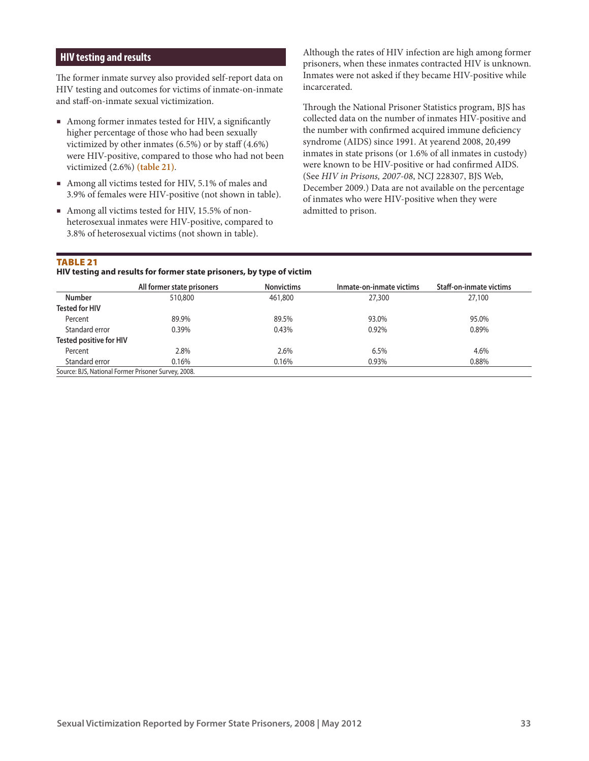## HIV testing and results

The former inmate survey also provided self-report data on HIV testing and outcomes for victims of inmate-on-inmate and staff-on-inmate sexual victimization.

- Among former inmates tested for HIV, a significantly higher percentage of those who had been sexually victimized by other inmates (6.5%) or by staff (4.6%) were HIV-positive, compared to those who had not been victimized (2.6%) **(table 21)**.
- Among all victims tested for HIV, 5.1% of males and 3.9% of females were HIV-positive (not shown in table).
- Among all victims tested for HIV, 15.5% of non-heterosexual inmates were HIV-positive, compared to 3.8% of heterosexual victims (not shown in table).

Although the rates of HIV infection are high among former prisoners, when these inmates contracted HIV is unknown. Inmates were not asked if they became HIV-positive while incarcerated.

Through the National Prisoner Statistics program, BJS has collected data on the number of inmates HIV-positive and the number with confirmed acquired immune deficiency syndrome (AIDS) since 1991. At yearend 2008, 20,499 inmates in state prisons (or 1.6% of all inmates in custody) were known to be HIV-positive or had confirmed AIDS. (See *HIV in Prisons, 2007-08*, NCJ 228307, BJS Web, December 2009.) Data are not available on the percentage of inmates who were HIV-positive when they were admitted to prison.

**TABLE 21**
**HIV testing and results for former state prisoners, by type of victim**

| | All former state prisoners | Nonvictims | Inmate-on-inmate victims | Staff-on-inmate victims |
|---|---|---|---|---|
| **Number** | 510,800 | 461,800 | 27,300 | 27,100 |
| **Tested for HIV** | | | | |
| Percent | 89.9% | 89.5% | 93.0% | 95.0% |
| Standard error | 0.39% | 0.43% | 0.92% | 0.89% |
| **Tested positive for HIV** | | | | |
| Percent | 2.8% | 2.6% | 6.5% | 4.6% |
| Standard error | 0.16% | 0.16% | 0.93% | 0.88% |

Source: BJS, National Former Prisoner Survey, 2008.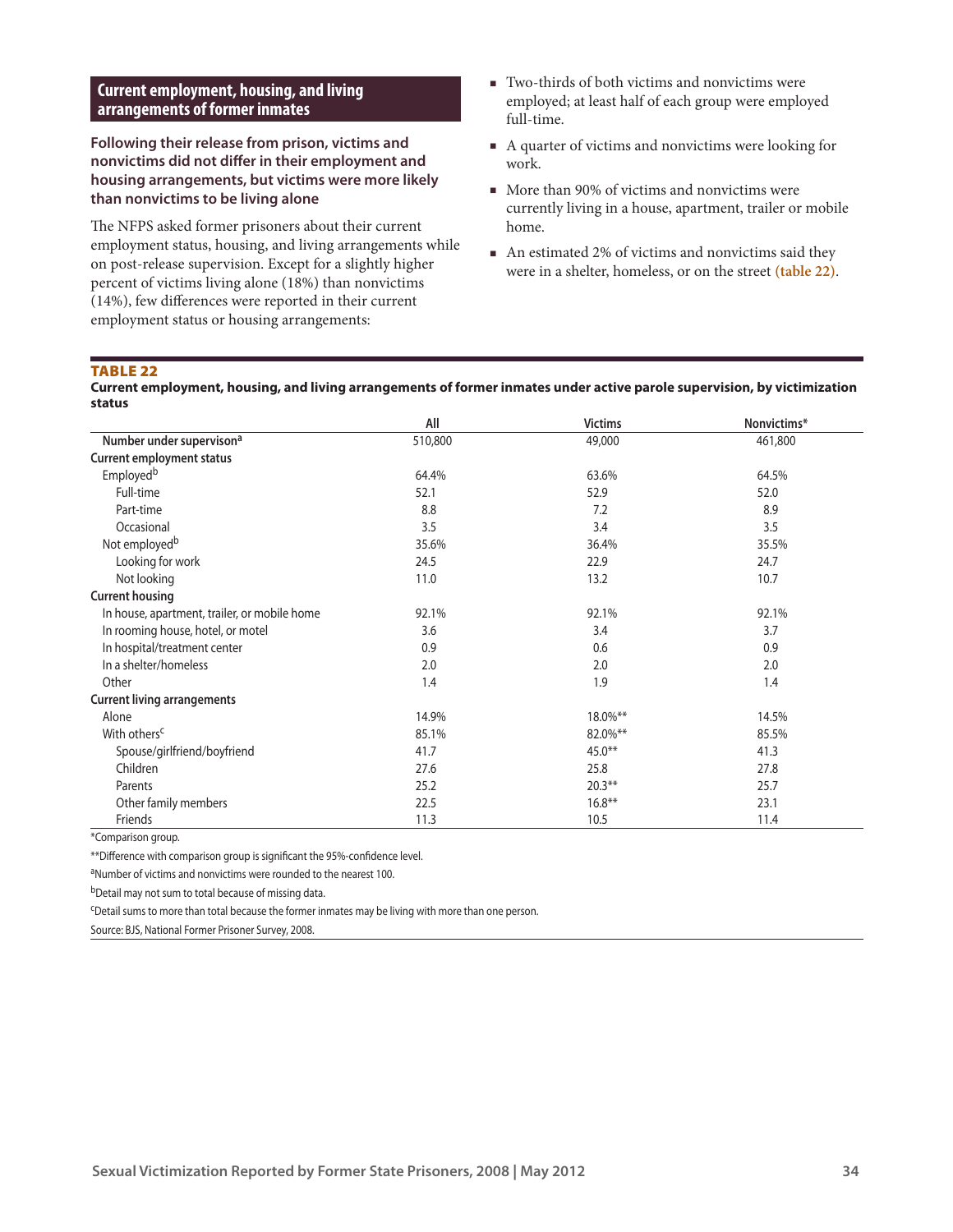## Current employment, housing, and living arrangements of former inmates

**Following their release from prison, victims and nonvictims did not differ in their employment and housing arrangements, but victims were more likely than nonvictims to be living alone**

The NFPS asked former prisoners about their current employment status, housing, and living arrangements while on post-release supervision. Except for a slightly higher percent of victims living alone (18%) than nonvictims (14%), few differences were reported in their current employment status or housing arrangements:

- Two-thirds of both victims and nonvictims were employed; at least half of each group were employed full-time.
- A quarter of victims and nonvictims were looking for work.
- More than 90% of victims and nonvictims were currently living in a house, apartment, trailer or mobile home.
- An estimated 2% of victims and nonvictims said they were in a shelter, homeless, or on the street (table 22).

**TABLE 22**

**Current employment, housing, and living arrangements of former inmates under active parole supervision, by victimization status**

| | All | Victims | Nonvictims* |
|---|---|---|---|
| Number under supervision[a] | 510,800 | 49,000 | 461,800 |
| **Current employment status** | | | |
| Employed[b] | 64.4% | 63.6% | 64.5% |
| Full-time | 52.1 | 52.9 | 52.0 |
| Part-time | 8.8 | 7.2 | 8.9 |
| Occasional | 3.5 | 3.4 | 3.5 |
| Not employed[b] | 35.6% | 36.4% | 35.5% |
| Looking for work | 24.5 | 22.9 | 24.7 |
| Not looking | 11.0 | 13.2 | 10.7 |
| **Current housing** | | | |
| In house, apartment, trailer, or mobile home | 92.1% | 92.1% | 92.1% |
| In rooming house, hotel, or motel | 3.6 | 3.4 | 3.7 |
| In hospital/treatment center | 0.9 | 0.6 | 0.9 |
| In a shelter/homeless | 2.0 | 2.0 | 2.0 |
| Other | 1.4 | 1.9 | 1.4 |
| **Current living arrangements** | | | |
| Alone | 14.9% | 18.0%** | 14.5% |
| With others[c] | 85.1% | 82.0%** | 85.5% |
| Spouse/girlfriend/boyfriend | 41.7 | 45.0** | 41.3 |
| Children | 27.6 | 25.8 | 27.8 |
| Parents | 25.2 | 20.3** | 25.7 |
| Other family members | 22.5 | 16.8** | 23.1 |
| Friends | 11.3 | 10.5 | 11.4 |

*Comparison group.

**Difference with comparison group is significant the 95%-confidence level.

[a]Number of victims and nonvictims were rounded to the nearest 100.

[b]Detail may not sum to total because of missing data.

[c]Detail sums to more than total because the former inmates may be living with more than one person.

Source: BJS, National Former Prisoner Survey, 2008.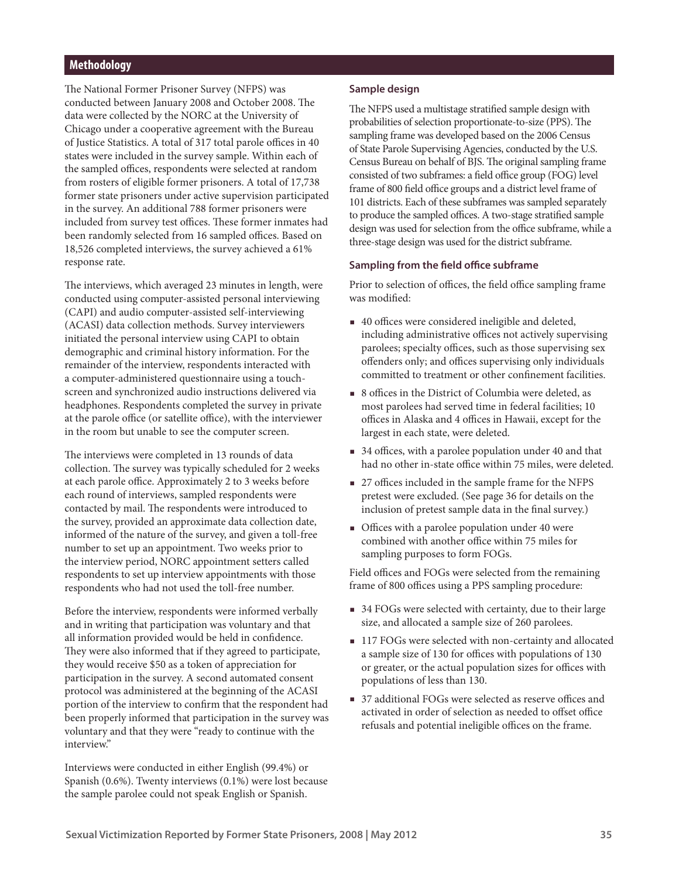## Methodology

The National Former Prisoner Survey (NFPS) was conducted between January 2008 and October 2008. The data were collected by the NORC at the University of Chicago under a cooperative agreement with the Bureau of Justice Statistics. A total of 317 total parole offices in 40 states were included in the survey sample. Within each of the sampled offices, respondents were selected at random from rosters of eligible former prisoners. A total of 17,738 former state prisoners under active supervision participated in the survey. An additional 788 former prisoners were included from survey test offices. These former inmates had been randomly selected from 16 sampled offices. Based on 18,526 completed interviews, the survey achieved a 61% response rate.

The interviews, which averaged 23 minutes in length, were conducted using computer-assisted personal interviewing (CAPI) and audio computer-assisted self-interviewing (ACASI) data collection methods. Survey interviewers initiated the personal interview using CAPI to obtain demographic and criminal history information. For the remainder of the interview, respondents interacted with a computer-administered questionnaire using a touch-screen and synchronized audio instructions delivered via headphones. Respondents completed the survey in private at the parole office (or satellite office), with the interviewer in the room but unable to see the computer screen.

The interviews were completed in 13 rounds of data collection. The survey was typically scheduled for 2 weeks at each parole office. Approximately 2 to 3 weeks before each round of interviews, sampled respondents were contacted by mail. The respondents were introduced to the survey, provided an approximate data collection date, informed of the nature of the survey, and given a toll-free number to set up an appointment. Two weeks prior to the interview period, NORC appointment setters called respondents to set up interview appointments with those respondents who had not used the toll-free number.

Before the interview, respondents were informed verbally and in writing that participation was voluntary and that all information provided would be held in confidence. They were also informed that if they agreed to participate, they would receive $50 as a token of appreciation for participation in the survey. A second automated consent protocol was administered at the beginning of the ACASI portion of the interview to confirm that the respondent had been properly informed that participation in the survey was voluntary and that they were "ready to continue with the interview."

Interviews were conducted in either English (99.4%) or Spanish (0.6%). Twenty interviews (0.1%) were lost because the sample parolee could not speak English or Spanish.

### Sample design

The NFPS used a multistage stratified sample design with probabilities of selection proportionate-to-size (PPS). The sampling frame was developed based on the 2006 Census of State Parole Supervising Agencies, conducted by the U.S. Census Bureau on behalf of BJS. The original sampling frame consisted of two subframes: a field office group (FOG) level frame of 800 field office groups and a district level frame of 101 districts. Each of these subframes was sampled separately to produce the sampled offices. A two-stage stratified sample design was used for selection from the office subframe, while a three-stage design was used for the district subframe.

### Sampling from the field office subframe

Prior to selection of offices, the field office sampling frame was modified:

- 40 offices were considered ineligible and deleted, including administrative offices not actively supervising parolees; specialty offices, such as those supervising sex offenders only; and offices supervising only individuals committed to treatment or other confinement facilities.
- 8 offices in the District of Columbia were deleted, as most parolees had served time in federal facilities; 10 offices in Alaska and 4 offices in Hawaii, except for the largest in each state, were deleted.
- 34 offices, with a parolee population under 40 and that had no other in-state office within 75 miles, were deleted.
- 27 offices included in the sample frame for the NFPS pretest were excluded. (See page 36 for details on the inclusion of pretest sample data in the final survey.)
- Offices with a parolee population under 40 were combined with another office within 75 miles for sampling purposes to form FOGs.

Field offices and FOGs were selected from the remaining frame of 800 offices using a PPS sampling procedure:

- 34 FOGs were selected with certainty, due to their large size, and allocated a sample size of 260 parolees.
- 117 FOGs were selected with non-certainty and allocated a sample size of 130 for offices with populations of 130 or greater, or the actual population sizes for offices with populations of less than 130.
- 37 additional FOGs were selected as reserve offices and activated in order of selection as needed to offset office refusals and potential ineligible offices on the frame.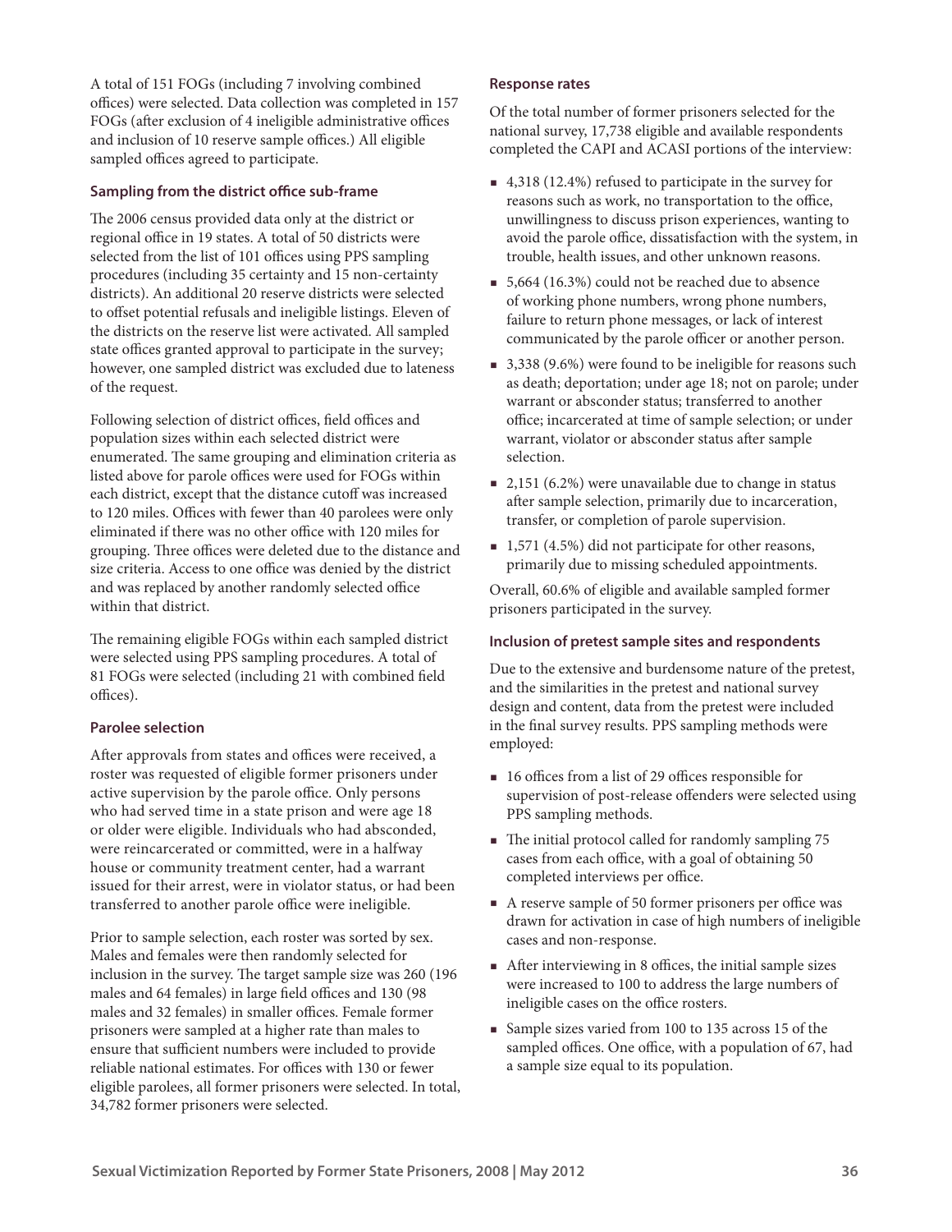A total of 151 FOGs (including 7 involving combined offices) were selected. Data collection was completed in 157 FOGs (after exclusion of 4 ineligible administrative offices and inclusion of 10 reserve sample offices.) All eligible sampled offices agreed to participate.

### Sampling from the district office sub-frame

The 2006 census provided data only at the district or regional office in 19 states. A total of 50 districts were selected from the list of 101 offices using PPS sampling procedures (including 35 certainty and 15 non-certainty districts). An additional 20 reserve districts were selected to offset potential refusals and ineligible listings. Eleven of the districts on the reserve list were activated. All sampled state offices granted approval to participate in the survey; however, one sampled district was excluded due to lateness of the request.

Following selection of district offices, field offices and population sizes within each selected district were enumerated. The same grouping and elimination criteria as listed above for parole offices were used for FOGs within each district, except that the distance cutoff was increased to 120 miles. Offices with fewer than 40 parolees were only eliminated if there was no other office with 120 miles for grouping. Three offices were deleted due to the distance and size criteria. Access to one office was denied by the district and was replaced by another randomly selected office within that district.

The remaining eligible FOGs within each sampled district were selected using PPS sampling procedures. A total of 81 FOGs were selected (including 21 with combined field offices).

### Parolee selection

After approvals from states and offices were received, a roster was requested of eligible former prisoners under active supervision by the parole office. Only persons who had served time in a state prison and were age 18 or older were eligible. Individuals who had absconded, were reincarcerated or committed, were in a halfway house or community treatment center, had a warrant issued for their arrest, were in violator status, or had been transferred to another parole office were ineligible.

Prior to sample selection, each roster was sorted by sex. Males and females were then randomly selected for inclusion in the survey. The target sample size was 260 (196 males and 64 females) in large field offices and 130 (98 males and 32 females) in smaller offices. Female former prisoners were sampled at a higher rate than males to ensure that sufficient numbers were included to provide reliable national estimates. For offices with 130 or fewer eligible parolees, all former prisoners were selected. In total, 34,782 former prisoners were selected.

### Response rates

Of the total number of former prisoners selected for the national survey, 17,738 eligible and available respondents completed the CAPI and ACASI portions of the interview:

- 4,318 (12.4%) refused to participate in the survey for reasons such as work, no transportation to the office, unwillingness to discuss prison experiences, wanting to avoid the parole office, dissatisfaction with the system, in trouble, health issues, and other unknown reasons.
- 5,664 (16.3%) could not be reached due to absence of working phone numbers, wrong phone numbers, failure to return phone messages, or lack of interest communicated by the parole officer or another person.
- 3,338 (9.6%) were found to be ineligible for reasons such as death; deportation; under age 18; not on parole; under warrant or absconder status; transferred to another office; incarcerated at time of sample selection; or under warrant, violator or absconder status after sample selection.
- 2,151 (6.2%) were unavailable due to change in status after sample selection, primarily due to incarceration, transfer, or completion of parole supervision.
- 1,571 (4.5%) did not participate for other reasons, primarily due to missing scheduled appointments.

Overall, 60.6% of eligible and available sampled former prisoners participated in the survey.

### Inclusion of pretest sample sites and respondents

Due to the extensive and burdensome nature of the pretest, and the similarities in the pretest and national survey design and content, data from the pretest were included in the final survey results. PPS sampling methods were employed:

- 16 offices from a list of 29 offices responsible for supervision of post-release offenders were selected using PPS sampling methods.
- The initial protocol called for randomly sampling 75 cases from each office, with a goal of obtaining 50 completed interviews per office.
- A reserve sample of 50 former prisoners per office was drawn for activation in case of high numbers of ineligible cases and non-response.
- After interviewing in 8 offices, the initial sample sizes were increased to 100 to address the large numbers of ineligible cases on the office rosters.
- Sample sizes varied from 100 to 135 across 15 of the sampled offices. One office, with a population of 67, had a sample size equal to its population.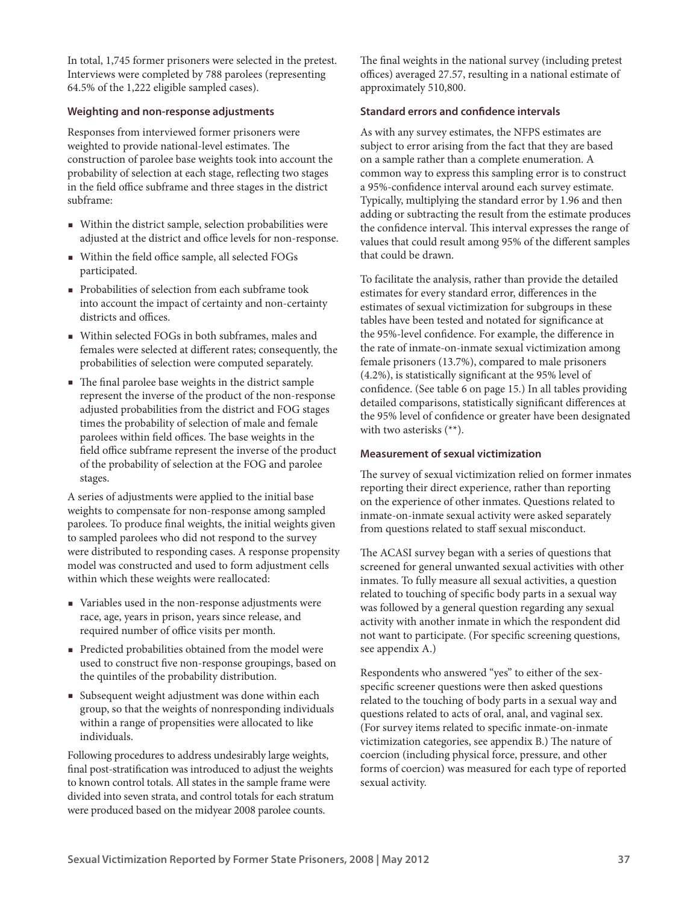In total, 1,745 former prisoners were selected in the pretest. Interviews were completed by 788 parolees (representing 64.5% of the 1,222 eligible sampled cases).

### Weighting and non-response adjustments

Responses from interviewed former prisoners were weighted to provide national-level estimates. The construction of parolee base weights took into account the probability of selection at each stage, reflecting two stages in the field office subframe and three stages in the district subframe:

- Within the district sample, selection probabilities were adjusted at the district and office levels for non-response.
- Within the field office sample, all selected FOGs participated.
- Probabilities of selection from each subframe took into account the impact of certainty and non-certainty districts and offices.
- Within selected FOGs in both subframes, males and females were selected at different rates; consequently, the probabilities of selection were computed separately.
- The final parolee base weights in the district sample represent the inverse of the product of the non-response adjusted probabilities from the district and FOG stages times the probability of selection of male and female parolees within field offices. The base weights in the field office subframe represent the inverse of the product of the probability of selection at the FOG and parolee stages.

A series of adjustments were applied to the initial base weights to compensate for non-response among sampled parolees. To produce final weights, the initial weights given to sampled parolees who did not respond to the survey were distributed to responding cases. A response propensity model was constructed and used to form adjustment cells within which these weights were reallocated:

- Variables used in the non-response adjustments were race, age, years in prison, years since release, and required number of office visits per month.
- Predicted probabilities obtained from the model were used to construct five non-response groupings, based on the quintiles of the probability distribution.
- Subsequent weight adjustment was done within each group, so that the weights of nonresponding individuals within a range of propensities were allocated to like individuals.

Following procedures to address undesirably large weights, final post-stratification was introduced to adjust the weights to known control totals. All states in the sample frame were divided into seven strata, and control totals for each stratum were produced based on the midyear 2008 parolee counts.

The final weights in the national survey (including pretest offices) averaged 27.57, resulting in a national estimate of approximately 510,800.

### Standard errors and confidence intervals

As with any survey estimates, the NFPS estimates are subject to error arising from the fact that they are based on a sample rather than a complete enumeration. A common way to express this sampling error is to construct a 95%-confidence interval around each survey estimate. Typically, multiplying the standard error by 1.96 and then adding or subtracting the result from the estimate produces the confidence interval. This interval expresses the range of values that could result among 95% of the different samples that could be drawn.

To facilitate the analysis, rather than provide the detailed estimates for every standard error, differences in the estimates of sexual victimization for subgroups in these tables have been tested and notated for significance at the 95%-level confidence. For example, the difference in the rate of inmate-on-inmate sexual victimization among female prisoners (13.7%), compared to male prisoners (4.2%), is statistically significant at the 95% level of confidence. (See table 6 on page 15.) In all tables providing detailed comparisons, statistically significant differences at the 95% level of confidence or greater have been designated with two asterisks (**).

### Measurement of sexual victimization

The survey of sexual victimization relied on former inmates reporting their direct experience, rather than reporting on the experience of other inmates. Questions related to inmate-on-inmate sexual activity were asked separately from questions related to staff sexual misconduct.

The ACASI survey began with a series of questions that screened for general unwanted sexual activities with other inmates. To fully measure all sexual activities, a question related to touching of specific body parts in a sexual way was followed by a general question regarding any sexual activity with another inmate in which the respondent did not want to participate. (For specific screening questions, see appendix A.)

Respondents who answered "yes" to either of the sex-specific screener questions were then asked questions related to the touching of body parts in a sexual way and questions related to acts of oral, anal, and vaginal sex. (For survey items related to specific inmate-on-inmate victimization categories, see appendix B.) The nature of coercion (including physical force, pressure, and other forms of coercion) was measured for each type of reported sexual activity.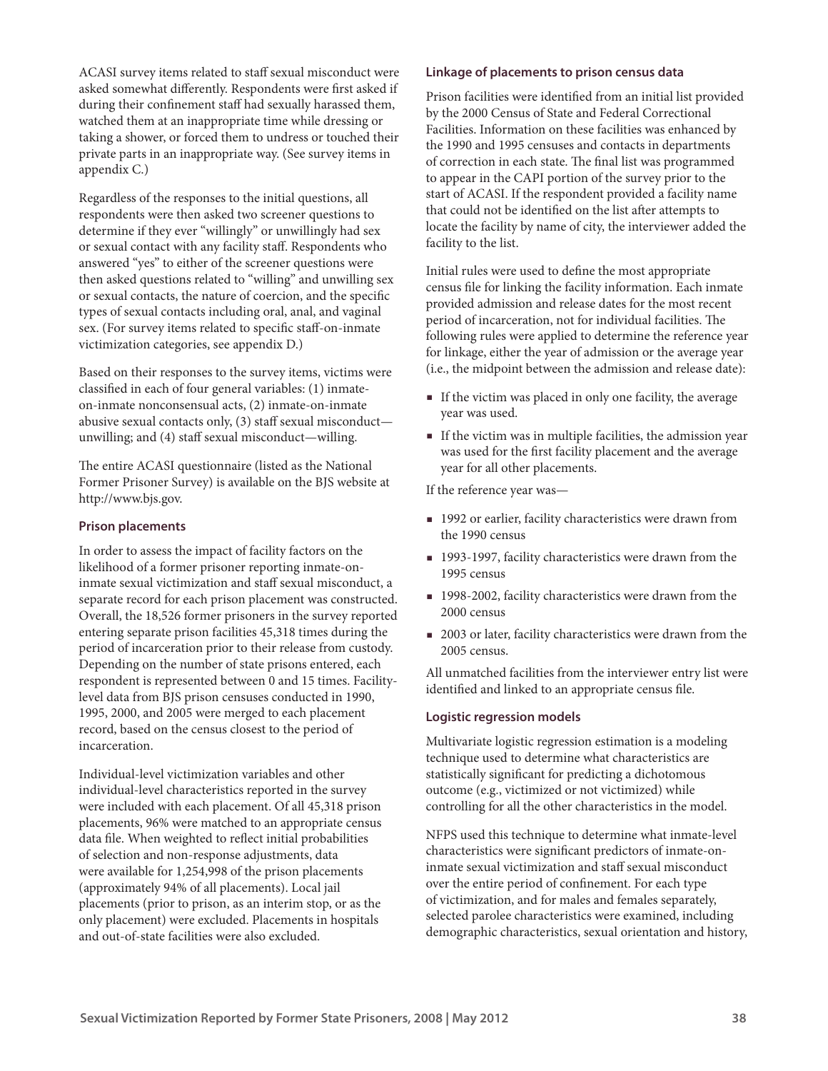ACASI survey items related to staff sexual misconduct were asked somewhat differently. Respondents were first asked if during their confinement staff had sexually harassed them, watched them at an inappropriate time while dressing or taking a shower, or forced them to undress or touched their private parts in an inappropriate way. (See survey items in appendix C.)

Regardless of the responses to the initial questions, all respondents were then asked two screener questions to determine if they ever "willingly" or unwillingly had sex or sexual contact with any facility staff. Respondents who answered "yes" to either of the screener questions were then asked questions related to "willing" and unwilling sex or sexual contacts, the nature of coercion, and the specific types of sexual contacts including oral, anal, and vaginal sex. (For survey items related to specific staff-on-inmate victimization categories, see appendix D.)

Based on their responses to the survey items, victims were classified in each of four general variables: (1) inmate-on-inmate nonconsensual acts, (2) inmate-on-inmate abusive sexual contacts only, (3) staff sexual misconduct—unwilling; and (4) staff sexual misconduct—willing.

The entire ACASI questionnaire (listed as the National Former Prisoner Survey) is available on the BJS website at http://www.bjs.gov.

### Prison placements

In order to assess the impact of facility factors on the likelihood of a former prisoner reporting inmate-on-inmate sexual victimization and staff sexual misconduct, a separate record for each prison placement was constructed. Overall, the 18,526 former prisoners in the survey reported entering separate prison facilities 45,318 times during the period of incarceration prior to their release from custody. Depending on the number of state prisons entered, each respondent is represented between 0 and 15 times. Facility-level data from BJS prison censuses conducted in 1990, 1995, 2000, and 2005 were merged to each placement record, based on the census closest to the period of incarceration.

Individual-level victimization variables and other individual-level characteristics reported in the survey were included with each placement. Of all 45,318 prison placements, 96% were matched to an appropriate census data file. When weighted to reflect initial probabilities of selection and non-response adjustments, data were available for 1,254,998 of the prison placements (approximately 94% of all placements). Local jail placements (prior to prison, as an interim stop, or as the only placement) were excluded. Placements in hospitals and out-of-state facilities were also excluded.

### Linkage of placements to prison census data

Prison facilities were identified from an initial list provided by the 2000 Census of State and Federal Correctional Facilities. Information on these facilities was enhanced by the 1990 and 1995 censuses and contacts in departments of correction in each state. The final list was programmed to appear in the CAPI portion of the survey prior to the start of ACASI. If the respondent provided a facility name that could not be identified on the list after attempts to locate the facility by name of city, the interviewer added the facility to the list.

Initial rules were used to define the most appropriate census file for linking the facility information. Each inmate provided admission and release dates for the most recent period of incarceration, not for individual facilities. The following rules were applied to determine the reference year for linkage, either the year of admission or the average year (i.e., the midpoint between the admission and release date):

- If the victim was placed in only one facility, the average year was used.
- If the victim was in multiple facilities, the admission year was used for the first facility placement and the average year for all other placements.

If the reference year was—

- 1992 or earlier, facility characteristics were drawn from the 1990 census
- 1993-1997, facility characteristics were drawn from the 1995 census
- 1998-2002, facility characteristics were drawn from the 2000 census
- 2003 or later, facility characteristics were drawn from the 2005 census.

All unmatched facilities from the interviewer entry list were identified and linked to an appropriate census file.

### Logistic regression models

Multivariate logistic regression estimation is a modeling technique used to determine what characteristics are statistically significant for predicting a dichotomous outcome (e.g., victimized or not victimized) while controlling for all the other characteristics in the model.

NFPS used this technique to determine what inmate-level characteristics were significant predictors of inmate-on-inmate sexual victimization and staff sexual misconduct over the entire period of confinement. For each type of victimization, and for males and females separately, selected parolee characteristics were examined, including demographic characteristics, sexual orientation and history,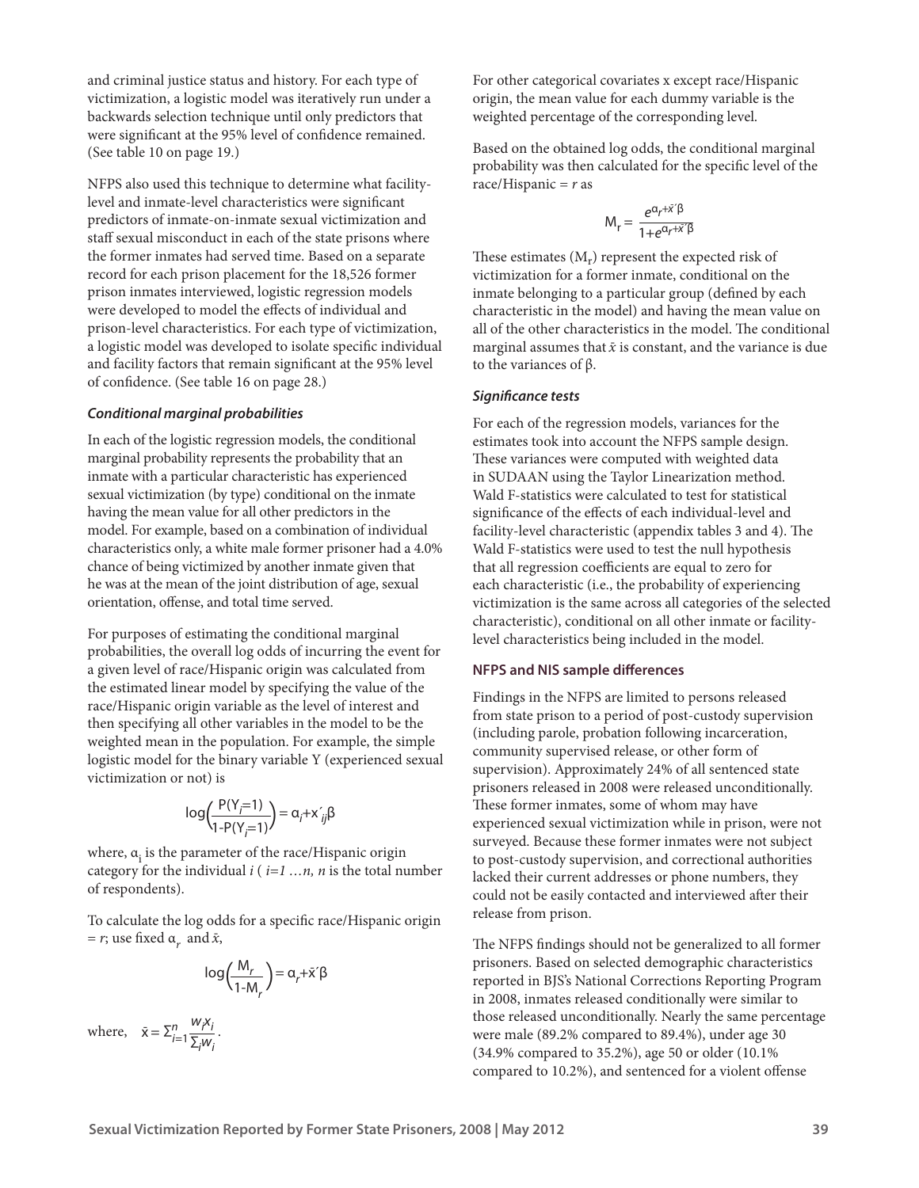and criminal justice status and history. For each type of victimization, a logistic model was iteratively run under a backwards selection technique until only predictors that were significant at the 95% level of confidence remained. (See table 10 on page 19.)

NFPS also used this technique to determine what facility-level and inmate-level characteristics were significant predictors of inmate-on-inmate sexual victimization and staff sexual misconduct in each of the state prisons where the former inmates had served time. Based on a separate record for each prison placement for the 18,526 former prison inmates interviewed, logistic regression models were developed to model the effects of individual and prison-level characteristics. For each type of victimization, a logistic model was developed to isolate specific individual and facility factors that remain significant at the 95% level of confidence. (See table 16 on page 28.)

### *Conditional marginal probabilities*

In each of the logistic regression models, the conditional marginal probability represents the probability that an inmate with a particular characteristic has experienced sexual victimization (by type) conditional on the inmate having the mean value for all other predictors in the model. For example, based on a combination of individual characteristics only, a white male former prisoner had a 4.0% chance of being victimized by another inmate given that he was at the mean of the joint distribution of age, sexual orientation, offense, and total time served.

For purposes of estimating the conditional marginal probabilities, the overall log odds of incurring the event for a given level of race/Hispanic origin was calculated from the estimated linear model by specifying the value of the race/Hispanic origin variable as the level of interest and then specifying all other variables in the model to be the weighted mean in the population. For example, the simple logistic model for the binary variable Y (experienced sexual victimization or not) is

$$\log\left(\frac{P(Y_i=1)}{1-P(Y_i=1)}\right) = \alpha_i + x'_{ij}\beta$$

where, $\alpha_i$ is the parameter of the race/Hispanic origin category for the individual $i$ ( $i=1 \ldots n$, $n$ is the total number of respondents).

To calculate the log odds for a specific race/Hispanic origin $= r$; use fixed $\alpha_r$ and $\bar{x}$,

$$\log\left(\frac{M_r}{1-M_r}\right) = \alpha_r + \bar{x}'\beta$$

where, $\bar{x} = \sum_{i=1}^{n} \frac{w_i x_i}{\sum_i w_i}$.

For other categorical covariates x except race/Hispanic origin, the mean value for each dummy variable is the weighted percentage of the corresponding level.

Based on the obtained log odds, the conditional marginal probability was then calculated for the specific level of the race/Hispanic $= r$ as

$$M_r = \frac{e^{\alpha_r + \bar{x}'\beta}}{1+e^{\alpha_r + \bar{x}'\beta}}$$

These estimates ($M_r$) represent the expected risk of victimization for a former inmate, conditional on the inmate belonging to a particular group (defined by each characteristic in the model) and having the mean value on all of the other characteristics in the model. The conditional marginal assumes that $\bar{x}$ is constant, and the variance is due to the variances of $\beta$.

### *Significance tests*

For each of the regression models, variances for the estimates took into account the NFPS sample design. These variances were computed with weighted data in SUDAAN using the Taylor Linearization method. Wald F-statistics were calculated to test for statistical significance of the effects of each individual-level and facility-level characteristic (appendix tables 3 and 4). The Wald F-statistics were used to test the null hypothesis that all regression coefficients are equal to zero for each characteristic (i.e., the probability of experiencing victimization is the same across all categories of the selected characteristic), conditional on all other inmate or facility-level characteristics being included in the model.

### NFPS and NIS sample differences

Findings in the NFPS are limited to persons released from state prison to a period of post-custody supervision (including parole, probation following incarceration, community supervised release, or other form of supervision). Approximately 24% of all sentenced state prisoners released in 2008 were released unconditionally. These former inmates, some of whom may have experienced sexual victimization while in prison, were not surveyed. Because these former inmates were not subject to post-custody supervision, and correctional authorities lacked their current addresses or phone numbers, they could not be easily contacted and interviewed after their release from prison.

The NFPS findings should not be generalized to all former prisoners. Based on selected demographic characteristics reported in BJS's National Corrections Reporting Program in 2008, inmates released conditionally were similar to those released unconditionally. Nearly the same percentage were male (89.2% compared to 89.4%), under age 30 (34.9% compared to 35.2%), age 50 or older (10.1% compared to 10.2%), and sentenced for a violent offense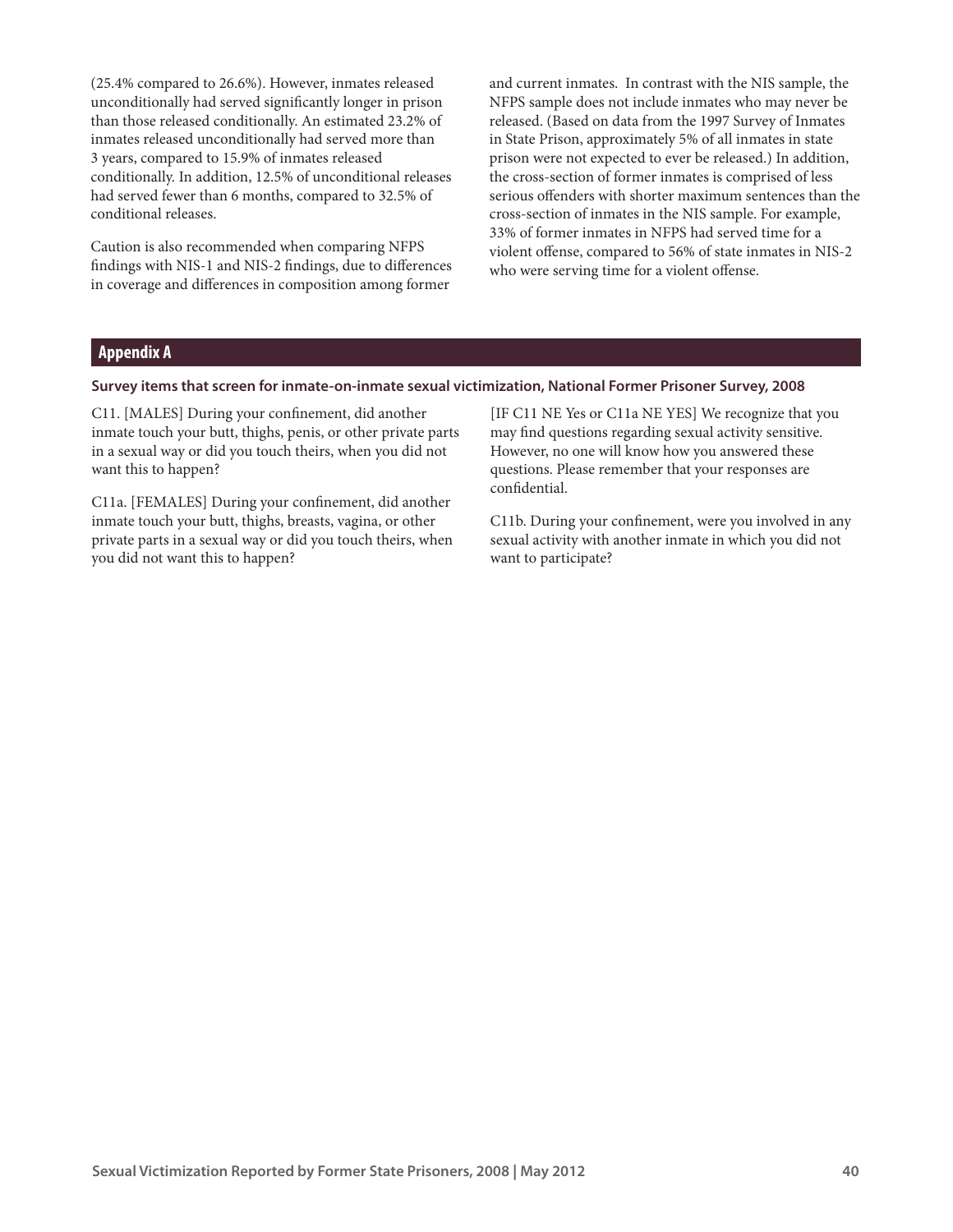(25.4% compared to 26.6%). However, inmates released unconditionally had served significantly longer in prison than those released conditionally. An estimated 23.2% of inmates released unconditionally had served more than 3 years, compared to 15.9% of inmates released conditionally. In addition, 12.5% of unconditional releases had served fewer than 6 months, compared to 32.5% of conditional releases.

Caution is also recommended when comparing NFPS findings with NIS-1 and NIS-2 findings, due to differences in coverage and differences in composition among former and current inmates. In contrast with the NIS sample, the NFPS sample does not include inmates who may never be released. (Based on data from the 1997 Survey of Inmates in State Prison, approximately 5% of all inmates in state prison were not expected to ever be released.) In addition, the cross-section of former inmates is comprised of less serious offenders with shorter maximum sentences than the cross-section of inmates in the NIS sample. For example, 33% of former inmates in NFPS had served time for a violent offense, compared to 56% of state inmates in NIS-2 who were serving time for a violent offense.

## Appendix A

**Survey items that screen for inmate-on-inmate sexual victimization, National Former Prisoner Survey, 2008**

C11. [MALES] During your confinement, did another inmate touch your butt, thighs, penis, or other private parts in a sexual way or did you touch theirs, when you did not want this to happen?

C11a. [FEMALES] During your confinement, did another inmate touch your butt, thighs, breasts, vagina, or other private parts in a sexual way or did you touch theirs, when you did not want this to happen?

[IF C11 NE Yes or C11a NE YES] We recognize that you may find questions regarding sexual activity sensitive. However, no one will know how you answered these questions. Please remember that your responses are confidential.

C11b. During your confinement, were you involved in any sexual activity with another inmate in which you did not want to participate?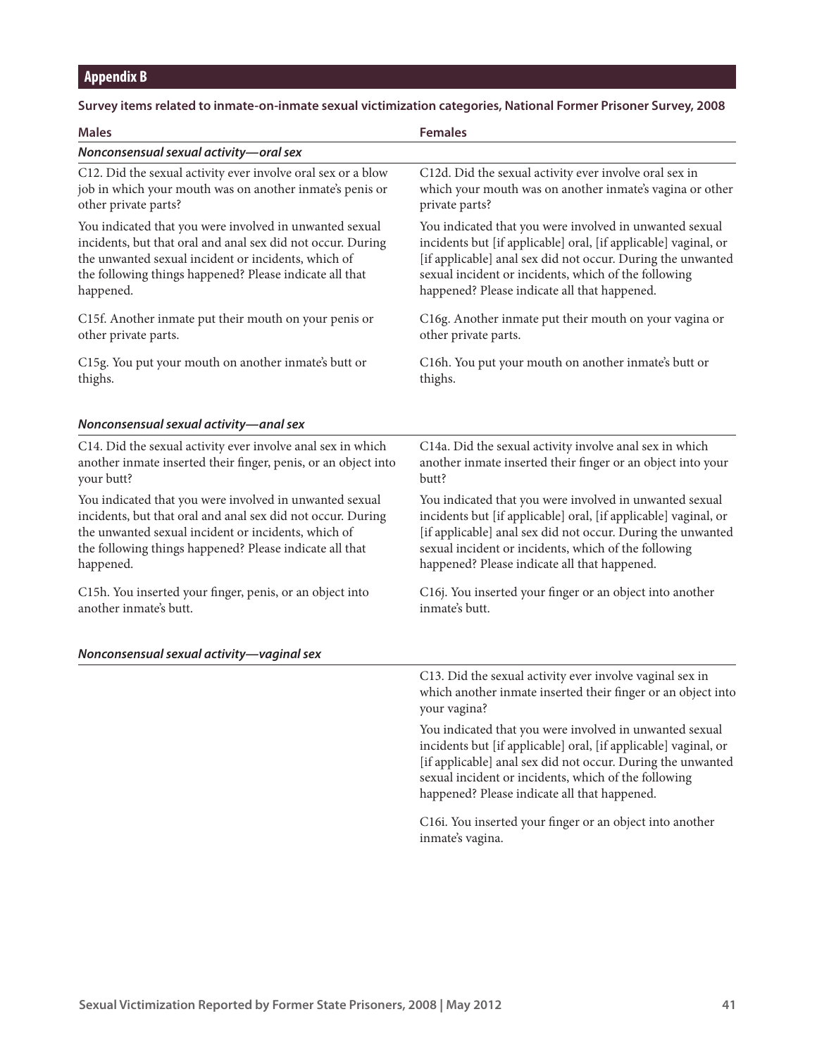## Appendix B

**Survey items related to inmate-on-inmate sexual victimization categories, National Former Prisoner Survey, 2008**

| Males | Females |
|---|---|
| ***Nonconsensual sexual activity—oral sex*** | |
| C12. Did the sexual activity ever involve oral sex or a blow job in which your mouth was on another inmate's penis or other private parts? | C12d. Did the sexual activity ever involve oral sex in which your mouth was on another inmate's vagina or other private parts? |
| You indicated that you were involved in unwanted sexual incidents, but that oral and anal sex did not occur. During the unwanted sexual incident or incidents, which of the following things happened? Please indicate all that happened. | You indicated that you were involved in unwanted sexual incidents but [if applicable] oral, [if applicable] vaginal, or [if applicable] anal sex did not occur. During the unwanted sexual incident or incidents, which of the following happened? Please indicate all that happened. |
| C15f. Another inmate put their mouth on your penis or other private parts. | C16g. Another inmate put their mouth on your vagina or other private parts. |
| C15g. You put your mouth on another inmate's butt or thighs. | C16h. You put your mouth on another inmate's butt or thighs. |
| ***Nonconsensual sexual activity—anal sex*** | |
| C14. Did the sexual activity ever involve anal sex in which another inmate inserted their finger, penis, or an object into your butt? | C14a. Did the sexual activity involve anal sex in which another inmate inserted their finger or an object into your butt? |
| You indicated that you were involved in unwanted sexual incidents, but that oral and anal sex did not occur. During the unwanted sexual incident or incidents, which of the following things happened? Please indicate all that happened. | You indicated that you were involved in unwanted sexual incidents but [if applicable] oral, [if applicable] vaginal, or [if applicable] anal sex did not occur. During the unwanted sexual incident or incidents, which of the following happened? Please indicate all that happened. |
| C15h. You inserted your finger, penis, or an object into another inmate's butt. | C16j. You inserted your finger or an object into another inmate's butt. |
| ***Nonconsensual sexual activity—vaginal sex*** | |
| | C13. Did the sexual activity ever involve vaginal sex in which another inmate inserted their finger or an object into your vagina? |
| | You indicated that you were involved in unwanted sexual incidents but [if applicable] oral, [if applicable] vaginal, or [if applicable] anal sex did not occur. During the unwanted sexual incident or incidents, which of the following happened? Please indicate all that happened. |
| | C16i. You inserted your finger or an object into another inmate's vagina. |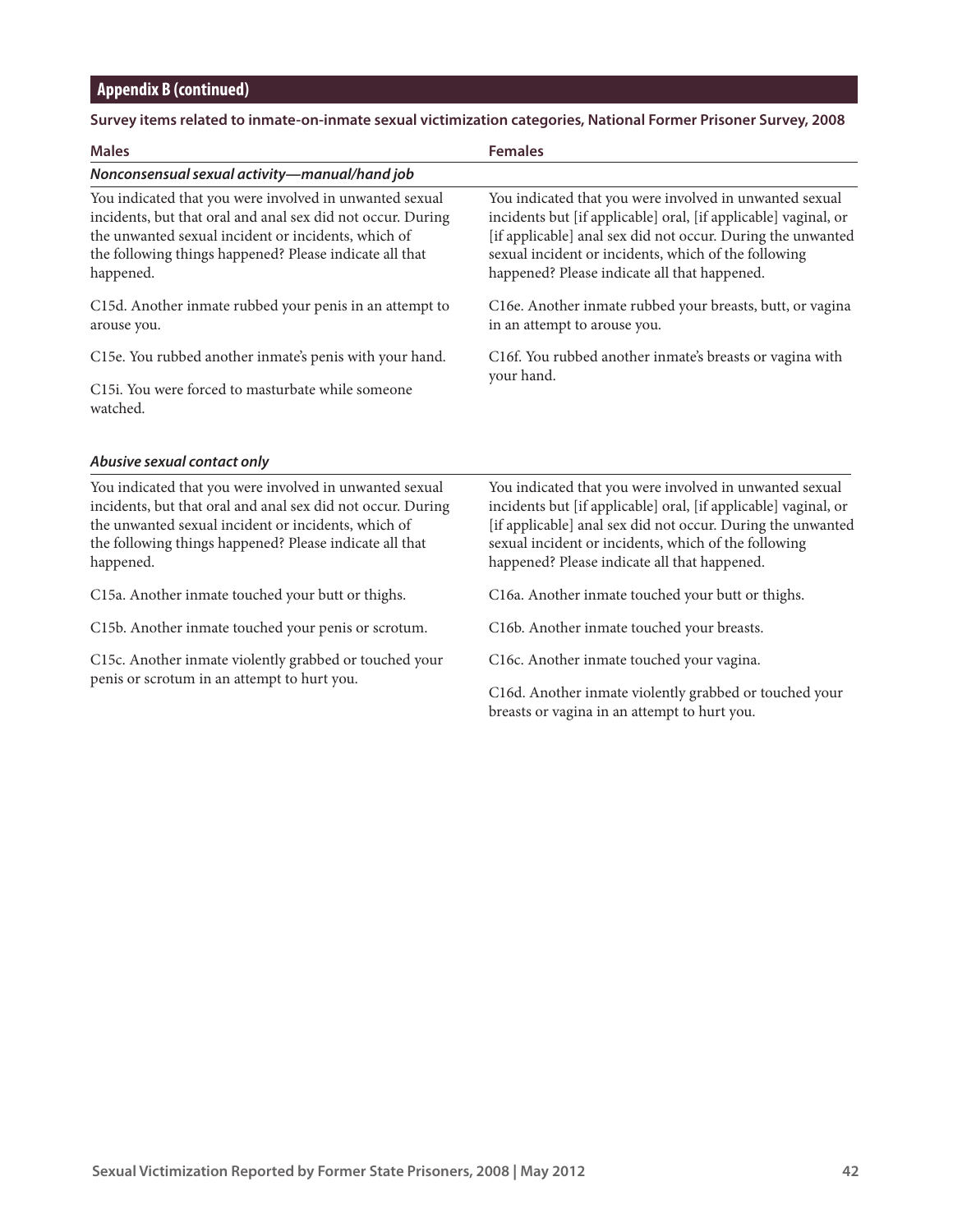## Appendix B (continued)

**Survey items related to inmate-on-inmate sexual victimization categories, National Former Prisoner Survey, 2008**

| Males | Females |
|---|---|
| ***Nonconsensual sexual activity—manual/hand job*** | |
| You indicated that you were involved in unwanted sexual incidents, but that oral and anal sex did not occur. During the unwanted sexual incident or incidents, which of the following things happened? Please indicate all that happened. | You indicated that you were involved in unwanted sexual incidents but [if applicable] oral, [if applicable] vaginal, or [if applicable] anal sex did not occur. During the unwanted sexual incident or incidents, which of the following happened? Please indicate all that happened. |
| C15d. Another inmate rubbed your penis in an attempt to arouse you. | C16e. Another inmate rubbed your breasts, butt, or vagina in an attempt to arouse you. |
| C15e. You rubbed another inmate's penis with your hand. | C16f. You rubbed another inmate's breasts or vagina with your hand. |
| C15i. You were forced to masturbate while someone watched. | |
| ***Abusive sexual contact only*** | |
| You indicated that you were involved in unwanted sexual incidents, but that oral and anal sex did not occur. During the unwanted sexual incident or incidents, which of the following things happened? Please indicate all that happened. | You indicated that you were involved in unwanted sexual incidents but [if applicable] oral, [if applicable] vaginal, or [if applicable] anal sex did not occur. During the unwanted sexual incident or incidents, which of the following happened? Please indicate all that happened. |
| C15a. Another inmate touched your butt or thighs. | C16a. Another inmate touched your butt or thighs. |
| C15b. Another inmate touched your penis or scrotum. | C16b. Another inmate touched your breasts. |
| C15c. Another inmate violently grabbed or touched your penis or scrotum in an attempt to hurt you. | C16c. Another inmate touched your vagina. |
| | C16d. Another inmate violently grabbed or touched your breasts or vagina in an attempt to hurt you. |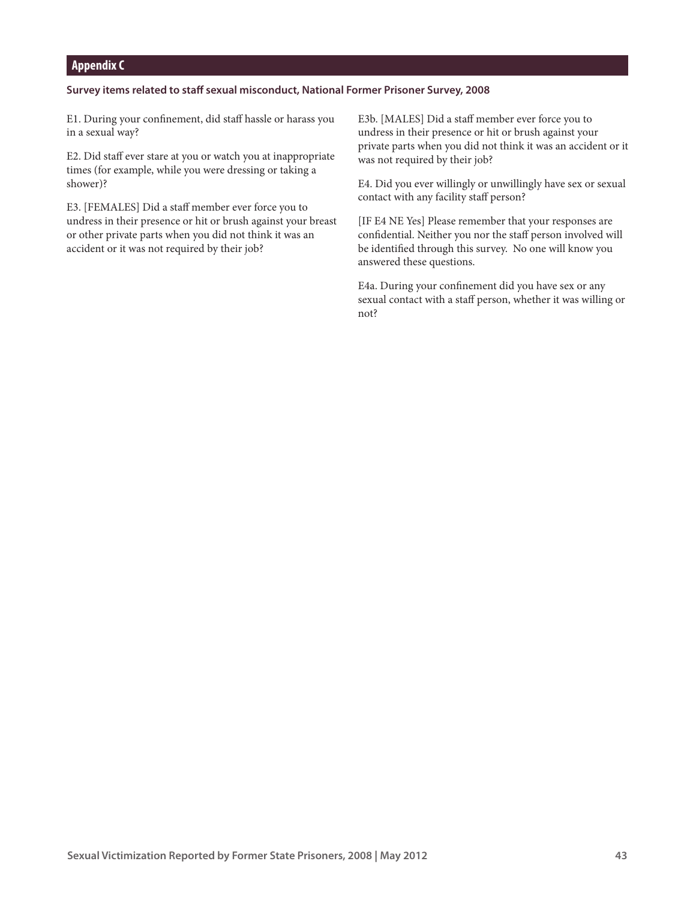## Appendix C

**Survey items related to staff sexual misconduct, National Former Prisoner Survey, 2008**

E1. During your confinement, did staff hassle or harass you in a sexual way?

E2. Did staff ever stare at you or watch you at inappropriate times (for example, while you were dressing or taking a shower)?

E3. [FEMALES] Did a staff member ever force you to undress in their presence or hit or brush against your breast or other private parts when you did not think it was an accident or it was not required by their job?

E3b. [MALES] Did a staff member ever force you to undress in their presence or hit or brush against your private parts when you did not think it was an accident or it was not required by their job?

E4. Did you ever willingly or unwillingly have sex or sexual contact with any facility staff person?

[IF E4 NE Yes] Please remember that your responses are confidential. Neither you nor the staff person involved will be identified through this survey. No one will know you answered these questions.

E4a. During your confinement did you have sex or any sexual contact with a staff person, whether it was willing or not?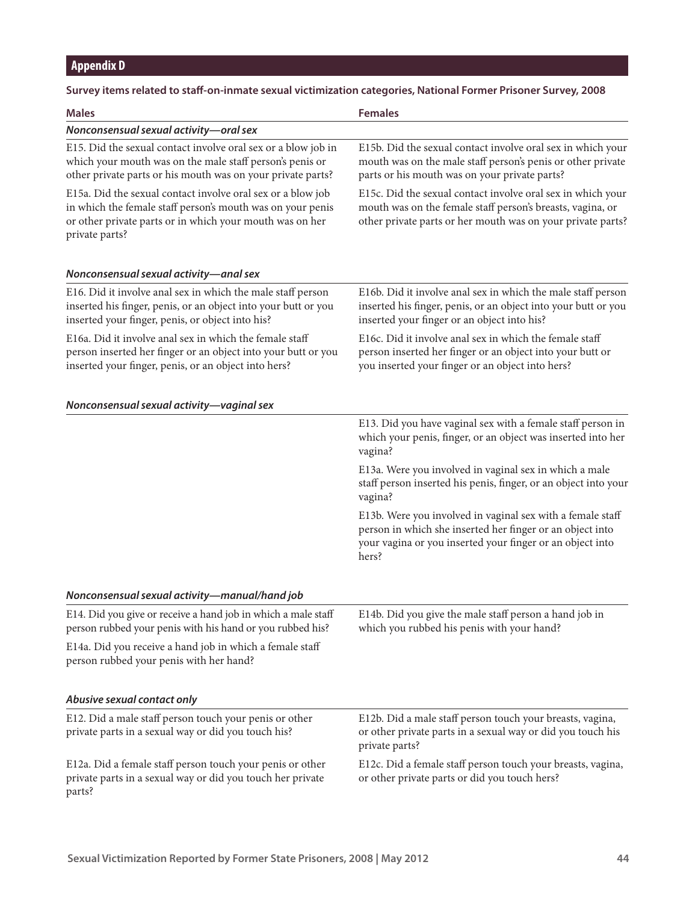## Appendix D

**Survey items related to staff-on-inmate sexual victimization categories, National Former Prisoner Survey, 2008**

| Males | Females |
|---|---|
| ***Nonconsensual sexual activity—oral sex*** | |
| E15. Did the sexual contact involve oral sex or a blow job in which your mouth was on the male staff person's penis or other private parts or his mouth was on your private parts? | E15b. Did the sexual contact involve oral sex in which your mouth was on the male staff person's penis or other private parts or his mouth was on your private parts? |
| E15a. Did the sexual contact involve oral sex or a blow job in which the female staff person's mouth was on your penis or other private parts or in which your mouth was on her private parts? | E15c. Did the sexual contact involve oral sex in which your mouth was on the female staff person's breasts, vagina, or other private parts or her mouth was on your private parts? |
| ***Nonconsensual sexual activity—anal sex*** | |
| E16. Did it involve anal sex in which the male staff person inserted his finger, penis, or an object into your butt or you inserted your finger, penis, or object into his? | E16b. Did it involve anal sex in which the male staff person inserted his finger, penis, or an object into your butt or you inserted your finger or an object into his? |
| E16a. Did it involve anal sex in which the female staff person inserted her finger or an object into your butt or you inserted your finger, penis, or an object into hers? | E16c. Did it involve anal sex in which the female staff person inserted her finger or an object into your butt or you inserted your finger or an object into hers? |
| ***Nonconsensual sexual activity—vaginal sex*** | |
| | E13. Did you have vaginal sex with a female staff person in which your penis, finger, or an object was inserted into her vagina? |
| | E13a. Were you involved in vaginal sex in which a male staff person inserted his penis, finger, or an object into your vagina? |
| | E13b. Were you involved in vaginal sex with a female staff person in which she inserted her finger or an object into your vagina or you inserted your finger or an object into hers? |
| ***Nonconsensual sexual activity—manual/hand job*** | |
| E14. Did you give or receive a hand job in which a male staff person rubbed your penis with his hand or you rubbed his? | E14b. Did you give the male staff person a hand job in which you rubbed his penis with your hand? |
| E14a. Did you receive a hand job in which a female staff person rubbed your penis with her hand? | |
| ***Abusive sexual contact only*** | |
| E12. Did a male staff person touch your penis or other private parts in a sexual way or did you touch his? | E12b. Did a male staff person touch your breasts, vagina, or other private parts in a sexual way or did you touch his private parts? |
| E12a. Did a female staff person touch your penis or other private parts in a sexual way or did you touch her private parts? | E12c. Did a female staff person touch your breasts, vagina, or other private parts or did you touch hers? |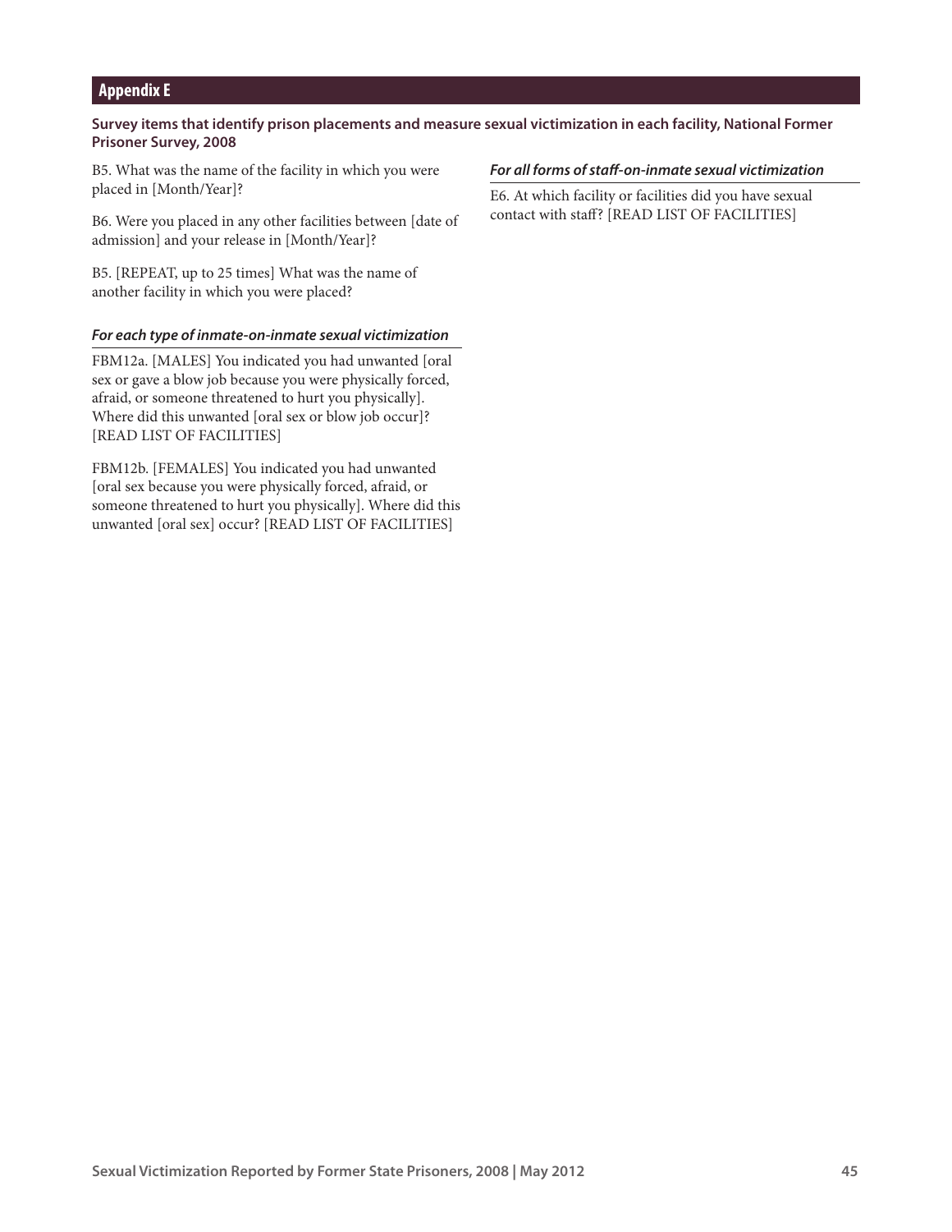## Appendix E

**Survey items that identify prison placements and measure sexual victimization in each facility, National Former Prisoner Survey, 2008**

B5. What was the name of the facility in which you were placed in [Month/Year]?

B6. Were you placed in any other facilities between [date of admission] and your release in [Month/Year]?

B5. [REPEAT, up to 25 times] What was the name of another facility in which you were placed?

***For each type of inmate-on-inmate sexual victimization***

FBM12a. [MALES] You indicated you had unwanted [oral sex or gave a blow job because you were physically forced, afraid, or someone threatened to hurt you physically]. Where did this unwanted [oral sex or blow job occur]? [READ LIST OF FACILITIES]

FBM12b. [FEMALES] You indicated you had unwanted [oral sex because you were physically forced, afraid, or someone threatened to hurt you physically]. Where did this unwanted [oral sex] occur? [READ LIST OF FACILITIES]

***For all forms of staff-on-inmate sexual victimization***

E6. At which facility or facilities did you have sexual contact with staff? [READ LIST OF FACILITIES]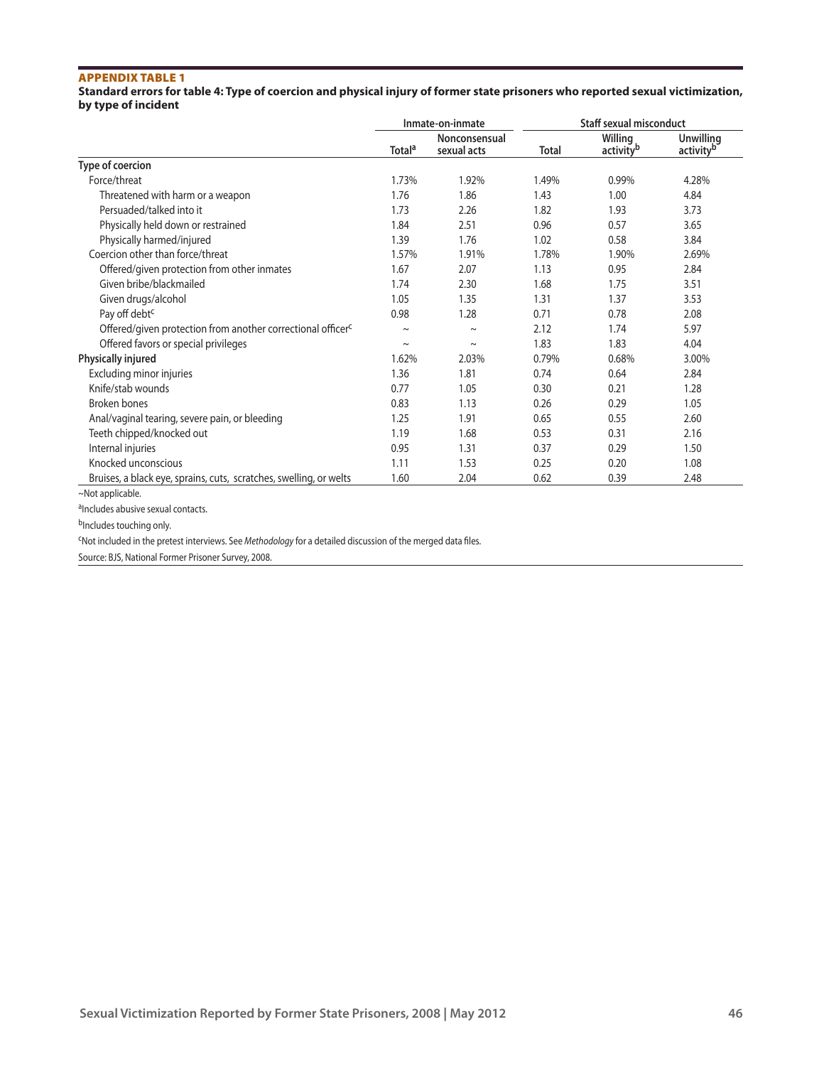**APPENDIX TABLE 1**

**Standard errors for table 4: Type of coercion and physical injury of former state prisoners who reported sexual victimization, by type of incident**

| | Inmate-on-inmate | | Staff sexual misconduct | | |
|---|---|---|---|---|---|
| | Total[a] | Nonconsensual sexual acts | Total | Willing activity[b] | Unwilling activity[b] |
| **Type of coercion** | | | | | |
| Force/threat | 1.73% | 1.92% | 1.49% | 0.99% | 4.28% |
| Threatened with harm or a weapon | 1.76 | 1.86 | 1.43 | 1.00 | 4.84 |
| Persuaded/talked into it | 1.73 | 2.26 | 1.82 | 1.93 | 3.73 |
| Physically held down or restrained | 1.84 | 2.51 | 0.96 | 0.57 | 3.65 |
| Physically harmed/injured | 1.39 | 1.76 | 1.02 | 0.58 | 3.84 |
| Coercion other than force/threat | 1.57% | 1.91% | 1.78% | 1.90% | 2.69% |
| Offered/given protection from other inmates | 1.67 | 2.07 | 1.13 | 0.95 | 2.84 |
| Given bribe/blackmailed | 1.74 | 2.30 | 1.68 | 1.75 | 3.51 |
| Given drugs/alcohol | 1.05 | 1.35 | 1.31 | 1.37 | 3.53 |
| Pay off debt[c] | 0.98 | 1.28 | 0.71 | 0.78 | 2.08 |
| Offered/given protection from another correctional officer[c] | ~ | ~ | 2.12 | 1.74 | 5.97 |
| Offered favors or special privileges | ~ | ~ | 1.83 | 1.83 | 4.04 |
| **Physically injured** | 1.62% | 2.03% | 0.79% | 0.68% | 3.00% |
| Excluding minor injuries | 1.36 | 1.81 | 0.74 | 0.64 | 2.84 |
| Knife/stab wounds | 0.77 | 1.05 | 0.30 | 0.21 | 1.28 |
| Broken bones | 0.83 | 1.13 | 0.26 | 0.29 | 1.05 |
| Anal/vaginal tearing, severe pain, or bleeding | 1.25 | 1.91 | 0.65 | 0.55 | 2.60 |
| Teeth chipped/knocked out | 1.19 | 1.68 | 0.53 | 0.31 | 2.16 |
| Internal injuries | 0.95 | 1.31 | 0.37 | 0.29 | 1.50 |
| Knocked unconscious | 1.11 | 1.53 | 0.25 | 0.20 | 1.08 |
| Bruises, a black eye, sprains, cuts, scratches, swelling, or welts | 1.60 | 2.04 | 0.62 | 0.39 | 2.48 |

~Not applicable.

[a]Includes abusive sexual contacts.

[b]Includes touching only.

[c]Not included in the pretest interviews. See *Methodology* for a detailed discussion of the merged data files.

Source: BJS, National Former Prisoner Survey, 2008.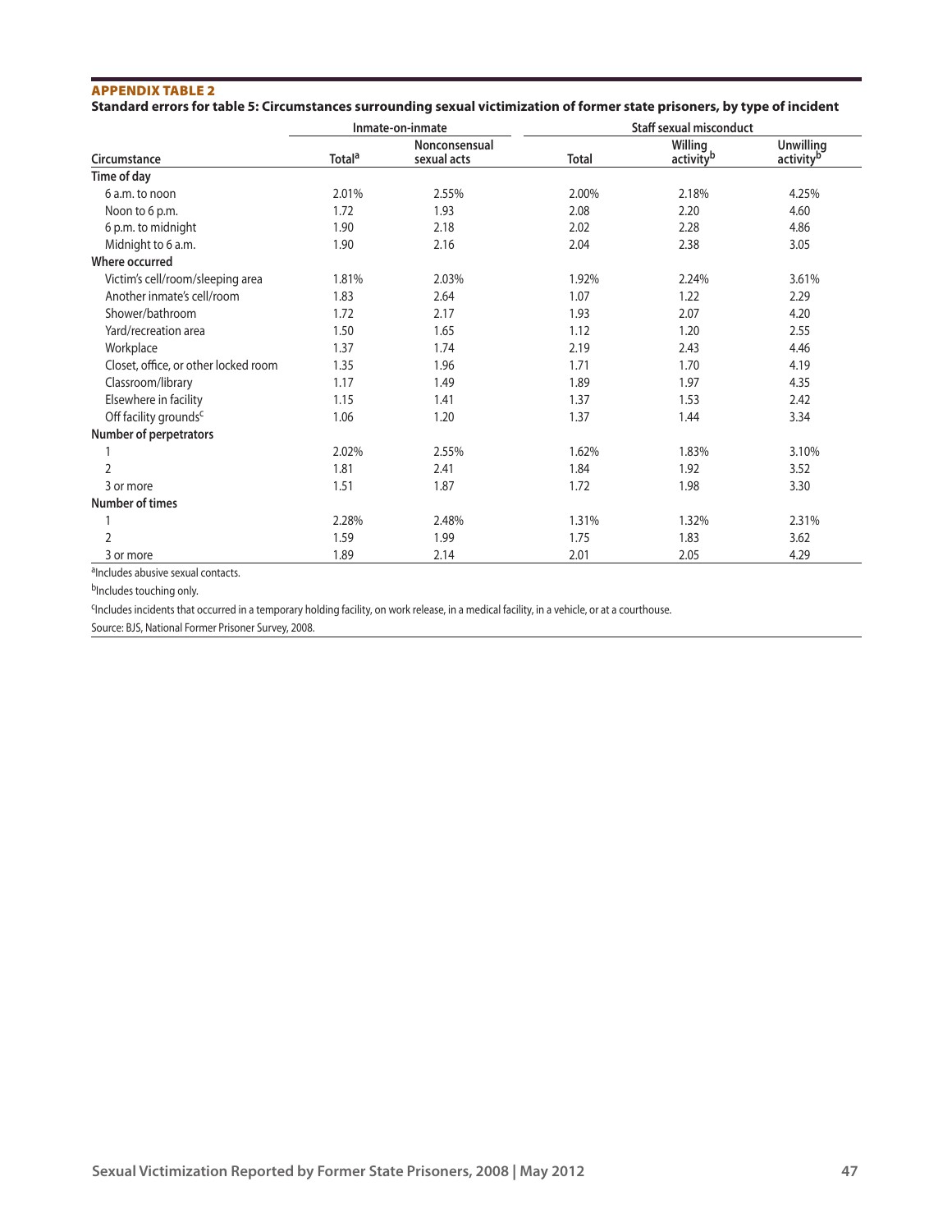## APPENDIX TABLE 2

**Standard errors for table 5: Circumstances surrounding sexual victimization of former state prisoners, by type of incident**

| | Inmate-on-inmate | | Staff sexual misconduct | | |
|---|---|---|---|---|---|
| Circumstance | Total[a] | Nonconsensual sexual acts | Total | Willing activity[b] | Unwilling activity[b] |
| **Time of day** | | | | | |
| 6 a.m. to noon | 2.01% | 2.55% | 2.00% | 2.18% | 4.25% |
| Noon to 6 p.m. | 1.72 | 1.93 | 2.08 | 2.20 | 4.60 |
| 6 p.m. to midnight | 1.90 | 2.18 | 2.02 | 2.28 | 4.86 |
| Midnight to 6 a.m. | 1.90 | 2.16 | 2.04 | 2.38 | 3.05 |
| **Where occurred** | | | | | |
| Victim's cell/room/sleeping area | 1.81% | 2.03% | 1.92% | 2.24% | 3.61% |
| Another inmate's cell/room | 1.83 | 2.64 | 1.07 | 1.22 | 2.29 |
| Shower/bathroom | 1.72 | 2.17 | 1.93 | 2.07 | 4.20 |
| Yard/recreation area | 1.50 | 1.65 | 1.12 | 1.20 | 2.55 |
| Workplace | 1.37 | 1.74 | 2.19 | 2.43 | 4.46 |
| Closet, office, or other locked room | 1.35 | 1.96 | 1.71 | 1.70 | 4.19 |
| Classroom/library | 1.17 | 1.49 | 1.89 | 1.97 | 4.35 |
| Elsewhere in facility | 1.15 | 1.41 | 1.37 | 1.53 | 2.42 |
| Off facility grounds[c] | 1.06 | 1.20 | 1.37 | 1.44 | 3.34 |
| **Number of perpetrators** | | | | | |
| 1 | 2.02% | 2.55% | 1.62% | 1.83% | 3.10% |
| 2 | 1.81 | 2.41 | 1.84 | 1.92 | 3.52 |
| 3 or more | 1.51 | 1.87 | 1.72 | 1.98 | 3.30 |
| **Number of times** | | | | | |
| 1 | 2.28% | 2.48% | 1.31% | 1.32% | 2.31% |
| 2 | 1.59 | 1.99 | 1.75 | 1.83 | 3.62 |
| 3 or more | 1.89 | 2.14 | 2.01 | 2.05 | 4.29 |

[a]Includes abusive sexual contacts.

[b]Includes touching only.

[c]Includes incidents that occurred in a temporary holding facility, on work release, in a medical facility, in a vehicle, or at a courthouse.

Source: BJS, National Former Prisoner Survey, 2008.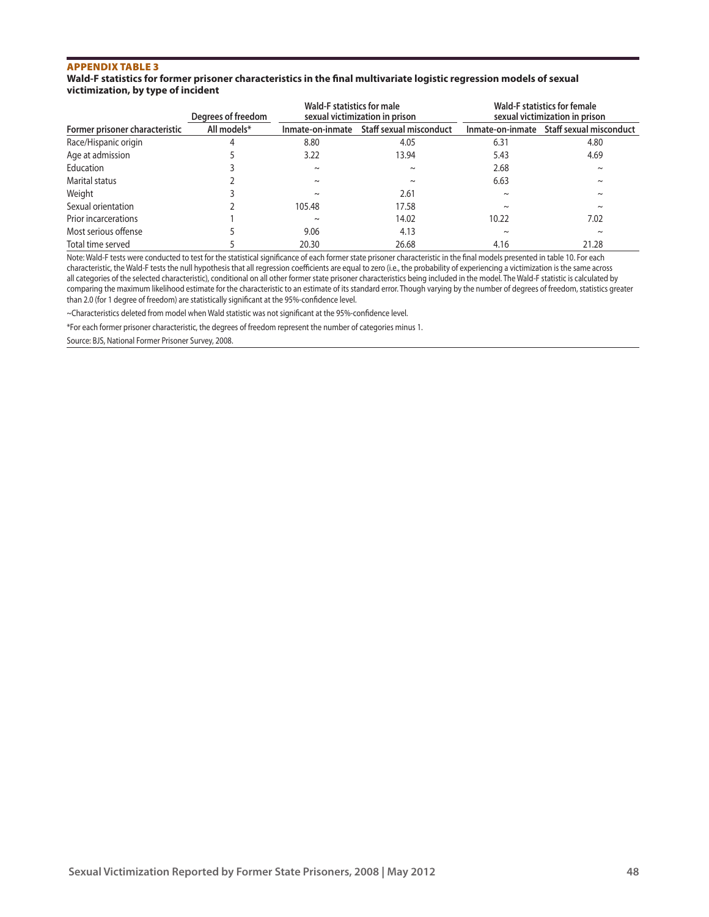**APPENDIX TABLE 3**

**Wald-F statistics for former prisoner characteristics in the final multivariate logistic regression models of sexual victimization, by type of incident**

| | Degrees of freedom | Wald-F statistics for male sexual victimization in prison | | Wald-F statistics for female sexual victimization in prison | |
|---|---|---|---|---|---|
| Former prisoner characteristic | All models* | Inmate-on-inmate | Staff sexual misconduct | Inmate-on-inmate | Staff sexual misconduct |
| Race/Hispanic origin | 4 | 8.80 | 4.05 | 6.31 | 4.80 |
| Age at admission | 5 | 3.22 | 13.94 | 5.43 | 4.69 |
| Education | 3 | ~ | ~ | 2.68 | ~ |
| Marital status | 2 | ~ | ~ | 6.63 | ~ |
| Weight | 3 | ~ | 2.61 | ~ | ~ |
| Sexual orientation | 2 | 105.48 | 17.58 | ~ | ~ |
| Prior incarcerations | 1 | ~ | 14.02 | 10.22 | 7.02 |
| Most serious offense | 5 | 9.06 | 4.13 | ~ | ~ |
| Total time served | 5 | 20.30 | 26.68 | 4.16 | 21.28 |

Note: Wald-F tests were conducted to test for the statistical significance of each former state prisoner characteristic in the final models presented in table 10. For each characteristic, the Wald-F tests the null hypothesis that all regression coefficients are equal to zero (i.e., the probability of experiencing a victimization is the same across all categories of the selected characteristic), conditional on all other former state prisoner characteristics being included in the model. The Wald-F statistic is calculated by comparing the maximum likelihood estimate for the characteristic to an estimate of its standard error. Though varying by the number of degrees of freedom, statistics greater than 2.0 (for 1 degree of freedom) are statistically significant at the 95%-confidence level.

~Characteristics deleted from model when Wald statistic was not significant at the 95%-confidence level.

*For each former prisoner characteristic, the degrees of freedom represent the number of categories minus 1.

Source: BJS, National Former Prisoner Survey, 2008.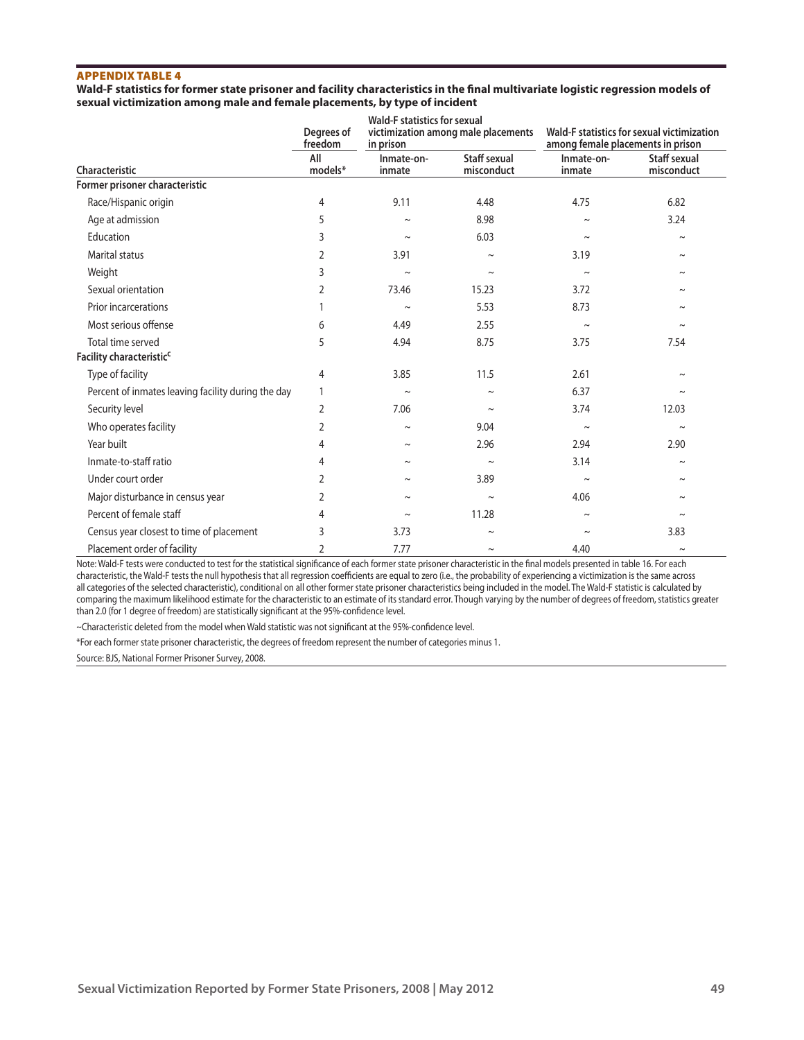### APPENDIX TABLE 4

**Wald-F statistics for former state prisoner and facility characteristics in the final multivariate logistic regression models of sexual victimization among male and female placements, by type of incident**

| | Degrees of freedom | Wald-F statistics for sexual victimization among male placements in prison | | Wald-F statistics for sexual victimization among female placements in prison | |
|---|---|---|---|---|---|
| Characteristic | All models* | Inmate-on-inmate | Staff sexual misconduct | Inmate-on-inmate | Staff sexual misconduct |
| **Former prisoner characteristic** | | | | | |
| Race/Hispanic origin | 4 | 9.11 | 4.48 | 4.75 | 6.82 |
| Age at admission | 5 | ~ | 8.98 | ~ | 3.24 |
| Education | 3 | ~ | 6.03 | ~ | ~ |
| Marital status | 2 | 3.91 | ~ | 3.19 | ~ |
| Weight | 3 | ~ | ~ | ~ | ~ |
| Sexual orientation | 2 | 73.46 | 15.23 | 3.72 | ~ |
| Prior incarcerations | 1 | ~ | 5.53 | 8.73 | ~ |
| Most serious offense | 6 | 4.49 | 2.55 | ~ | ~ |
| Total time served | 5 | 4.94 | 8.75 | 3.75 | 7.54 |
| **Facility characteristic[c]** | | | | | |
| Type of facility | 4 | 3.85 | 11.5 | 2.61 | ~ |
| Percent of inmates leaving facility during the day | 1 | ~ | ~ | 6.37 | ~ |
| Security level | 2 | 7.06 | ~ | 3.74 | 12.03 |
| Who operates facility | 2 | ~ | 9.04 | ~ | ~ |
| Year built | 4 | ~ | 2.96 | 2.94 | 2.90 |
| Inmate-to-staff ratio | 4 | ~ | ~ | 3.14 | ~ |
| Under court order | 2 | ~ | 3.89 | ~ | ~ |
| Major disturbance in census year | 2 | ~ | ~ | 4.06 | ~ |
| Percent of female staff | 4 | ~ | 11.28 | ~ | ~ |
| Census year closest to time of placement | 3 | 3.73 | ~ | ~ | 3.83 |
| Placement order of facility | 2 | 7.77 | ~ | 4.40 | ~ |

Note: Wald-F tests were conducted to test for the statistical significance of each former state prisoner characteristic in the final models presented in table 16. For each characteristic, the Wald-F tests the null hypothesis that all regression coefficients are equal to zero (i.e., the probability of experiencing a victimization is the same across all categories of the selected characteristic), conditional on all other former state prisoner characteristics being included in the model. The Wald-F statistic is calculated by comparing the maximum likelihood estimate for the characteristic to an estimate of its standard error. Though varying by the number of degrees of freedom, statistics greater than 2.0 (for 1 degree of freedom) are statistically significant at the 95%-confidence level.

~Characteristic deleted from the model when Wald statistic was not significant at the 95%-confidence level.

*For each former state prisoner characteristic, the degrees of freedom represent the number of categories minus 1.

Source: BJS, National Former Prisoner Survey, 2008.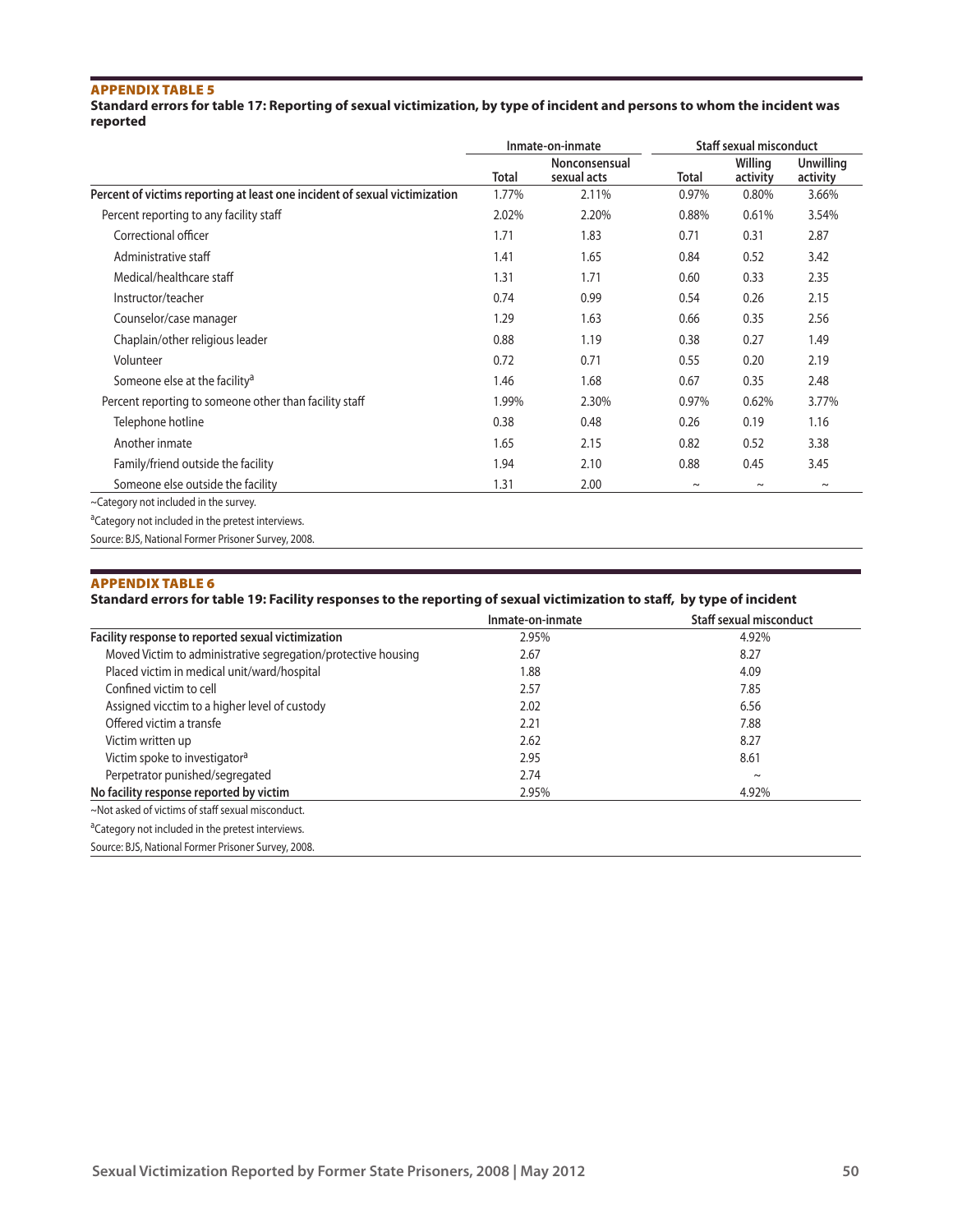## APPENDIX TABLE 5

**Standard errors for table 17: Reporting of sexual victimization, by type of incident and persons to whom the incident was reported**

| | Inmate-on-inmate | | Staff sexual misconduct | | |
|---|---|---|---|---|---|
| | Total | Nonconsensual sexual acts | Total | Willing activity | Unwilling activity |
| **Percent of victims reporting at least one incident of sexual victimization** | 1.77% | 2.11% | 0.97% | 0.80% | 3.66% |
| Percent reporting to any facility staff | 2.02% | 2.20% | 0.88% | 0.61% | 3.54% |
| Correctional officer | 1.71 | 1.83 | 0.71 | 0.31 | 2.87 |
| Administrative staff | 1.41 | 1.65 | 0.84 | 0.52 | 3.42 |
| Medical/healthcare staff | 1.31 | 1.71 | 0.60 | 0.33 | 2.35 |
| Instructor/teacher | 0.74 | 0.99 | 0.54 | 0.26 | 2.15 |
| Counselor/case manager | 1.29 | 1.63 | 0.66 | 0.35 | 2.56 |
| Chaplain/other religious leader | 0.88 | 1.19 | 0.38 | 0.27 | 1.49 |
| Volunteer | 0.72 | 0.71 | 0.55 | 0.20 | 2.19 |
| Someone else at the facility[a] | 1.46 | 1.68 | 0.67 | 0.35 | 2.48 |
| Percent reporting to someone other than facility staff | 1.99% | 2.30% | 0.97% | 0.62% | 3.77% |
| Telephone hotline | 0.38 | 0.48 | 0.26 | 0.19 | 1.16 |
| Another inmate | 1.65 | 2.15 | 0.82 | 0.52 | 3.38 |
| Family/friend outside the facility | 1.94 | 2.10 | 0.88 | 0.45 | 3.45 |
| Someone else outside the facility | 1.31 | 2.00 | ~ | ~ | ~ |

~Category not included in the survey.

[a]Category not included in the pretest interviews.

Source: BJS, National Former Prisoner Survey, 2008.

## APPENDIX TABLE 6

**Standard errors for table 19: Facility responses to the reporting of sexual victimization to staff, by type of incident**

| | Inmate-on-inmate | Staff sexual misconduct |
|---|---|---|
| **Facility response to reported sexual victimization** | 2.95% | 4.92% |
| Moved Victim to administrative segregation/protective housing | 2.67 | 8.27 |
| Placed victim in medical unit/ward/hospital | 1.88 | 4.09 |
| Confined victim to cell | 2.57 | 7.85 |
| Assigned vicctim to a higher level of custody | 2.02 | 6.56 |
| Offered victim a transfe | 2.21 | 7.88 |
| Victim written up | 2.62 | 8.27 |
| Victim spoke to investigator[a] | 2.95 | 8.61 |
| Perpetrator punished/segregated | 2.74 | ~ |
| **No facility response reported by victim** | 2.95% | 4.92% |

~Not asked of victims of staff sexual misconduct.

[a]Category not included in the pretest interviews.

Source: BJS, National Former Prisoner Survey, 2008.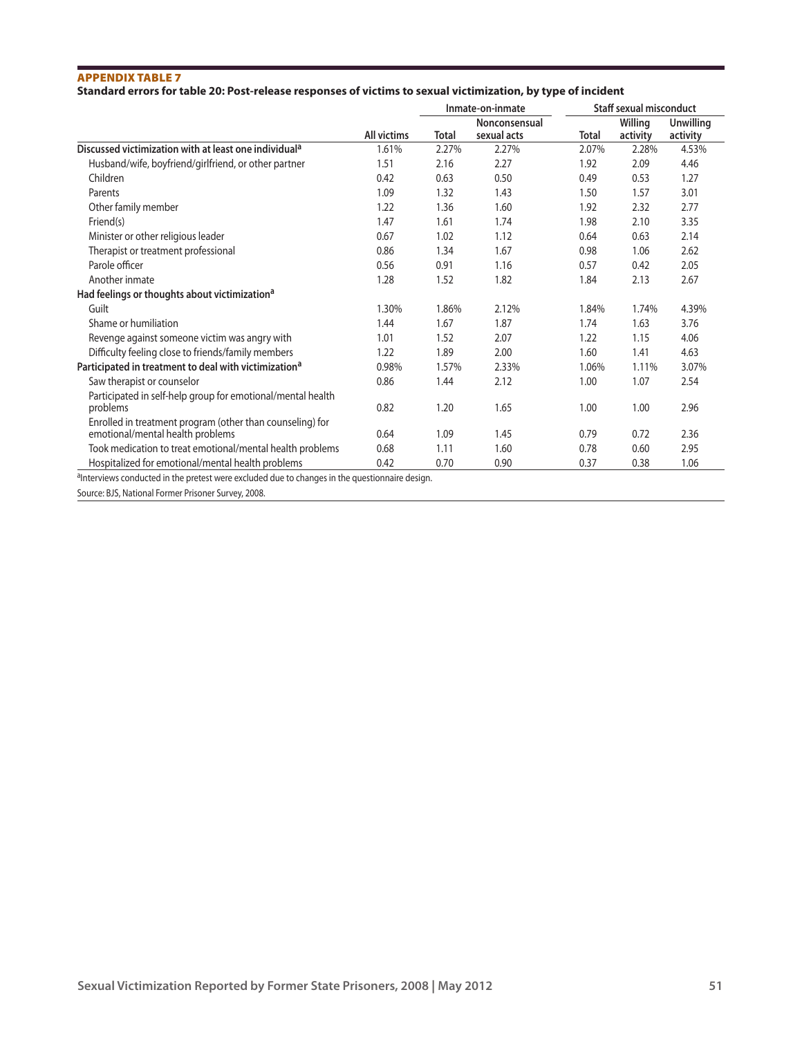## APPENDIX TABLE 7

**Standard errors for table 20: Post-release responses of victims to sexual victimization, by type of incident**

| | All victims | Inmate-on-inmate | | Staff sexual misconduct | | |
|---|---|---|---|---|---|---|
| | | Total | Nonconsensual sexual acts | Total | Willing activity | Unwilling activity |
| **Discussed victimization with at least one individual[a]** | 1.61% | 2.27% | 2.27% | 2.07% | 2.28% | 4.53% |
| Husband/wife, boyfriend/girlfriend, or other partner | 1.51 | 2.16 | 2.27 | 1.92 | 2.09 | 4.46 |
| Children | 0.42 | 0.63 | 0.50 | 0.49 | 0.53 | 1.27 |
| Parents | 1.09 | 1.32 | 1.43 | 1.50 | 1.57 | 3.01 |
| Other family member | 1.22 | 1.36 | 1.60 | 1.92 | 2.32 | 2.77 |
| Friend(s) | 1.47 | 1.61 | 1.74 | 1.98 | 2.10 | 3.35 |
| Minister or other religious leader | 0.67 | 1.02 | 1.12 | 0.64 | 0.63 | 2.14 |
| Therapist or treatment professional | 0.86 | 1.34 | 1.67 | 0.98 | 1.06 | 2.62 |
| Parole officer | 0.56 | 0.91 | 1.16 | 0.57 | 0.42 | 2.05 |
| Another inmate | 1.28 | 1.52 | 1.82 | 1.84 | 2.13 | 2.67 |
| **Had feelings or thoughts about victimization[a]** | | | | | | |
| Guilt | 1.30% | 1.86% | 2.12% | 1.84% | 1.74% | 4.39% |
| Shame or humiliation | 1.44 | 1.67 | 1.87 | 1.74 | 1.63 | 3.76 |
| Revenge against someone victim was angry with | 1.01 | 1.52 | 2.07 | 1.22 | 1.15 | 4.06 |
| Difficulty feeling close to friends/family members | 1.22 | 1.89 | 2.00 | 1.60 | 1.41 | 4.63 |
| **Participated in treatment to deal with victimization[a]** | 0.98% | 1.57% | 2.33% | 1.06% | 1.11% | 3.07% |
| Saw therapist or counselor | 0.86 | 1.44 | 2.12 | 1.00 | 1.07 | 2.54 |
| Participated in self-help group for emotional/mental health problems | 0.82 | 1.20 | 1.65 | 1.00 | 1.00 | 2.96 |
| Enrolled in treatment program (other than counseling) for emotional/mental health problems | 0.64 | 1.09 | 1.45 | 0.79 | 0.72 | 2.36 |
| Took medication to treat emotional/mental health problems | 0.68 | 1.11 | 1.60 | 0.78 | 0.60 | 2.95 |
| Hospitalized for emotional/mental health problems | 0.42 | 0.70 | 0.90 | 0.37 | 0.38 | 1.06 |

[a]Interviews conducted in the pretest were excluded due to changes in the questionnaire design.

Source: BJS, National Former Prisoner Survey, 2008.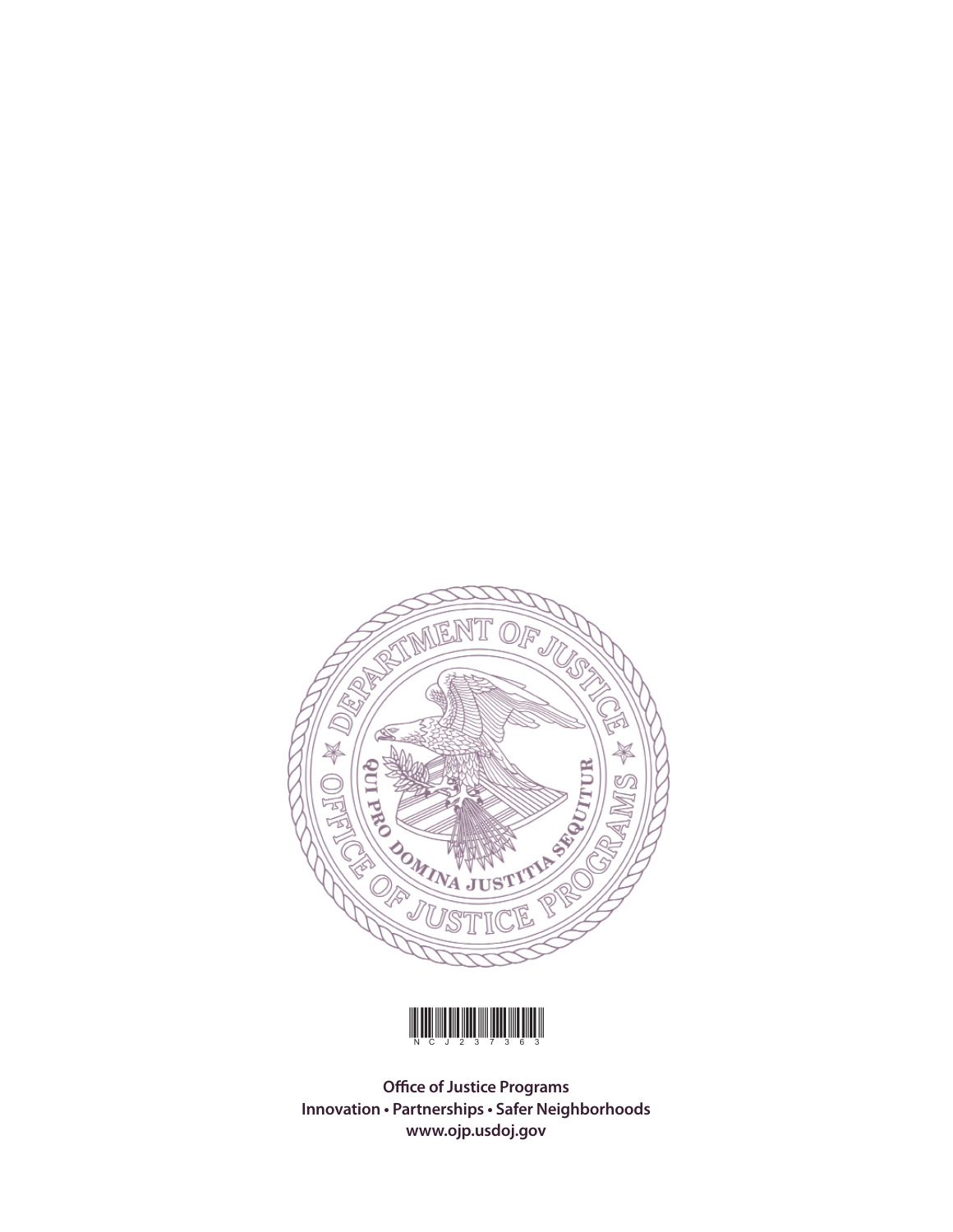NCJ237363

**Office of Justice Programs**
**Innovation • Partnerships • Safer Neighborhoods**
**www.ojp.usdoj.gov**